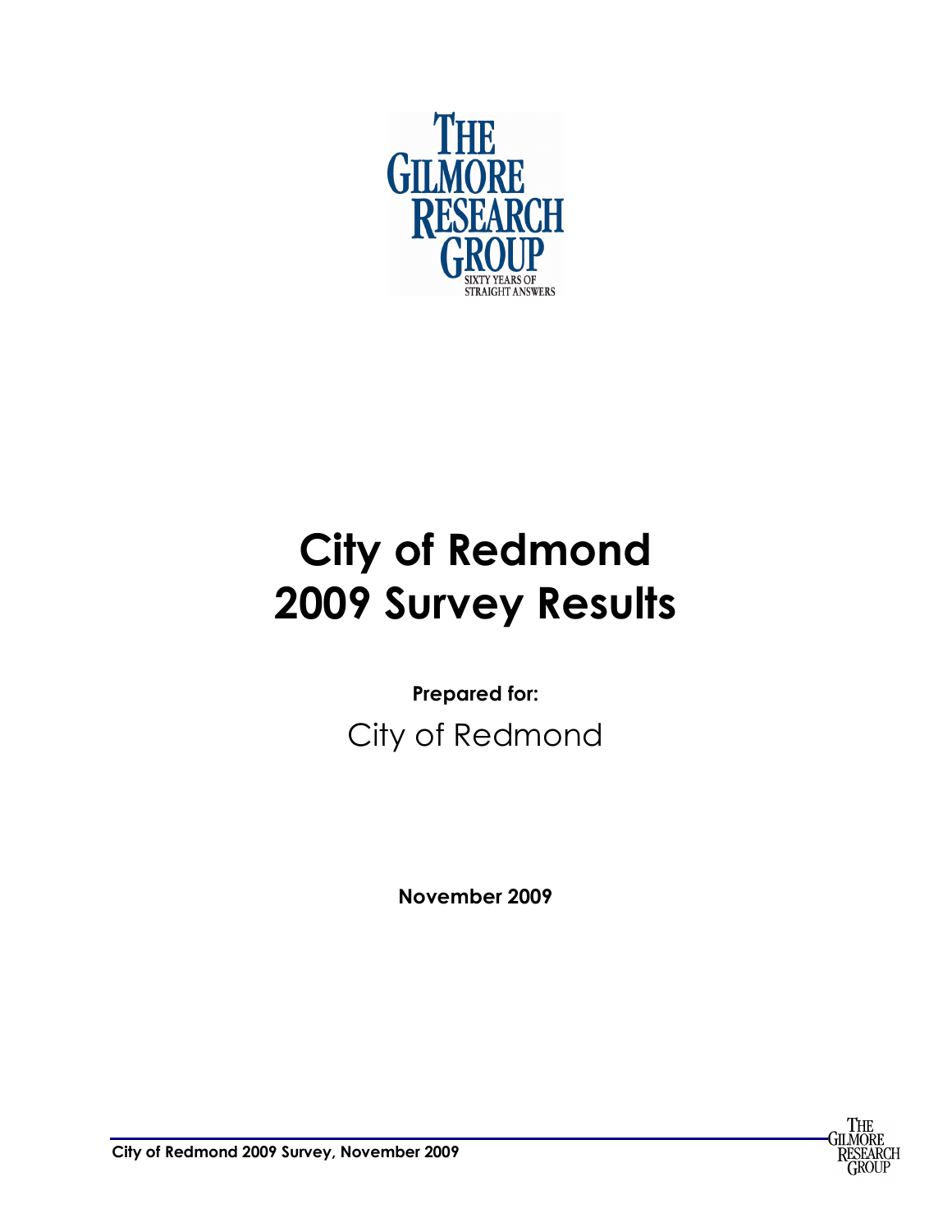THE GILMORE RESEARCH GROUP

SIXTY YEARS OF STRAIGHT ANSWERS

# City of Redmond 2009 Survey Results

**Prepared for:**

City of Redmond

**November 2009**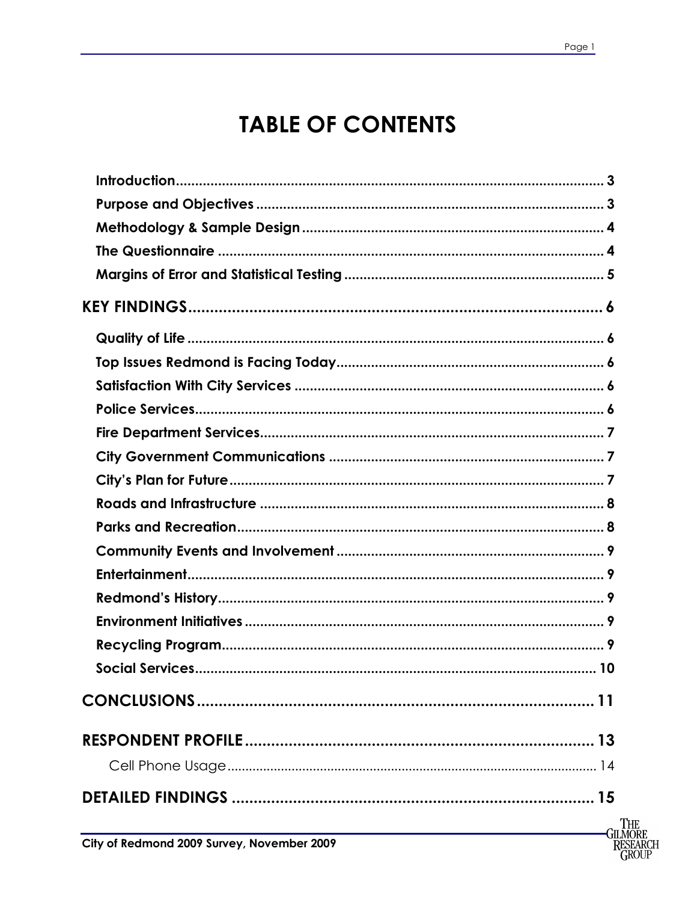# TABLE OF CONTENTS

**Introduction** .......... 3
**Purpose and Objectives** .......... 3
**Methodology & Sample Design** .......... 4
**The Questionnaire** .......... 4
**Margins of Error and Statistical Testing** .......... 5

**KEY FINDINGS** .......... 6

**Quality of Life** .......... 6
**Top Issues Redmond is Facing Today** .......... 6
**Satisfaction With City Services** .......... 6
**Police Services** .......... 6
**Fire Department Services** .......... 7
**City Government Communications** .......... 7
**City's Plan for Future** .......... 7
**Roads and Infrastructure** .......... 8
**Parks and Recreation** .......... 8
**Community Events and Involvement** .......... 9
**Entertainment** .......... 9
**Redmond's History** .......... 9
**Environment Initiatives** .......... 9
**Recycling Program** .......... 9
**Social Services** .......... 10

**CONCLUSIONS** .......... 11

**RESPONDENT PROFILE** .......... 13

Cell Phone Usage .......... 14

**DETAILED FINDINGS** .......... 15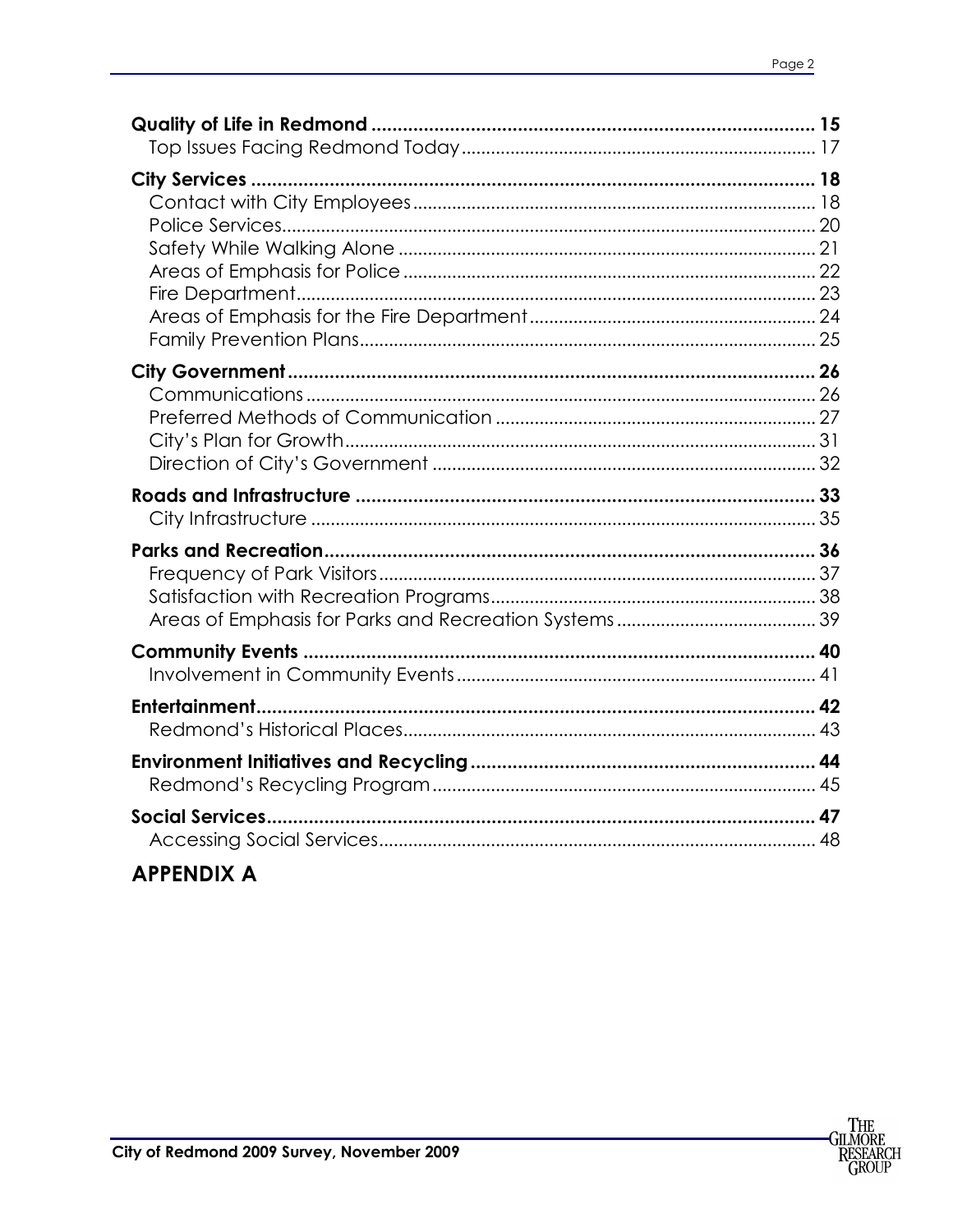**Quality of Life in Redmond** ..................................................................................... 15
Top Issues Facing Redmond Today ....................................................................... 17

**City Services** ............................................................................................................ 18
Contact with City Employees ................................................................................. 18
Police Services ............................................................................................................ 20
Safety While Walking Alone ..................................................................................... 21
Areas of Emphasis for Police .................................................................................... 22
Fire Department ......................................................................................................... 23
Areas of Emphasis for the Fire Department .......................................................... 24
Family Prevention Plans ............................................................................................ 25

**City Government** ..................................................................................................... 26
Communications ....................................................................................................... 26
Preferred Methods of Communication ................................................................. 27
City's Plan for Growth ............................................................................................... 31
Direction of City's Government ............................................................................. 32

**Roads and Infrastructure** ....................................................................................... 33
City Infrastructure ..................................................................................................... 35

**Parks and Recreation** .............................................................................................. 36
Frequency of Park Visitors ........................................................................................ 37
Satisfaction with Recreation Programs ................................................................. 38
Areas of Emphasis for Parks and Recreation Systems ........................................ 39

**Community Events** .................................................................................................. 40
Involvement in Community Events ........................................................................ 41

**Entertainment** ........................................................................................................... 42
Redmond's Historical Places ................................................................................... 43

**Environment Initiatives and Recycling** ................................................................. 44
Redmond's Recycling Program ............................................................................. 45

**Social Services** ......................................................................................................... 47
Accessing Social Services ........................................................................................ 48

## APPENDIX A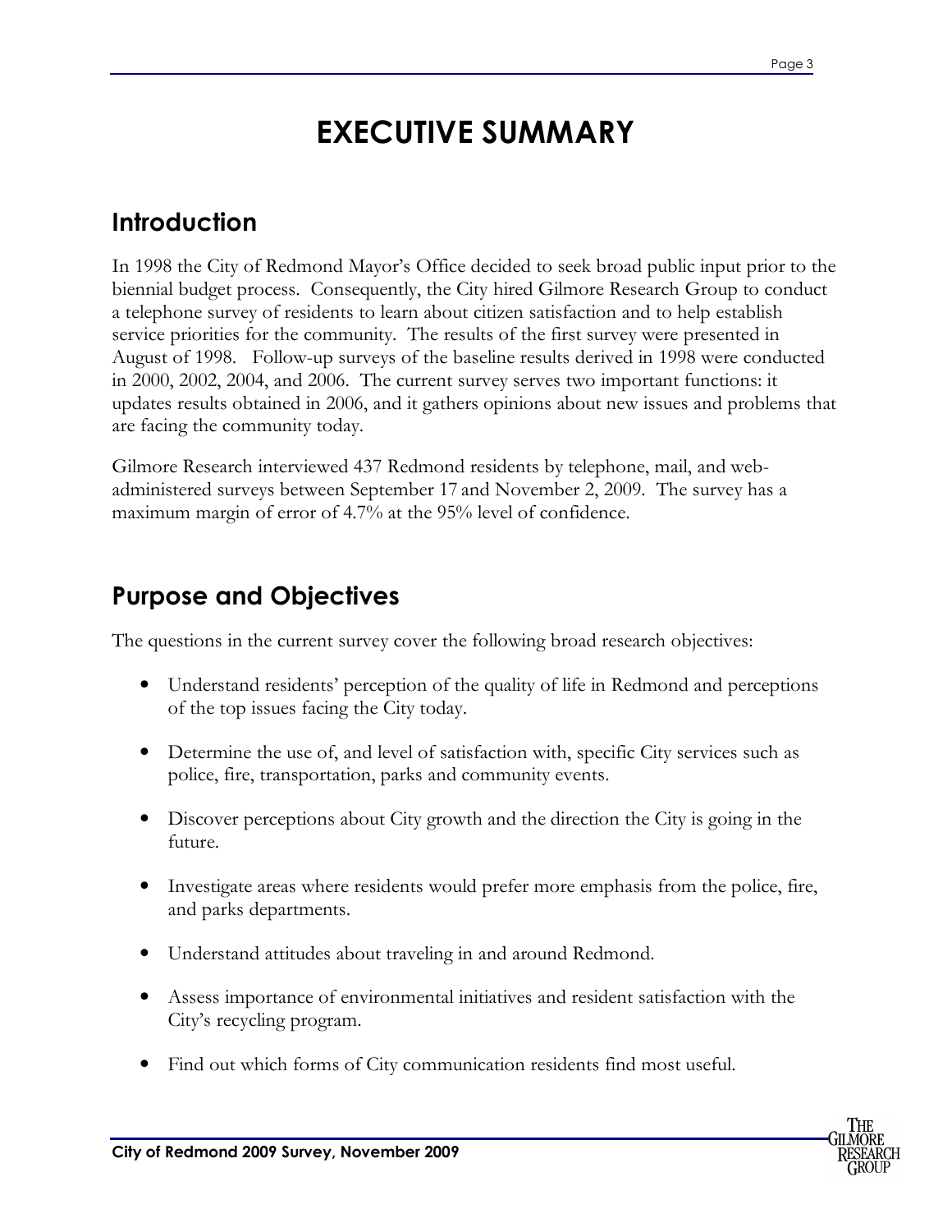# EXECUTIVE SUMMARY

## Introduction

In 1998 the City of Redmond Mayor's Office decided to seek broad public input prior to the biennial budget process. Consequently, the City hired Gilmore Research Group to conduct a telephone survey of residents to learn about citizen satisfaction and to help establish service priorities for the community. The results of the first survey were presented in August of 1998. Follow-up surveys of the baseline results derived in 1998 were conducted in 2000, 2002, 2004, and 2006. The current survey serves two important functions: it updates results obtained in 2006, and it gathers opinions about new issues and problems that are facing the community today.

Gilmore Research interviewed 437 Redmond residents by telephone, mail, and web-administered surveys between September 17 and November 2, 2009. The survey has a maximum margin of error of 4.7% at the 95% level of confidence.

## Purpose and Objectives

The questions in the current survey cover the following broad research objectives:

- Understand residents' perception of the quality of life in Redmond and perceptions of the top issues facing the City today.
- Determine the use of, and level of satisfaction with, specific City services such as police, fire, transportation, parks and community events.
- Discover perceptions about City growth and the direction the City is going in the future.
- Investigate areas where residents would prefer more emphasis from the police, fire, and parks departments.
- Understand attitudes about traveling in and around Redmond.
- Assess importance of environmental initiatives and resident satisfaction with the City's recycling program.
- Find out which forms of City communication residents find most useful.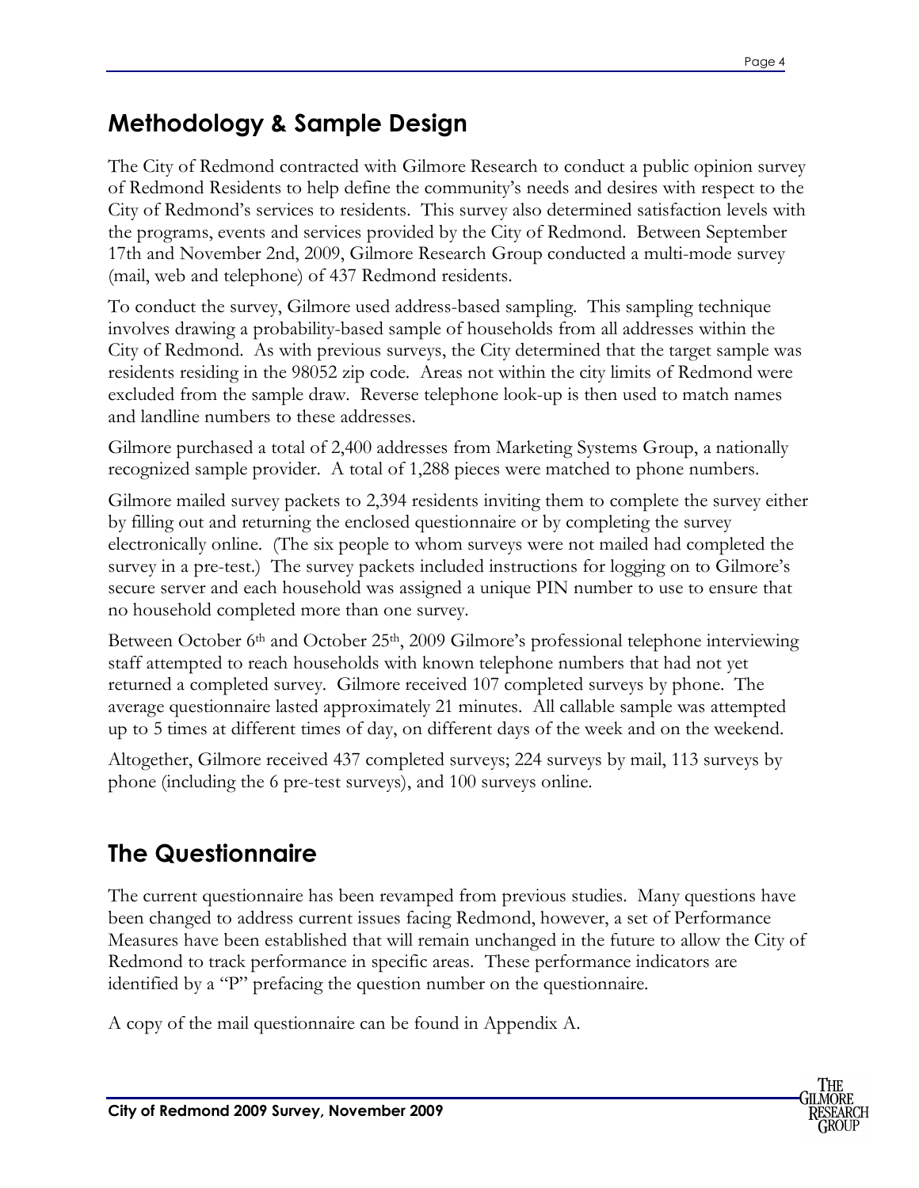## Methodology & Sample Design

The City of Redmond contracted with Gilmore Research to conduct a public opinion survey of Redmond Residents to help define the community's needs and desires with respect to the City of Redmond's services to residents. This survey also determined satisfaction levels with the programs, events and services provided by the City of Redmond. Between September 17th and November 2nd, 2009, Gilmore Research Group conducted a multi-mode survey (mail, web and telephone) of 437 Redmond residents.

To conduct the survey, Gilmore used address-based sampling. This sampling technique involves drawing a probability-based sample of households from all addresses within the City of Redmond. As with previous surveys, the City determined that the target sample was residents residing in the 98052 zip code. Areas not within the city limits of Redmond were excluded from the sample draw. Reverse telephone look-up is then used to match names and landline numbers to these addresses.

Gilmore purchased a total of 2,400 addresses from Marketing Systems Group, a nationally recognized sample provider. A total of 1,288 pieces were matched to phone numbers.

Gilmore mailed survey packets to 2,394 residents inviting them to complete the survey either by filling out and returning the enclosed questionnaire or by completing the survey electronically online. (The six people to whom surveys were not mailed had completed the survey in a pre-test.) The survey packets included instructions for logging on to Gilmore's secure server and each household was assigned a unique PIN number to use to ensure that no household completed more than one survey.

Between October 6th and October 25th, 2009 Gilmore's professional telephone interviewing staff attempted to reach households with known telephone numbers that had not yet returned a completed survey. Gilmore received 107 completed surveys by phone. The average questionnaire lasted approximately 21 minutes. All callable sample was attempted up to 5 times at different times of day, on different days of the week and on the weekend.

Altogether, Gilmore received 437 completed surveys; 224 surveys by mail, 113 surveys by phone (including the 6 pre-test surveys), and 100 surveys online.

## The Questionnaire

The current questionnaire has been revamped from previous studies. Many questions have been changed to address current issues facing Redmond, however, a set of Performance Measures have been established that will remain unchanged in the future to allow the City of Redmond to track performance in specific areas. These performance indicators are identified by a "P" prefacing the question number on the questionnaire.

A copy of the mail questionnaire can be found in Appendix A.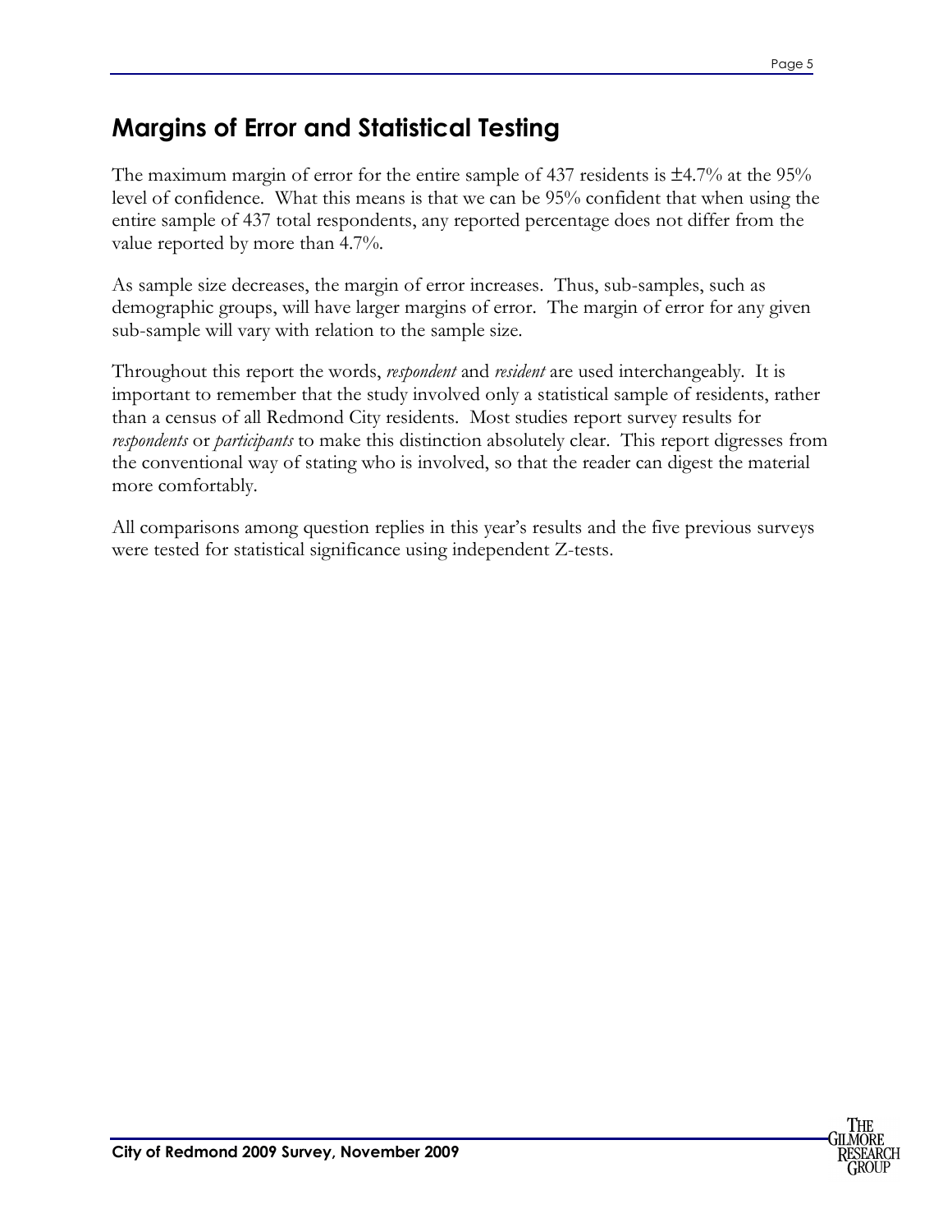## Margins of Error and Statistical Testing

The maximum margin of error for the entire sample of 437 residents is ±4.7% at the 95% level of confidence. What this means is that we can be 95% confident that when using the entire sample of 437 total respondents, any reported percentage does not differ from the value reported by more than 4.7%.

As sample size decreases, the margin of error increases. Thus, sub-samples, such as demographic groups, will have larger margins of error. The margin of error for any given sub-sample will vary with relation to the sample size.

Throughout this report the words, *respondent* and *resident* are used interchangeably. It is important to remember that the study involved only a statistical sample of residents, rather than a census of all Redmond City residents. Most studies report survey results for *respondents* or *participants* to make this distinction absolutely clear. This report digresses from the conventional way of stating who is involved, so that the reader can digest the material more comfortably.

All comparisons among question replies in this year's results and the five previous surveys were tested for statistical significance using independent Z-tests.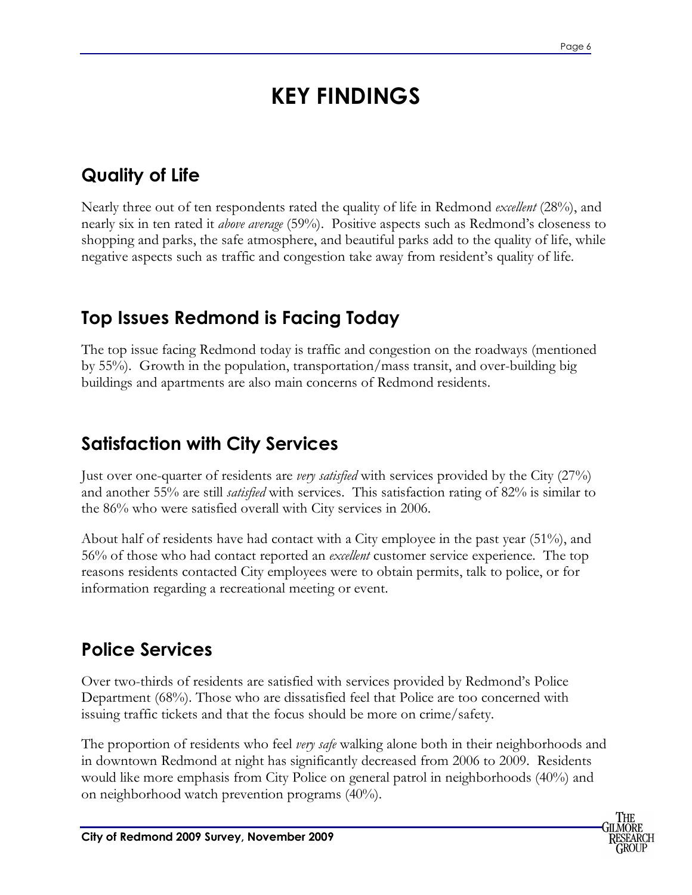# KEY FINDINGS

## Quality of Life

Nearly three out of ten respondents rated the quality of life in Redmond *excellent* (28%), and nearly six in ten rated it *above average* (59%). Positive aspects such as Redmond's closeness to shopping and parks, the safe atmosphere, and beautiful parks add to the quality of life, while negative aspects such as traffic and congestion take away from resident's quality of life.

## Top Issues Redmond is Facing Today

The top issue facing Redmond today is traffic and congestion on the roadways (mentioned by 55%). Growth in the population, transportation/mass transit, and over-building big buildings and apartments are also main concerns of Redmond residents.

## Satisfaction with City Services

Just over one-quarter of residents are *very satisfied* with services provided by the City (27%) and another 55% are still *satisfied* with services. This satisfaction rating of 82% is similar to the 86% who were satisfied overall with City services in 2006.

About half of residents have had contact with a City employee in the past year (51%), and 56% of those who had contact reported an *excellent* customer service experience. The top reasons residents contacted City employees were to obtain permits, talk to police, or for information regarding a recreational meeting or event.

## Police Services

Over two-thirds of residents are satisfied with services provided by Redmond's Police Department (68%). Those who are dissatisfied feel that Police are too concerned with issuing traffic tickets and that the focus should be more on crime/safety.

The proportion of residents who feel *very safe* walking alone both in their neighborhoods and in downtown Redmond at night has significantly decreased from 2006 to 2009. Residents would like more emphasis from City Police on general patrol in neighborhoods (40%) and on neighborhood watch prevention programs (40%).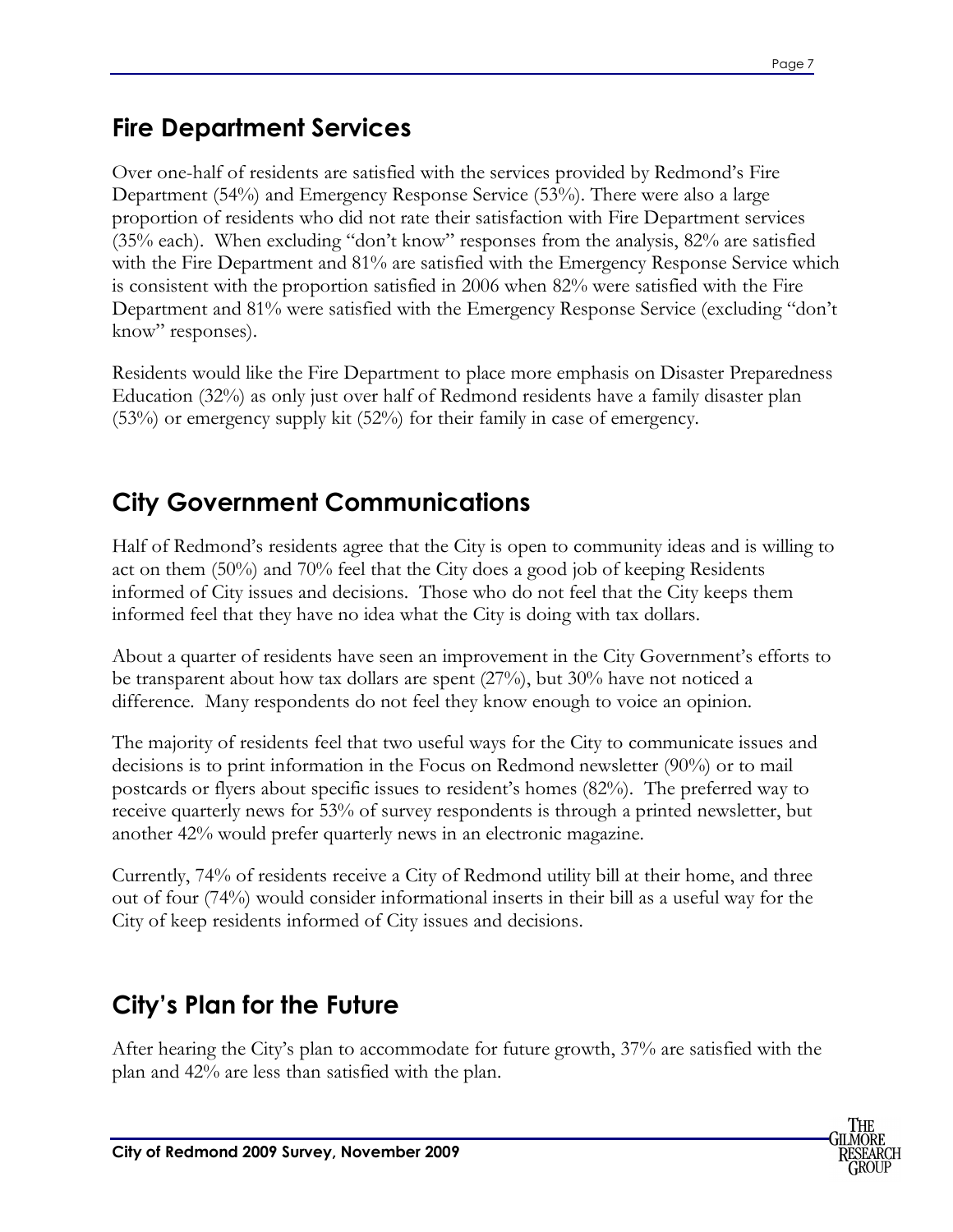## Fire Department Services

Over one-half of residents are satisfied with the services provided by Redmond's Fire Department (54%) and Emergency Response Service (53%). There were also a large proportion of residents who did not rate their satisfaction with Fire Department services (35% each). When excluding "don't know" responses from the analysis, 82% are satisfied with the Fire Department and 81% are satisfied with the Emergency Response Service which is consistent with the proportion satisfied in 2006 when 82% were satisfied with the Fire Department and 81% were satisfied with the Emergency Response Service (excluding "don't know" responses).

Residents would like the Fire Department to place more emphasis on Disaster Preparedness Education (32%) as only just over half of Redmond residents have a family disaster plan (53%) or emergency supply kit (52%) for their family in case of emergency.

## City Government Communications

Half of Redmond's residents agree that the City is open to community ideas and is willing to act on them (50%) and 70% feel that the City does a good job of keeping Residents informed of City issues and decisions. Those who do not feel that the City keeps them informed feel that they have no idea what the City is doing with tax dollars.

About a quarter of residents have seen an improvement in the City Government's efforts to be transparent about how tax dollars are spent (27%), but 30% have not noticed a difference. Many respondents do not feel they know enough to voice an opinion.

The majority of residents feel that two useful ways for the City to communicate issues and decisions is to print information in the Focus on Redmond newsletter (90%) or to mail postcards or flyers about specific issues to resident's homes (82%). The preferred way to receive quarterly news for 53% of survey respondents is through a printed newsletter, but another 42% would prefer quarterly news in an electronic magazine.

Currently, 74% of residents receive a City of Redmond utility bill at their home, and three out of four (74%) would consider informational inserts in their bill as a useful way for the City of keep residents informed of City issues and decisions.

## City's Plan for the Future

After hearing the City's plan to accommodate for future growth, 37% are satisfied with the plan and 42% are less than satisfied with the plan.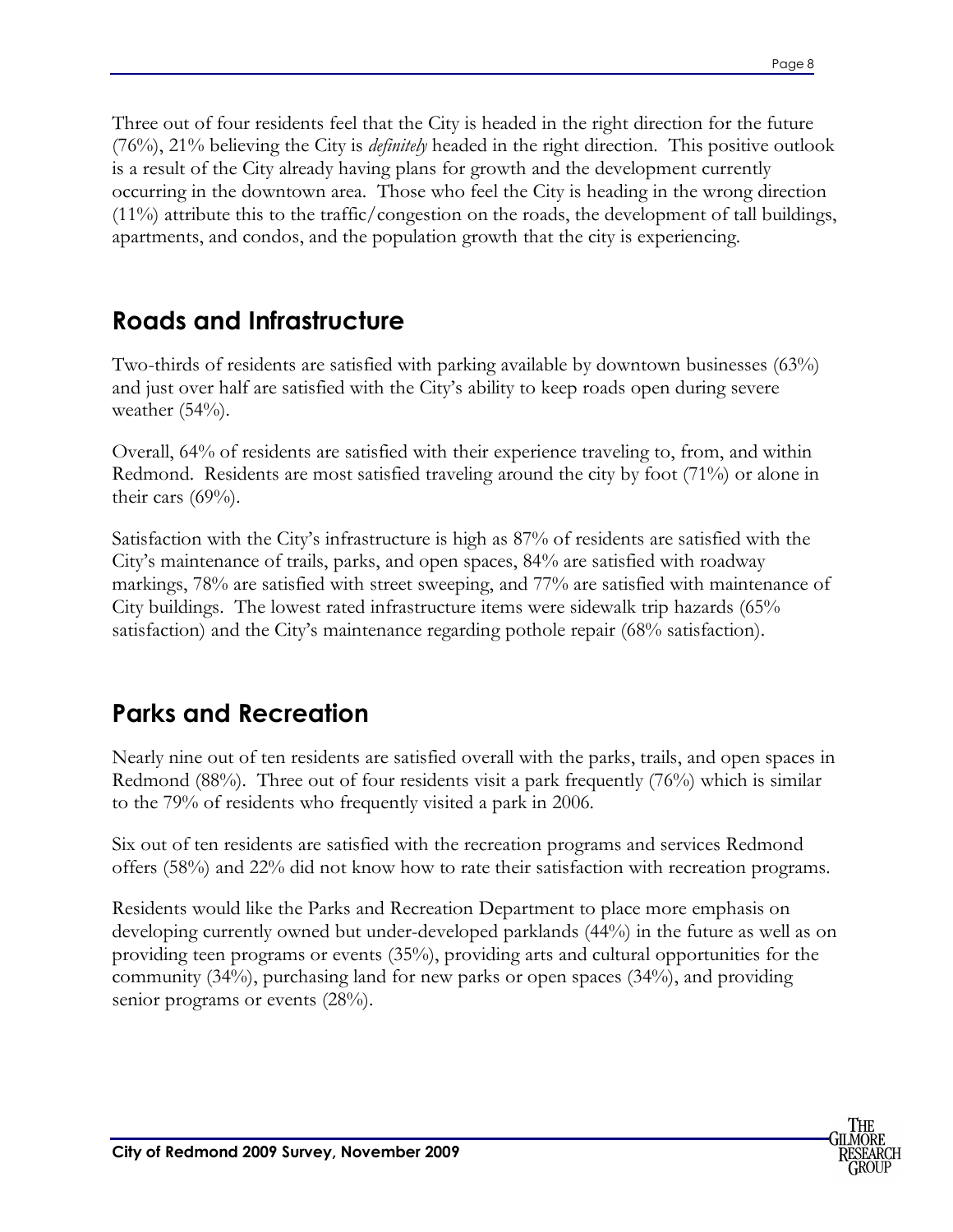Three out of four residents feel that the City is headed in the right direction for the future (76%), 21% believing the City is *definitely* headed in the right direction. This positive outlook is a result of the City already having plans for growth and the development currently occurring in the downtown area. Those who feel the City is heading in the wrong direction (11%) attribute this to the traffic/congestion on the roads, the development of tall buildings, apartments, and condos, and the population growth that the city is experiencing.

## Roads and Infrastructure

Two-thirds of residents are satisfied with parking available by downtown businesses (63%) and just over half are satisfied with the City's ability to keep roads open during severe weather (54%).

Overall, 64% of residents are satisfied with their experience traveling to, from, and within Redmond. Residents are most satisfied traveling around the city by foot (71%) or alone in their cars (69%).

Satisfaction with the City's infrastructure is high as 87% of residents are satisfied with the City's maintenance of trails, parks, and open spaces, 84% are satisfied with roadway markings, 78% are satisfied with street sweeping, and 77% are satisfied with maintenance of City buildings. The lowest rated infrastructure items were sidewalk trip hazards (65% satisfaction) and the City's maintenance regarding pothole repair (68% satisfaction).

## Parks and Recreation

Nearly nine out of ten residents are satisfied overall with the parks, trails, and open spaces in Redmond (88%). Three out of four residents visit a park frequently (76%) which is similar to the 79% of residents who frequently visited a park in 2006.

Six out of ten residents are satisfied with the recreation programs and services Redmond offers (58%) and 22% did not know how to rate their satisfaction with recreation programs.

Residents would like the Parks and Recreation Department to place more emphasis on developing currently owned but under-developed parklands (44%) in the future as well as on providing teen programs or events (35%), providing arts and cultural opportunities for the community (34%), purchasing land for new parks or open spaces (34%), and providing senior programs or events (28%).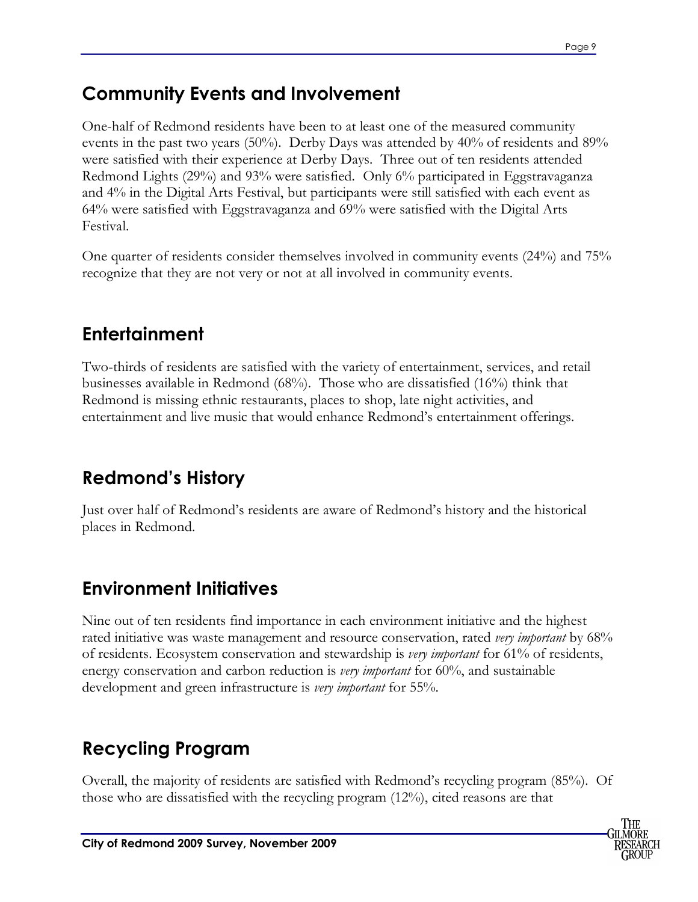## Community Events and Involvement

One-half of Redmond residents have been to at least one of the measured community events in the past two years (50%). Derby Days was attended by 40% of residents and 89% were satisfied with their experience at Derby Days. Three out of ten residents attended Redmond Lights (29%) and 93% were satisfied. Only 6% participated in Eggstravaganza and 4% in the Digital Arts Festival, but participants were still satisfied with each event as 64% were satisfied with Eggstravaganza and 69% were satisfied with the Digital Arts Festival.

One quarter of residents consider themselves involved in community events (24%) and 75% recognize that they are not very or not at all involved in community events.

## Entertainment

Two-thirds of residents are satisfied with the variety of entertainment, services, and retail businesses available in Redmond (68%). Those who are dissatisfied (16%) think that Redmond is missing ethnic restaurants, places to shop, late night activities, and entertainment and live music that would enhance Redmond's entertainment offerings.

## Redmond's History

Just over half of Redmond's residents are aware of Redmond's history and the historical places in Redmond.

## Environment Initiatives

Nine out of ten residents find importance in each environment initiative and the highest rated initiative was waste management and resource conservation, rated *very important* by 68% of residents. Ecosystem conservation and stewardship is *very important* for 61% of residents, energy conservation and carbon reduction is *very important* for 60%, and sustainable development and green infrastructure is *very important* for 55%.

## Recycling Program

Overall, the majority of residents are satisfied with Redmond's recycling program (85%). Of those who are dissatisfied with the recycling program (12%), cited reasons are that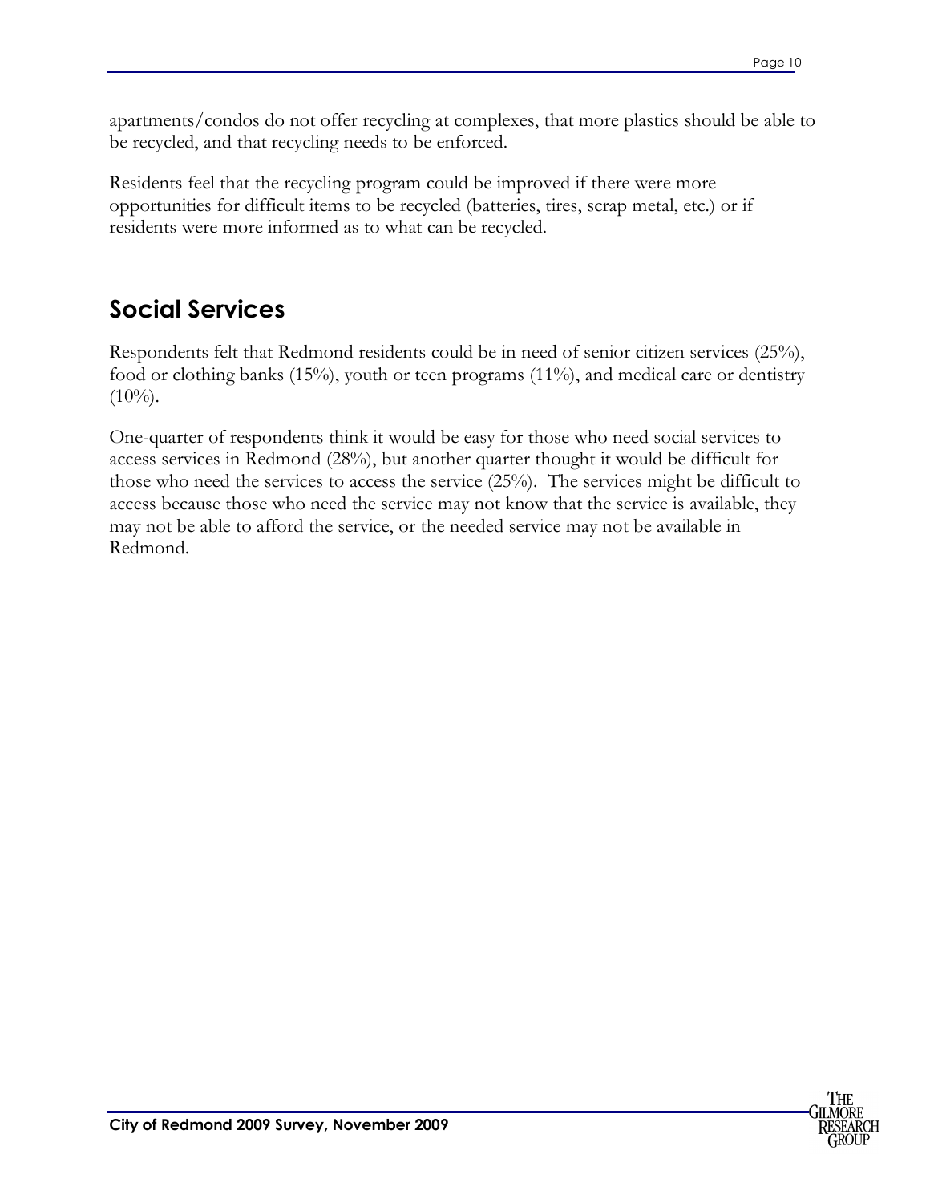apartments/condos do not offer recycling at complexes, that more plastics should be able to be recycled, and that recycling needs to be enforced.

Residents feel that the recycling program could be improved if there were more opportunities for difficult items to be recycled (batteries, tires, scrap metal, etc.) or if residents were more informed as to what can be recycled.

## Social Services

Respondents felt that Redmond residents could be in need of senior citizen services (25%), food or clothing banks (15%), youth or teen programs (11%), and medical care or dentistry (10%).

One-quarter of respondents think it would be easy for those who need social services to access services in Redmond (28%), but another quarter thought it would be difficult for those who need the services to access the service (25%). The services might be difficult to access because those who need the service may not know that the service is available, they may not be able to afford the service, or the needed service may not be available in Redmond.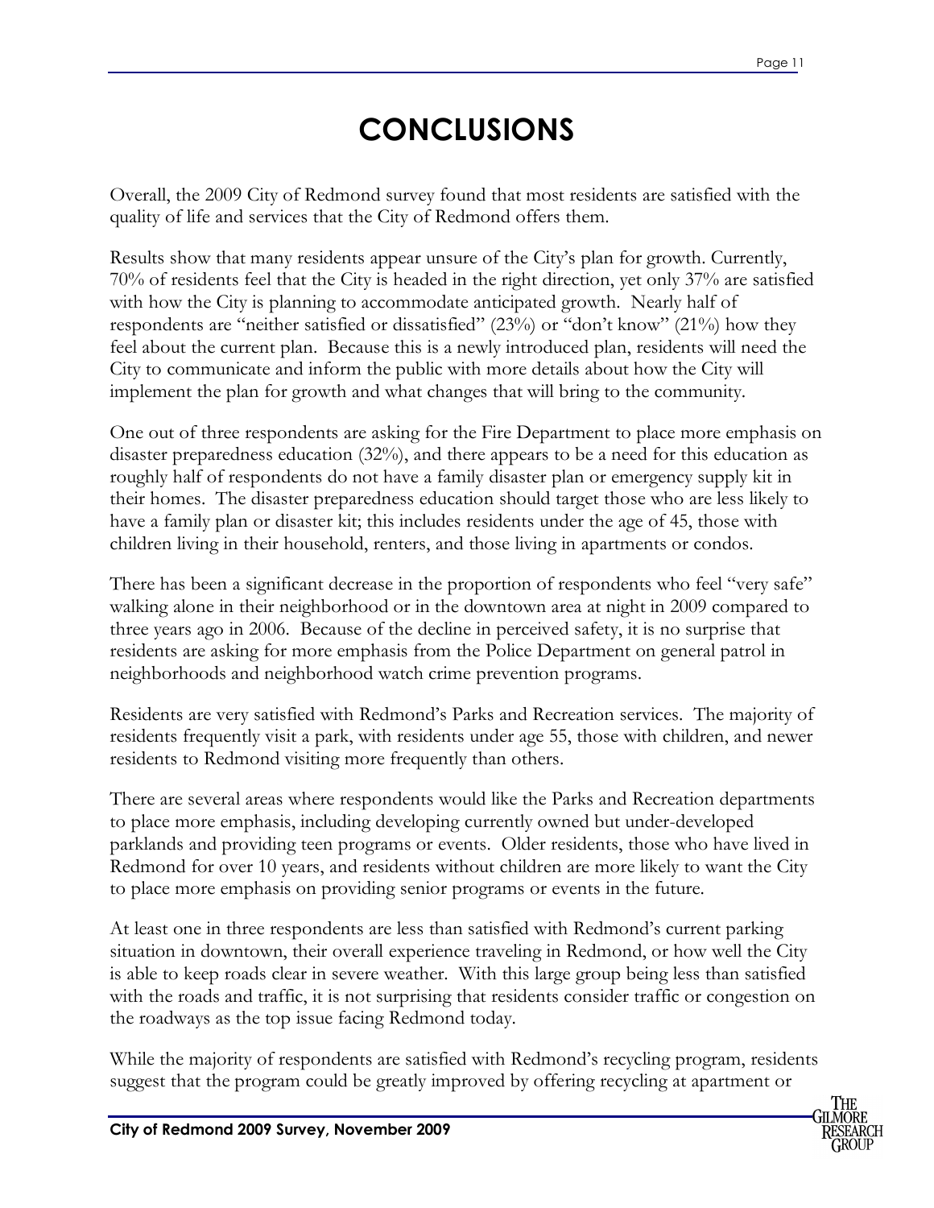# CONCLUSIONS

Overall, the 2009 City of Redmond survey found that most residents are satisfied with the quality of life and services that the City of Redmond offers them.

Results show that many residents appear unsure of the City's plan for growth. Currently, 70% of residents feel that the City is headed in the right direction, yet only 37% are satisfied with how the City is planning to accommodate anticipated growth. Nearly half of respondents are "neither satisfied or dissatisfied" (23%) or "don't know" (21%) how they feel about the current plan. Because this is a newly introduced plan, residents will need the City to communicate and inform the public with more details about how the City will implement the plan for growth and what changes that will bring to the community.

One out of three respondents are asking for the Fire Department to place more emphasis on disaster preparedness education (32%), and there appears to be a need for this education as roughly half of respondents do not have a family disaster plan or emergency supply kit in their homes. The disaster preparedness education should target those who are less likely to have a family plan or disaster kit; this includes residents under the age of 45, those with children living in their household, renters, and those living in apartments or condos.

There has been a significant decrease in the proportion of respondents who feel "very safe" walking alone in their neighborhood or in the downtown area at night in 2009 compared to three years ago in 2006. Because of the decline in perceived safety, it is no surprise that residents are asking for more emphasis from the Police Department on general patrol in neighborhoods and neighborhood watch crime prevention programs.

Residents are very satisfied with Redmond's Parks and Recreation services. The majority of residents frequently visit a park, with residents under age 55, those with children, and newer residents to Redmond visiting more frequently than others.

There are several areas where respondents would like the Parks and Recreation departments to place more emphasis, including developing currently owned but under-developed parklands and providing teen programs or events. Older residents, those who have lived in Redmond for over 10 years, and residents without children are more likely to want the City to place more emphasis on providing senior programs or events in the future.

At least one in three respondents are less than satisfied with Redmond's current parking situation in downtown, their overall experience traveling in Redmond, or how well the City is able to keep roads clear in severe weather. With this large group being less than satisfied with the roads and traffic, it is not surprising that residents consider traffic or congestion on the roadways as the top issue facing Redmond today.

While the majority of respondents are satisfied with Redmond's recycling program, residents suggest that the program could be greatly improved by offering recycling at apartment or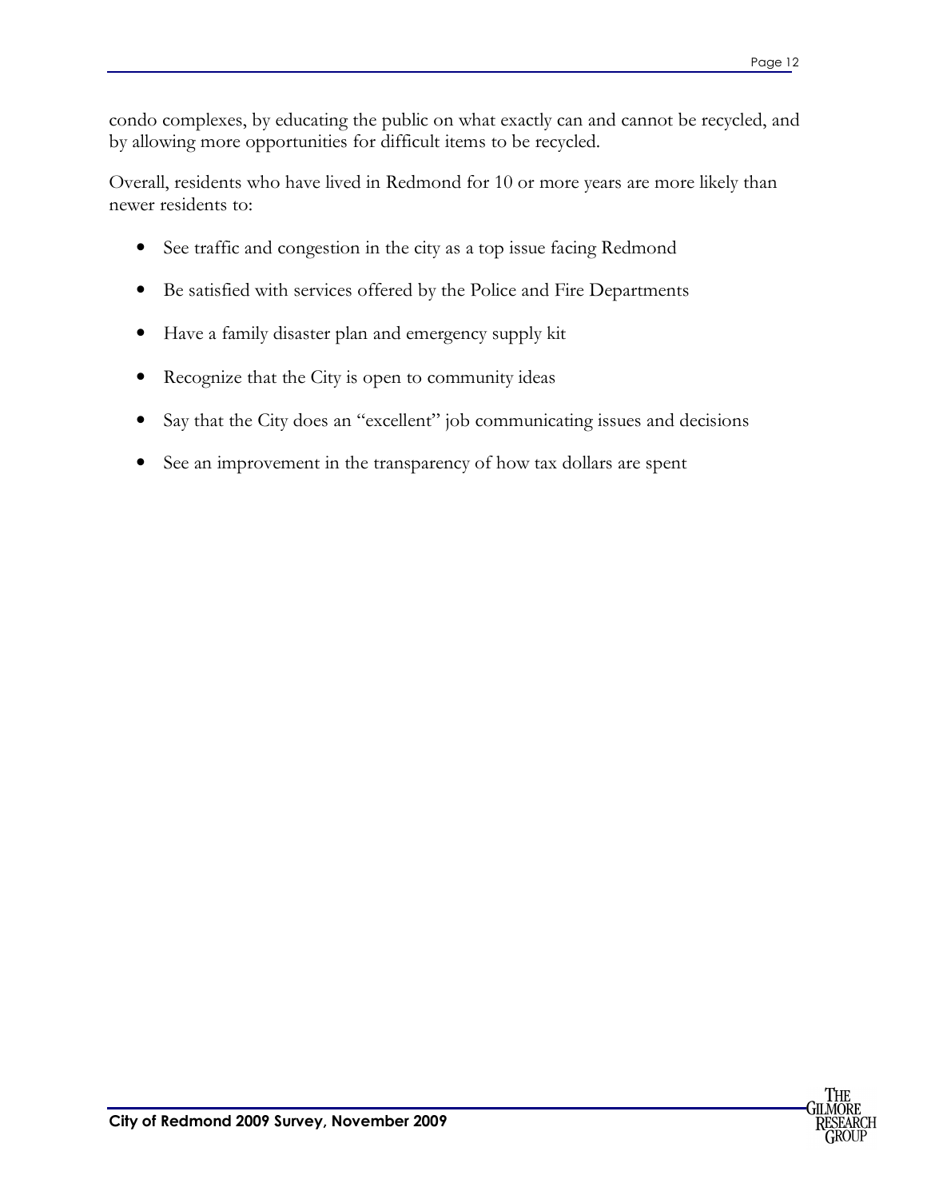condo complexes, by educating the public on what exactly can and cannot be recycled, and by allowing more opportunities for difficult items to be recycled.

Overall, residents who have lived in Redmond for 10 or more years are more likely than newer residents to:

- See traffic and congestion in the city as a top issue facing Redmond
- Be satisfied with services offered by the Police and Fire Departments
- Have a family disaster plan and emergency supply kit
- Recognize that the City is open to community ideas
- Say that the City does an "excellent" job communicating issues and decisions
- See an improvement in the transparency of how tax dollars are spent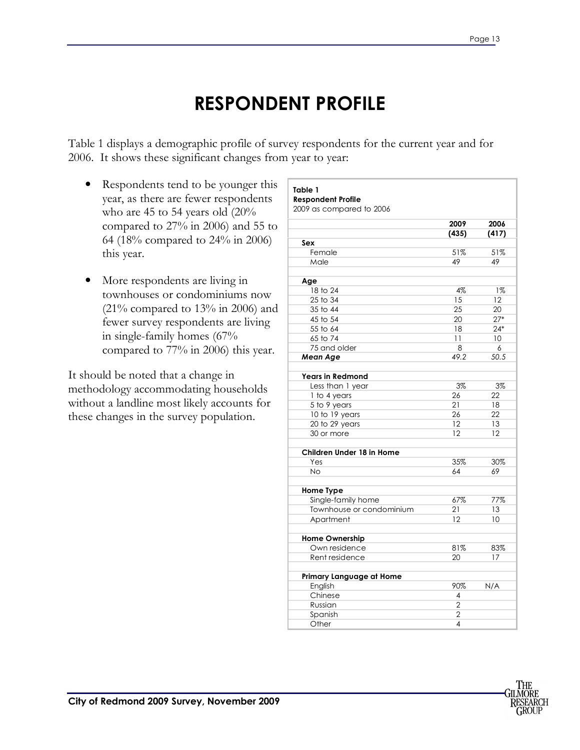# RESPONDENT PROFILE

Table 1 displays a demographic profile of survey respondents for the current year and for 2006. It shows these significant changes from year to year:

- Respondents tend to be younger this year, as there are fewer respondents who are 45 to 54 years old (20% compared to 27% in 2006) and 55 to 64 (18% compared to 24% in 2006) this year.
- More respondents are living in townhouses or condominiums now (21% compared to 13% in 2006) and fewer survey respondents are living in single-family homes (67% compared to 77% in 2006) this year.

It should be noted that a change in methodology accommodating households without a landline most likely accounts for these changes in the survey population.

**Table 1**
**Respondent Profile**
2009 as compared to 2006

| | 2009 (435) | 2006 (417) |
|---|---|---|
| **Sex** | | |
| Female | 51% | 51% |
| Male | 49 | 49 |
| **Age** | | |
| 18 to 24 | 4% | 1% |
| 25 to 34 | 15 | 12 |
| 35 to 44 | 25 | 20 |
| 45 to 54 | 20 | 27* |
| 55 to 64 | 18 | 24* |
| 65 to 74 | 11 | 10 |
| 75 and older | 8 | 6 |
| ***Mean Age*** | *49.2* | *50.5* |
| **Years in Redmond** | | |
| Less than 1 year | 3% | 3% |
| 1 to 4 years | 26 | 22 |
| 5 to 9 years | 21 | 18 |
| 10 to 19 years | 26 | 22 |
| 20 to 29 years | 12 | 13 |
| 30 or more | 12 | 12 |
| **Children Under 18 in Home** | | |
| Yes | 35% | 30% |
| No | 64 | 69 |
| **Home Type** | | |
| Single-family home | 67% | 77% |
| Townhouse or condominium | 21 | 13 |
| Apartment | 12 | 10 |
| **Home Ownership** | | |
| Own residence | 81% | 83% |
| Rent residence | 20 | 17 |
| **Primary Language at Home** | | |
| English | 90% | N/A |
| Chinese | 4 | |
| Russian | 2 | |
| Spanish | 2 | |
| Other | 4 | |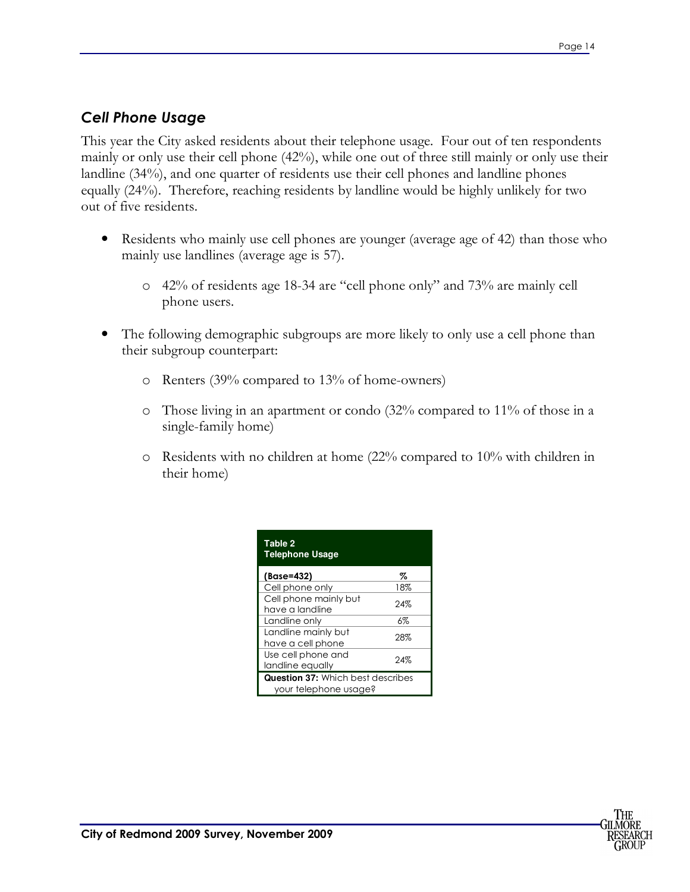## *Cell Phone Usage*

This year the City asked residents about their telephone usage. Four out of ten respondents mainly or only use their cell phone (42%), while one out of three still mainly or only use their landline (34%), and one quarter of residents use their cell phones and landline phones equally (24%). Therefore, reaching residents by landline would be highly unlikely for two out of five residents.

- Residents who mainly use cell phones are younger (average age of 42) than those who mainly use landlines (average age is 57).
  - 42% of residents age 18-34 are "cell phone only" and 73% are mainly cell phone users.
- The following demographic subgroups are more likely to only use a cell phone than their subgroup counterpart:
  - Renters (39% compared to 13% of home-owners)
  - Those living in an apartment or condo (32% compared to 11% of those in a single-family home)
  - Residents with no children at home (22% compared to 10% with children in their home)

**Table 2**
**Telephone Usage**

| (Base=432) | % |
|---|---|
| Cell phone only | 18% |
| Cell phone mainly but have a landline | 24% |
| Landline only | 6% |
| Landline mainly but have a cell phone | 28% |
| Use cell phone and landline equally | 24% |

**Question 37:** Which best describes your telephone usage?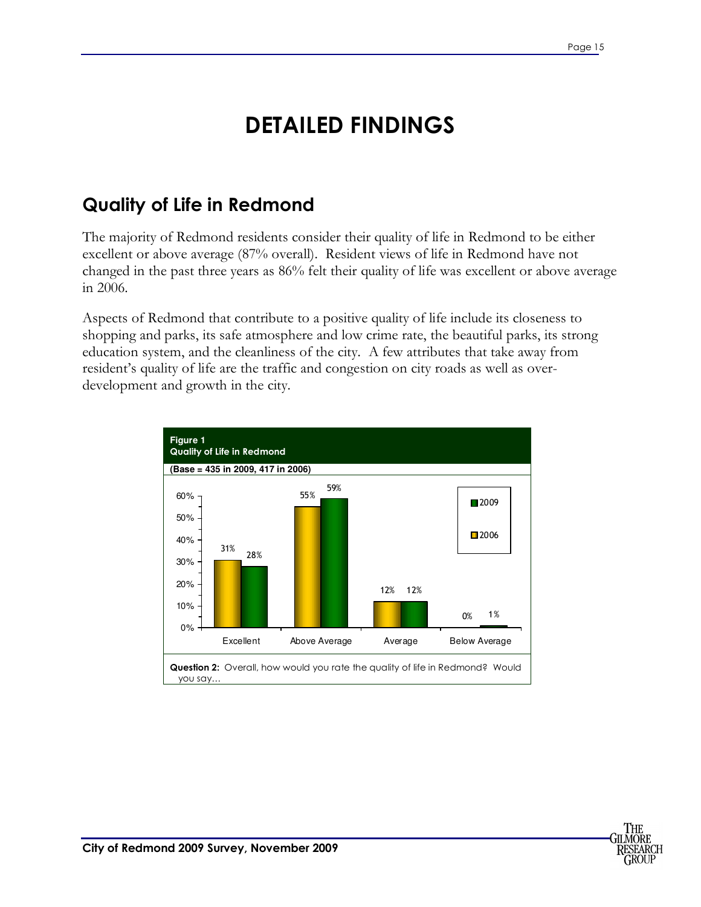# DETAILED FINDINGS

## Quality of Life in Redmond

The majority of Redmond residents consider their quality of life in Redmond to be either excellent or above average (87% overall). Resident views of life in Redmond have not changed in the past three years as 86% felt their quality of life was excellent or above average in 2006.

Aspects of Redmond that contribute to a positive quality of life include its closeness to shopping and parks, its safe atmosphere and low crime rate, the beautiful parks, its strong education system, and the cleanliness of the city. A few attributes that take away from resident's quality of life are the traffic and congestion on city roads as well as over-development and growth in the city.

**Figure 1**
**Quality of Life in Redmond**

**(Base = 435 in 2009, 417 in 2006)**

| | 2006 | 2009 |
|---|---|---|
| Excellent | 31% | 28% |
| Above Average | 55% | 59% |
| Average | 12% | 12% |
| Below Average | 0% | 1% |

**Question 2:** Overall, how would you rate the quality of life in Redmond? Would you say...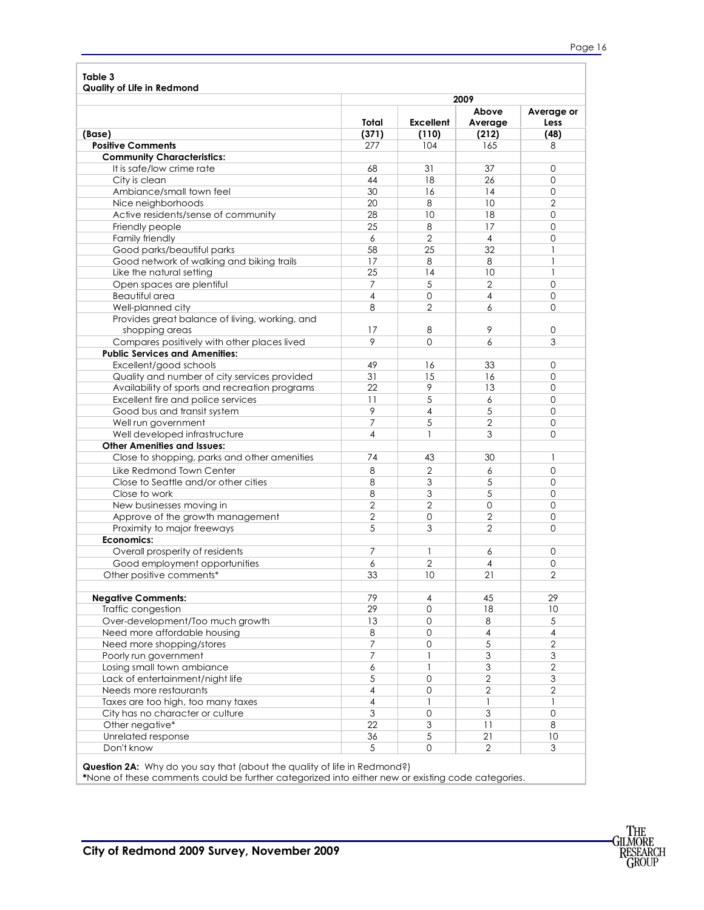**Table 3**
**Quality of Life in Redmond**

| | 2009 | | | |
|---|---|---|---|---|
| | **Total** | **Excellent** | **Above Average** | **Average or Less** |
| **(Base)** | **(371)** | **(110)** | **(212)** | **(48)** |
| **Positive Comments** | 277 | 104 | 165 | 8 |
| **Community Characteristics:** | | | | |
| It is safe/low crime rate | 68 | 31 | 37 | 0 |
| City is clean | 44 | 18 | 26 | 0 |
| Ambiance/small town feel | 30 | 16 | 14 | 0 |
| Nice neighborhoods | 20 | 8 | 10 | 2 |
| Active residents/sense of community | 28 | 10 | 18 | 0 |
| Friendly people | 25 | 8 | 17 | 0 |
| Family friendly | 6 | 2 | 4 | 0 |
| Good parks/beautiful parks | 58 | 25 | 32 | 1 |
| Good network of walking and biking trails | 17 | 8 | 8 | 1 |
| Like the natural setting | 25 | 14 | 10 | 1 |
| Open spaces are plentiful | 7 | 5 | 2 | 0 |
| Beautiful area | 4 | 0 | 4 | 0 |
| Well-planned city | 8 | 2 | 6 | 0 |
| Provides great balance of living, working, and shopping areas | 17 | 8 | 9 | 0 |
| Compares positively with other places lived | 9 | 0 | 6 | 3 |
| **Public Services and Amenities:** | | | | |
| Excellent/good schools | 49 | 16 | 33 | 0 |
| Quality and number of city services provided | 31 | 15 | 16 | 0 |
| Availability of sports and recreation programs | 22 | 9 | 13 | 0 |
| Excellent fire and police services | 11 | 5 | 6 | 0 |
| Good bus and transit system | 9 | 4 | 5 | 0 |
| Well run government | 7 | 5 | 2 | 0 |
| Well developed infrastructure | 4 | 1 | 3 | 0 |
| **Other Amenities and Issues:** | | | | |
| Close to shopping, parks and other amenities | 74 | 43 | 30 | 1 |
| Like Redmond Town Center | 8 | 2 | 6 | 0 |
| Close to Seattle and/or other cities | 8 | 3 | 5 | 0 |
| Close to work | 8 | 3 | 5 | 0 |
| New businesses moving in | 2 | 2 | 0 | 0 |
| Approve of the growth management | 2 | 0 | 2 | 0 |
| Proximity to major freeways | 5 | 3 | 2 | 0 |
| **Economics:** | | | | |
| Overall prosperity of residents | 7 | 1 | 6 | 0 |
| Good employment opportunities | 6 | 2 | 4 | 0 |
| Other positive comments* | 33 | 10 | 21 | 2 |
| | | | | |
| **Negative Comments:** | 79 | 4 | 45 | 29 |
| Traffic congestion | 29 | 0 | 18 | 10 |
| Over-development/Too much growth | 13 | 0 | 8 | 5 |
| Need more affordable housing | 8 | 0 | 4 | 4 |
| Need more shopping/stores | 7 | 0 | 5 | 2 |
| Poorly run government | 7 | 1 | 3 | 3 |
| Losing small town ambiance | 6 | 1 | 3 | 2 |
| Lack of entertainment/night life | 5 | 0 | 2 | 3 |
| Needs more restaurants | 4 | 0 | 2 | 2 |
| Taxes are too high, too many taxes | 4 | 1 | 1 | 1 |
| City has no character or culture | 3 | 0 | 3 | 0 |
| Other negative* | 22 | 3 | 11 | 8 |
| Unrelated response | 36 | 5 | 21 | 10 |
| Don't know | 5 | 0 | 2 | 3 |

**Question 2A:** Why do you say that (about the quality of life in Redmond?)
***None of these comments could be further categorized into either new or existing code categories.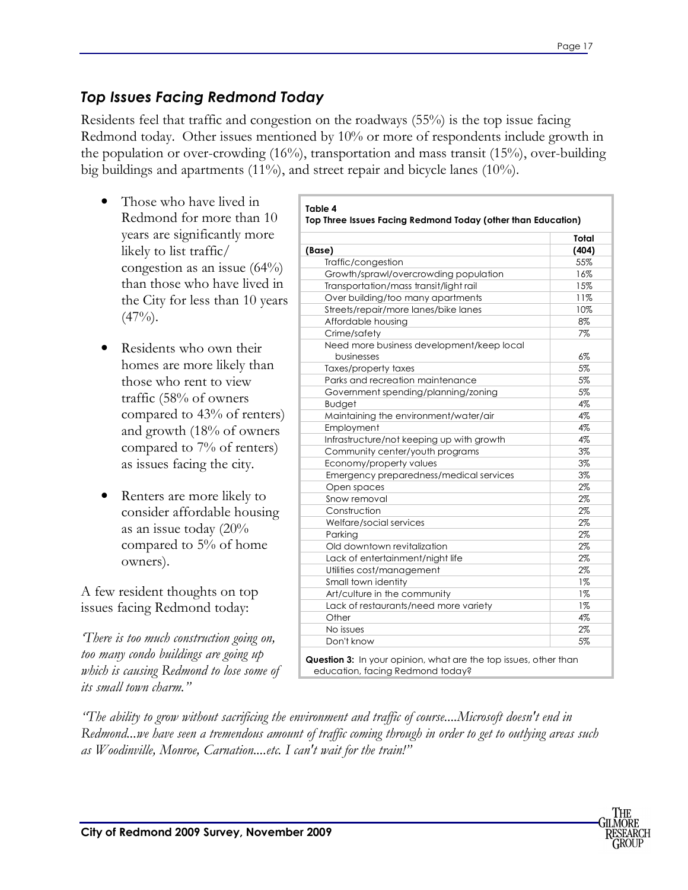## *Top Issues Facing Redmond Today*

Residents feel that traffic and congestion on the roadways (55%) is the top issue facing Redmond today. Other issues mentioned by 10% or more of respondents include growth in the population or over-crowding (16%), transportation and mass transit (15%), over-building big buildings and apartments (11%), and street repair and bicycle lanes (10%).

- Those who have lived in Redmond for more than 10 years are significantly more likely to list traffic/ congestion as an issue (64%) than those who have lived in the City for less than 10 years (47%).
- Residents who own their homes are more likely than those who rent to view traffic (58% of owners compared to 43% of renters) and growth (18% of owners compared to 7% of renters) as issues facing the city.
- Renters are more likely to consider affordable housing as an issue today (20% compared to 5% of home owners).

**Table 4**
**Top Three Issues Facing Redmond Today (other than Education)**

| | Total |
|---|---|
| **(Base)** | **(404)** |
| Traffic/congestion | 55% |
| Growth/sprawl/overcrowding population | 16% |
| Transportation/mass transit/light rail | 15% |
| Over building/too many apartments | 11% |
| Streets/repair/more lanes/bike lanes | 10% |
| Affordable housing | 8% |
| Crime/safety | 7% |
| Need more business development/keep local businesses | 6% |
| Taxes/property taxes | 5% |
| Parks and recreation maintenance | 5% |
| Government spending/planning/zoning | 5% |
| Budget | 4% |
| Maintaining the environment/water/air | 4% |
| Employment | 4% |
| Infrastructure/not keeping up with growth | 4% |
| Community center/youth programs | 3% |
| Economy/property values | 3% |
| Emergency preparedness/medical services | 3% |
| Open spaces | 2% |
| Snow removal | 2% |
| Construction | 2% |
| Welfare/social services | 2% |
| Parking | 2% |
| Old downtown revitalization | 2% |
| Lack of entertainment/night life | 2% |
| Utilities cost/management | 2% |
| Small town identity | 1% |
| Art/culture in the community | 1% |
| Lack of restaurants/need more variety | 1% |
| Other | 4% |
| No issues | 2% |
| Don't know | 5% |

**Question 3:** In your opinion, what are the top issues, other than education, facing Redmond today?

A few resident thoughts on top issues facing Redmond today:

*'There is too much construction going on, too many condo buildings are going up which is causing Redmond to lose some of its small town charm."*

*"The ability to grow without sacrificing the environment and traffic of course....Microsoft doesn't end in Redmond...we have seen a tremendous amount of traffic coming through in order to get to outlying areas such as Woodinville, Monroe, Carnation....etc. I can't wait for the train!"*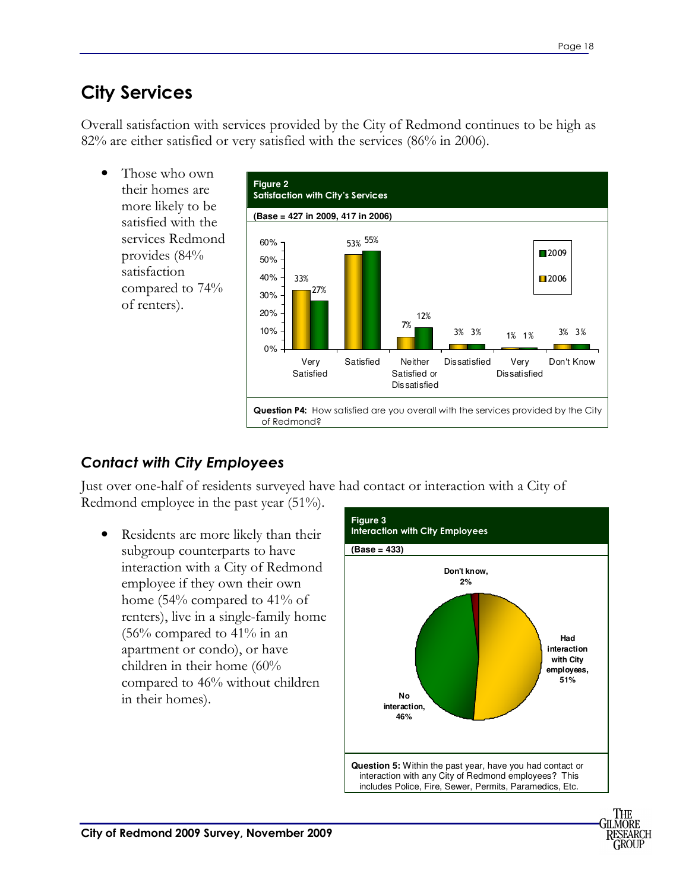# City Services

Overall satisfaction with services provided by the City of Redmond continues to be high as 82% are either satisfied or very satisfied with the services (86% in 2006).

- Those who own their homes are more likely to be satisfied with the services Redmond provides (84% satisfaction compared to 74% of renters).

**Figure 2**
**Satisfaction with City's Services**

**(Base = 427 in 2009, 417 in 2006)**

| | 2006 | 2009 |
|---|---|---|
| Very Satisfied | 33% | 27% |
| Satisfied | 53% | 55% |
| Neither Satisfied or Dissatisfied | 7% | 12% |
| Dissatisfied | 3% | 3% |
| Very Dissatisfied | 1% | 1% |
| Don't Know | 3% | 3% |

**Question P4:** How satisfied are you overall with the services provided by the City of Redmond?

## *Contact with City Employees*

Just over one-half of residents surveyed have had contact or interaction with a City of Redmond employee in the past year (51%).

- Residents are more likely than their subgroup counterparts to have interaction with a City of Redmond employee if they own their own home (54% compared to 41% of renters), live in a single-family home (56% compared to 41% in an apartment or condo), or have children in their home (60% compared to 46% without children in their homes).

**Figure 3**
**Interaction with City Employees**

**(Base = 433)**

| Response | Percent |
|---|---|
| Had interaction with City employees | 51% |
| No interaction | 46% |
| Don't know | 2% |

**Question 5:** Within the past year, have you had contact or interaction with any City of Redmond employees? This includes Police, Fire, Sewer, Permits, Paramedics, Etc.

City of Redmond 2009 Survey, November 2009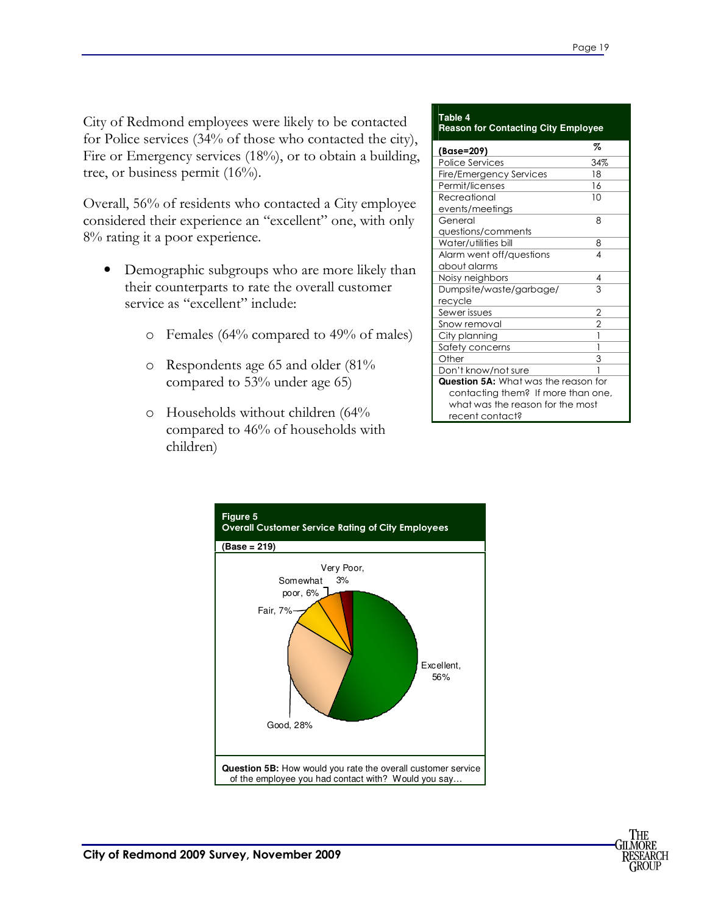City of Redmond employees were likely to be contacted for Police services (34% of those who contacted the city), Fire or Emergency services (18%), or to obtain a building, tree, or business permit (16%).

Overall, 56% of residents who contacted a City employee considered their experience an "excellent" one, with only 8% rating it a poor experience.

- Demographic subgroups who are more likely than their counterparts to rate the overall customer service as "excellent" include:
  - Females (64% compared to 49% of males)
  - Respondents age 65 and older (81% compared to 53% under age 65)
  - Households without children (64% compared to 46% of households with children)

**Table 4**
**Reason for Contacting City Employee**

| (Base=209) | % |
|---|---|
| Police Services | 34% |
| Fire/Emergency Services | 18 |
| Permit/licenses | 16 |
| Recreational events/meetings | 10 |
| General questions/comments | 8 |
| Water/utilities bill | 8 |
| Alarm went off/questions about alarms | 4 |
| Noisy neighbors | 4 |
| Dumpsite/waste/garbage/recycle | 3 |
| Sewer issues | 2 |
| Snow removal | 2 |
| City planning | 1 |
| Safety concerns | 1 |
| Other | 3 |
| Don't know/not sure | 1 |

**Question 5A:** What was the reason for contacting them? If more than one, what was the reason for the most recent contact?

**Figure 5**
**Overall Customer Service Rating of City Employees**

**(Base = 219)**

| Rating | % |
|---|---|
| Excellent | 56% |
| Good | 28% |
| Fair | 7% |
| Somewhat poor | 6% |
| Very Poor | 3% |

**Question 5B:** How would you rate the overall customer service of the employee you had contact with? Would you say…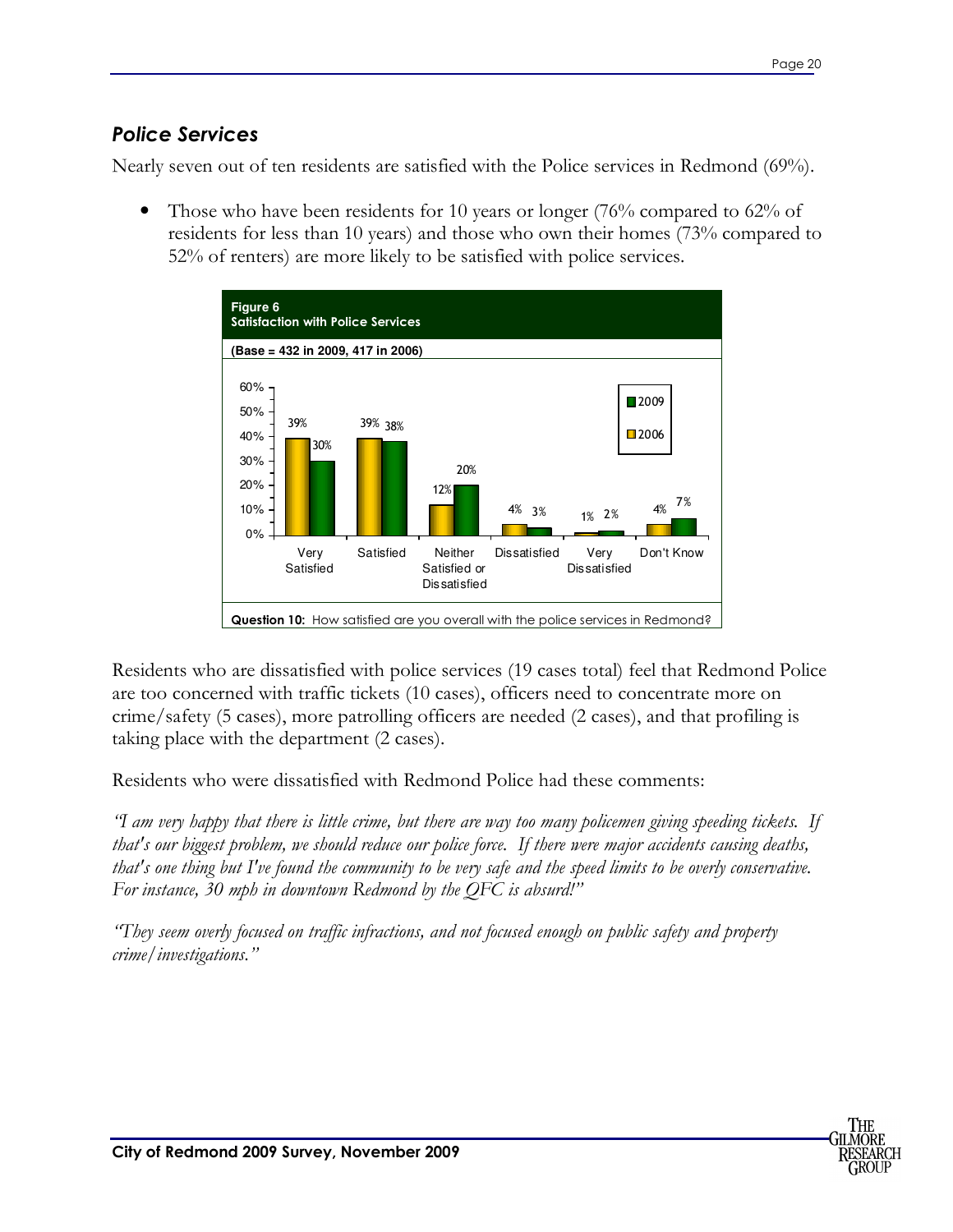## *Police Services*

Nearly seven out of ten residents are satisfied with the Police services in Redmond (69%).

- Those who have been residents for 10 years or longer (76% compared to 62% of residents for less than 10 years) and those who own their homes (73% compared to 52% of renters) are more likely to be satisfied with police services.

**Figure 6**
**Satisfaction with Police Services**

**(Base = 432 in 2009, 417 in 2006)**

| | Very Satisfied | Satisfied | Neither Satisfied or Dissatisfied | Dissatisfied | Very Dissatisfied | Don't Know |
|---|---|---|---|---|---|---|
| 2006 | 39% | 39% | 12% | 4% | 1% | 4% |
| 2009 | 30% | 38% | 20% | 3% | 2% | 7% |

**Question 10:** How satisfied are you overall with the police services in Redmond?

Residents who are dissatisfied with police services (19 cases total) feel that Redmond Police are too concerned with traffic tickets (10 cases), officers need to concentrate more on crime/safety (5 cases), more patrolling officers are needed (2 cases), and that profiling is taking place with the department (2 cases).

Residents who were dissatisfied with Redmond Police had these comments:

*"I am very happy that there is little crime, but there are way too many policemen giving speeding tickets. If that's our biggest problem, we should reduce our police force. If there were major accidents causing deaths, that's one thing but I've found the community to be very safe and the speed limits to be overly conservative. For instance, 30 mph in downtown Redmond by the QFC is absurd!"*

*"They seem overly focused on traffic infractions, and not focused enough on public safety and property crime/investigations."*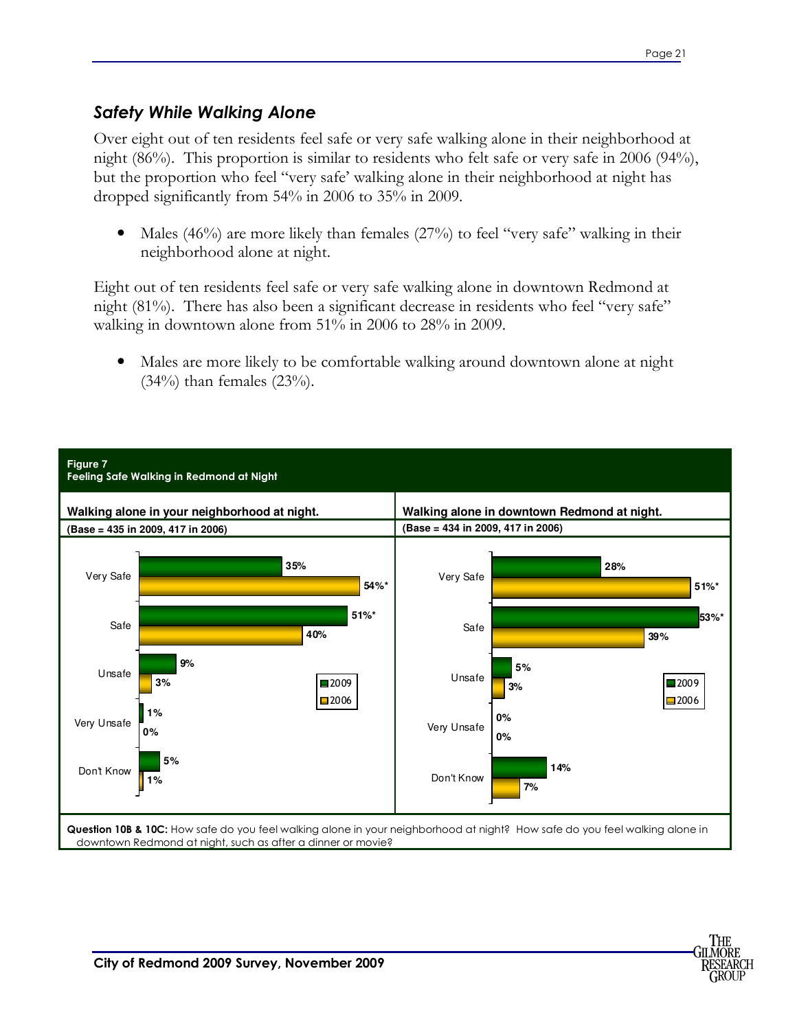### *Safety While Walking Alone*

Over eight out of ten residents feel safe or very safe walking alone in their neighborhood at night (86%). This proportion is similar to residents who felt safe or very safe in 2006 (94%), but the proportion who feel "very safe' walking alone in their neighborhood at night has dropped significantly from 54% in 2006 to 35% in 2009.

- Males (46%) are more likely than females (27%) to feel "very safe" walking in their neighborhood alone at night.

Eight out of ten residents feel safe or very safe walking alone in downtown Redmond at night (81%). There has also been a significant decrease in residents who feel "very safe" walking in downtown alone from 51% in 2006 to 28% in 2009.

- Males are more likely to be comfortable walking around downtown alone at night (34%) than females (23%).

**Figure 7**
**Feeling Safe Walking in Redmond at Night**

**Walking alone in your neighborhood at night.**
**(Base = 435 in 2009, 417 in 2006)**

| | 2009 | 2006 |
|---|---|---|
| Very Safe | 35% | 54%* |
| Safe | 51%* | 40% |
| Unsafe | 9% | 3% |
| Very Unsafe | 1% | 0% |
| Don't Know | 5% | 1% |

**Walking alone in downtown Redmond at night.**
**(Base = 434 in 2009, 417 in 2006)**

| | 2009 | 2006 |
|---|---|---|
| Very Safe | 28% | 51%* |
| Safe | 53%* | 39% |
| Unsafe | 5% | 3% |
| Very Unsafe | 0% | 0% |
| Don't Know | 14% | 7% |

**Question 10B & 10C:** How safe do you feel walking alone in your neighborhood at night? How safe do you feel walking alone in downtown Redmond at night, such as after a dinner or movie?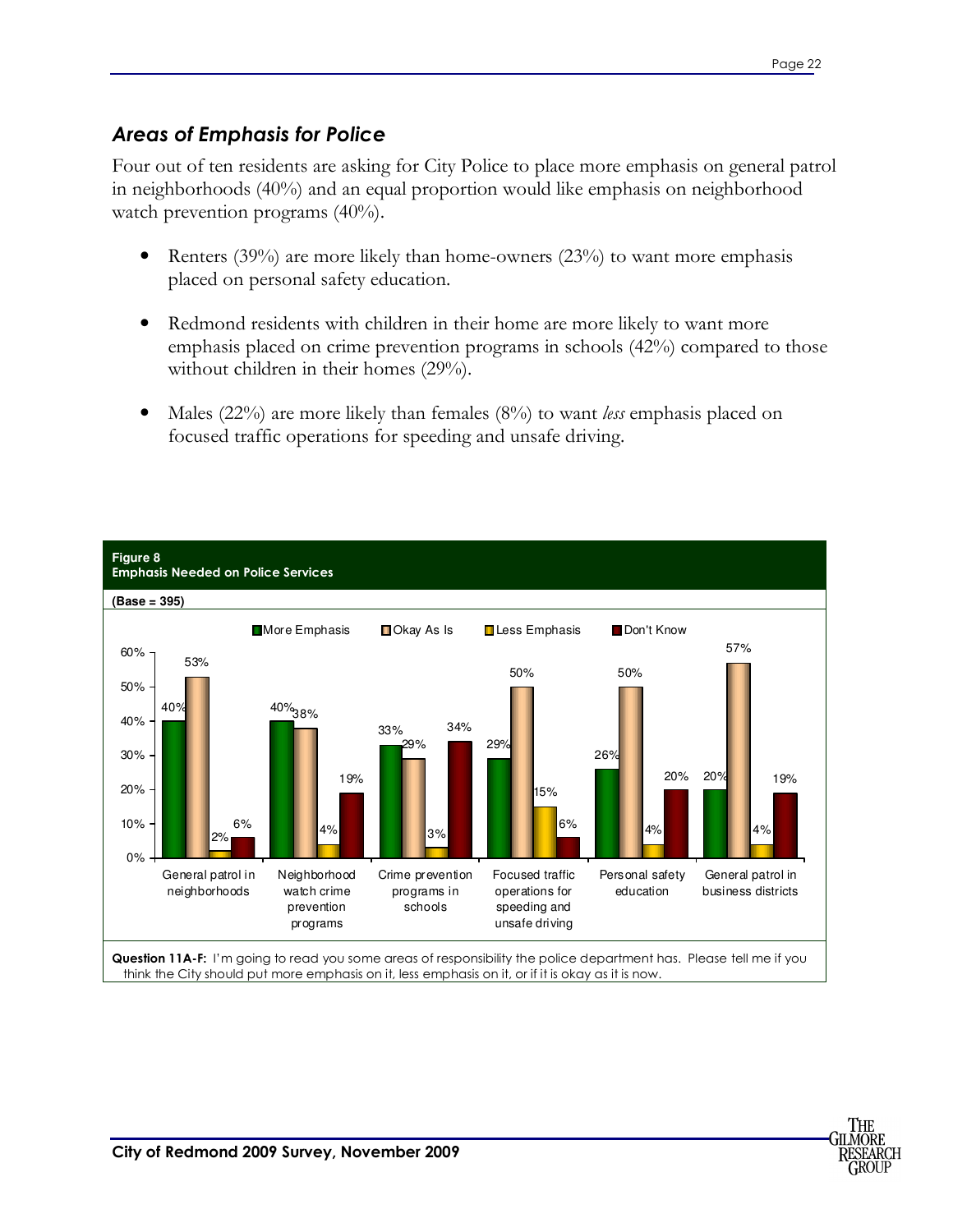## *Areas of Emphasis for Police*

Four out of ten residents are asking for City Police to place more emphasis on general patrol in neighborhoods (40%) and an equal proportion would like emphasis on neighborhood watch prevention programs (40%).

- Renters (39%) are more likely than home-owners (23%) to want more emphasis placed on personal safety education.
- Redmond residents with children in their home are more likely to want more emphasis placed on crime prevention programs in schools (42%) compared to those without children in their homes (29%).
- Males (22%) are more likely than females (8%) to want *less* emphasis placed on focused traffic operations for speeding and unsafe driving.

**Figure 8**
**Emphasis Needed on Police Services**

**(Base = 395)**

| | More Emphasis | Okay As Is | Less Emphasis | Don't Know |
|---|---|---|---|---|
| General patrol in neighborhoods | 40% | 53% | 2% | 6% |
| Neighborhood watch crime prevention programs | 40% | 38% | 4% | 19% |
| Crime prevention programs in schools | 33% | 29% | 3% | 34% |
| Focused traffic operations for speeding and unsafe driving | 29% | 50% | 15% | 6% |
| Personal safety education | 26% | 50% | 4% | 20% |
| General patrol in business districts | 20% | 57% | 4% | 19% |

**Question 11A-F:** I'm going to read you some areas of responsibility the police department has. Please tell me if you think the City should put more emphasis on it, less emphasis on it, or if it is okay as it is now.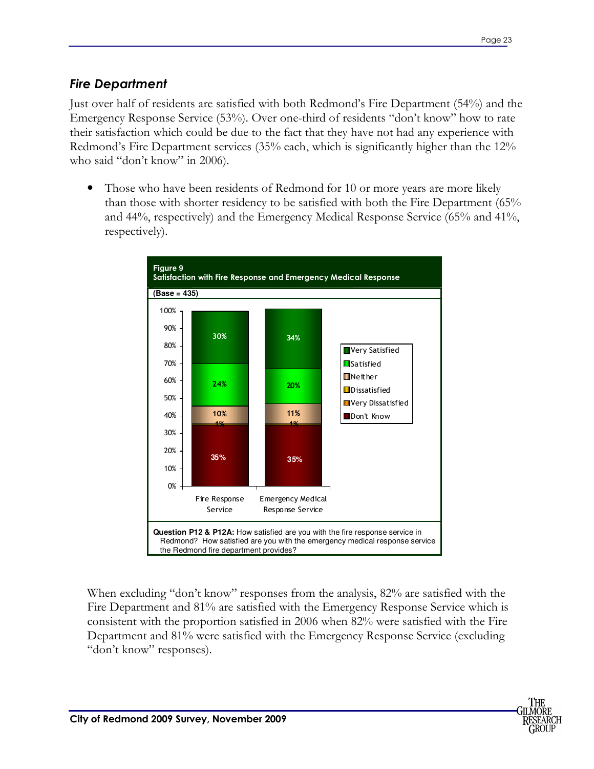## *Fire Department*

Just over half of residents are satisfied with both Redmond's Fire Department (54%) and the Emergency Response Service (53%). Over one-third of residents "don't know" how to rate their satisfaction which could be due to the fact that they have not had any experience with Redmond's Fire Department services (35% each, which is significantly higher than the 12% who said "don't know" in 2006).

- Those who have been residents of Redmond for 10 or more years are more likely than those with shorter residency to be satisfied with both the Fire Department (65% and 44%, respectively) and the Emergency Medical Response Service (65% and 41%, respectively).

**Figure 9**
**Satisfaction with Fire Response and Emergency Medical Response**

**(Base = 435)**

| | Fire Response Service | Emergency Medical Response Service |
|---|---|---|
| Very Satisfied | 30% | 34% |
| Satisfied | 24% | 20% |
| Neither | 10% | 11% |
| Dissatisfied | | |
| Very Dissatisfied | 1% | 1% |
| Don't Know | 35% | 35% |

**Question P12 & P12A:** How satisfied are you with the fire response service in Redmond? How satisfied are you with the emergency medical response service the Redmond fire department provides?

When excluding "don't know" responses from the analysis, 82% are satisfied with the Fire Department and 81% are satisfied with the Emergency Response Service which is consistent with the proportion satisfied in 2006 when 82% were satisfied with the Fire Department and 81% were satisfied with the Emergency Response Service (excluding "don't know" responses).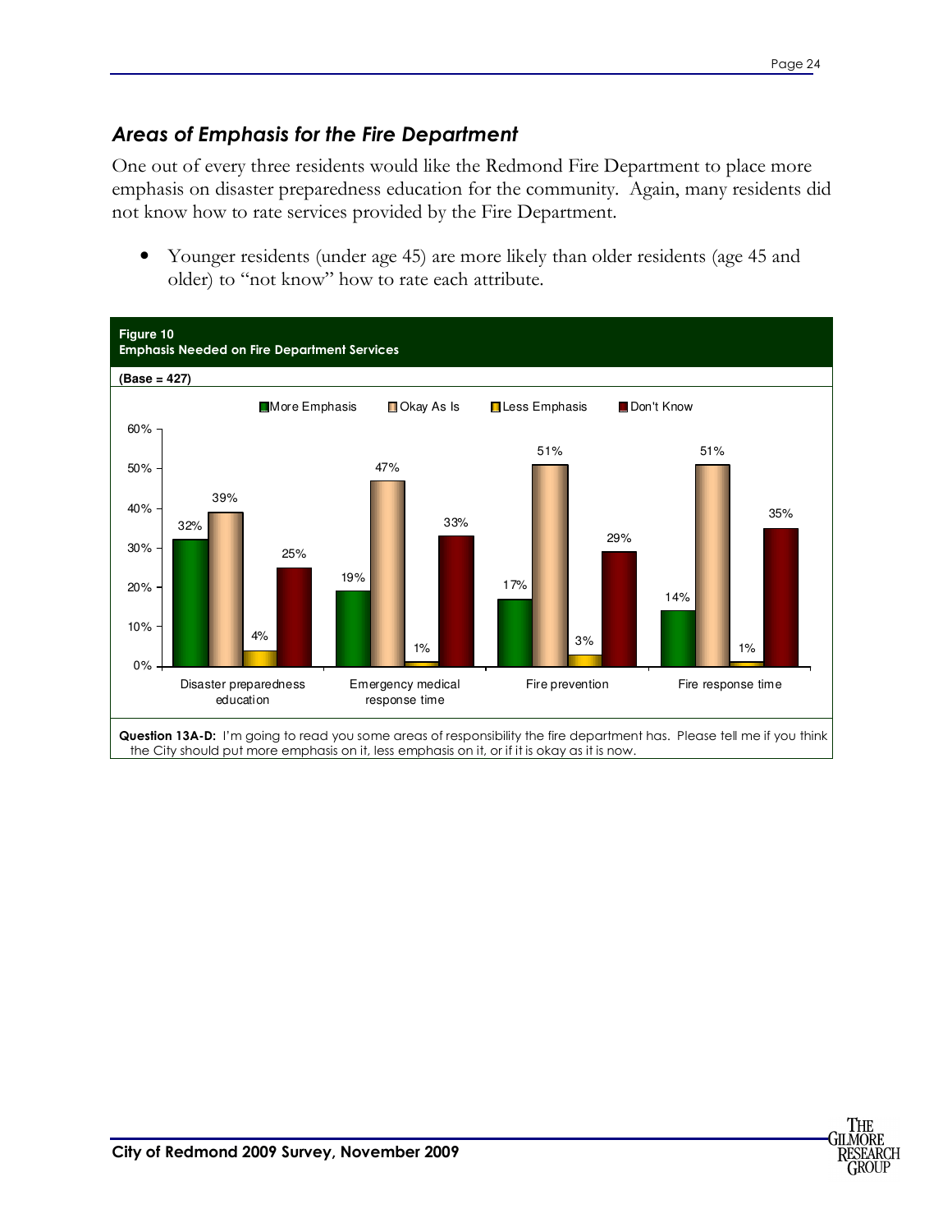## *Areas of Emphasis for the Fire Department*

One out of every three residents would like the Redmond Fire Department to place more emphasis on disaster preparedness education for the community. Again, many residents did not know how to rate services provided by the Fire Department.

- Younger residents (under age 45) are more likely than older residents (age 45 and older) to "not know" how to rate each attribute.

**Figure 10**
**Emphasis Needed on Fire Department Services**

**(Base = 427)**

| | More Emphasis | Okay As Is | Less Emphasis | Don't Know |
|---|---|---|---|---|
| Disaster preparedness education | 32% | 39% | 4% | 25% |
| Emergency medical response time | 19% | 47% | 1% | 33% |
| Fire prevention | 17% | 51% | 3% | 29% |
| Fire response time | 14% | 51% | 1% | 35% |

**Question 13A-D:** I'm going to read you some areas of responsibility the fire department has. Please tell me if you think the City should put more emphasis on it, less emphasis on it, or if it is okay as it is now.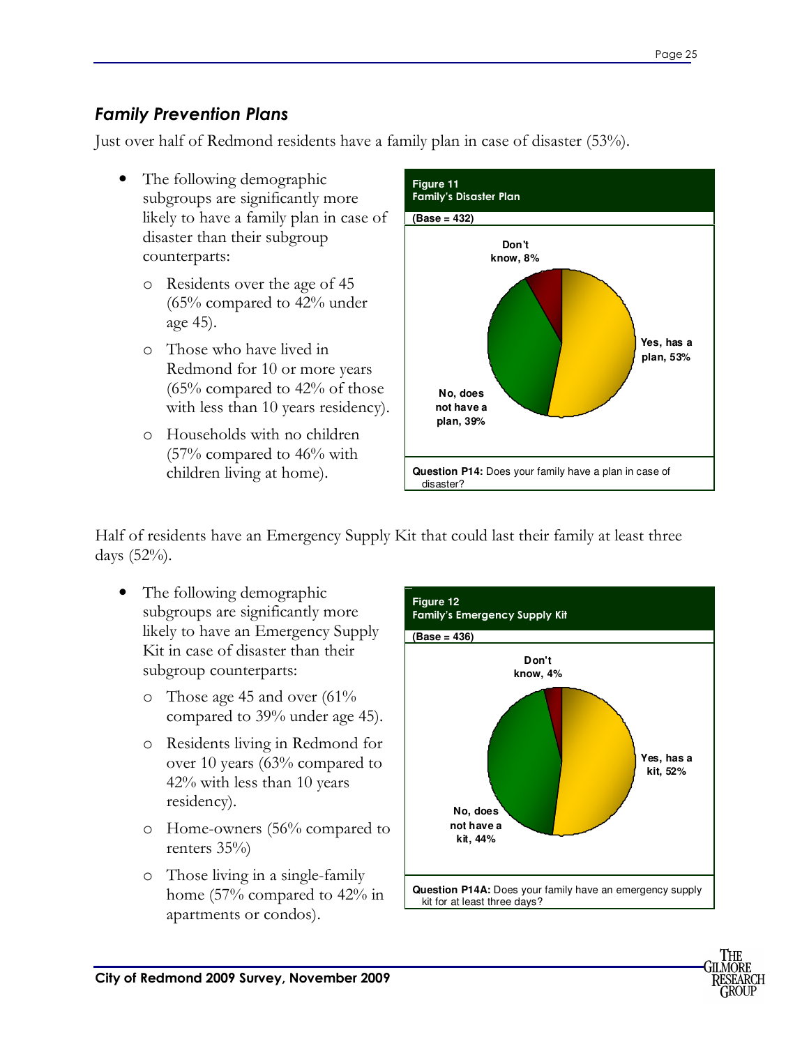## *Family Prevention Plans*

Just over half of Redmond residents have a family plan in case of disaster (53%).

- The following demographic subgroups are significantly more likely to have a family plan in case of disaster than their subgroup counterparts:
  - Residents over the age of 45 (65% compared to 42% under age 45).
  - Those who have lived in Redmond for 10 or more years (65% compared to 42% of those with less than 10 years residency).
  - Households with no children (57% compared to 46% with children living at home).

**Figure 11**
**Family's Disaster Plan**
**(Base = 432)**

Don't know, 8%
Yes, has a plan, 53%
No, does not have a plan, 39%

**Question P14:** Does your family have a plan in case of disaster?

Half of residents have an Emergency Supply Kit that could last their family at least three days (52%).

- The following demographic subgroups are significantly more likely to have an Emergency Supply Kit in case of disaster than their subgroup counterparts:
  - Those age 45 and over (61% compared to 39% under age 45).
  - Residents living in Redmond for over 10 years (63% compared to 42% with less than 10 years residency).
  - Home-owners (56% compared to renters 35%)
  - Those living in a single-family home (57% compared to 42% in apartments or condos).

**Figure 12**
**Family's Emergency Supply Kit**
**(Base = 436)**

Don't know, 4%
Yes, has a kit, 52%
No, does not have a kit, 44%

**Question P14A:** Does your family have an emergency supply kit for at least three days?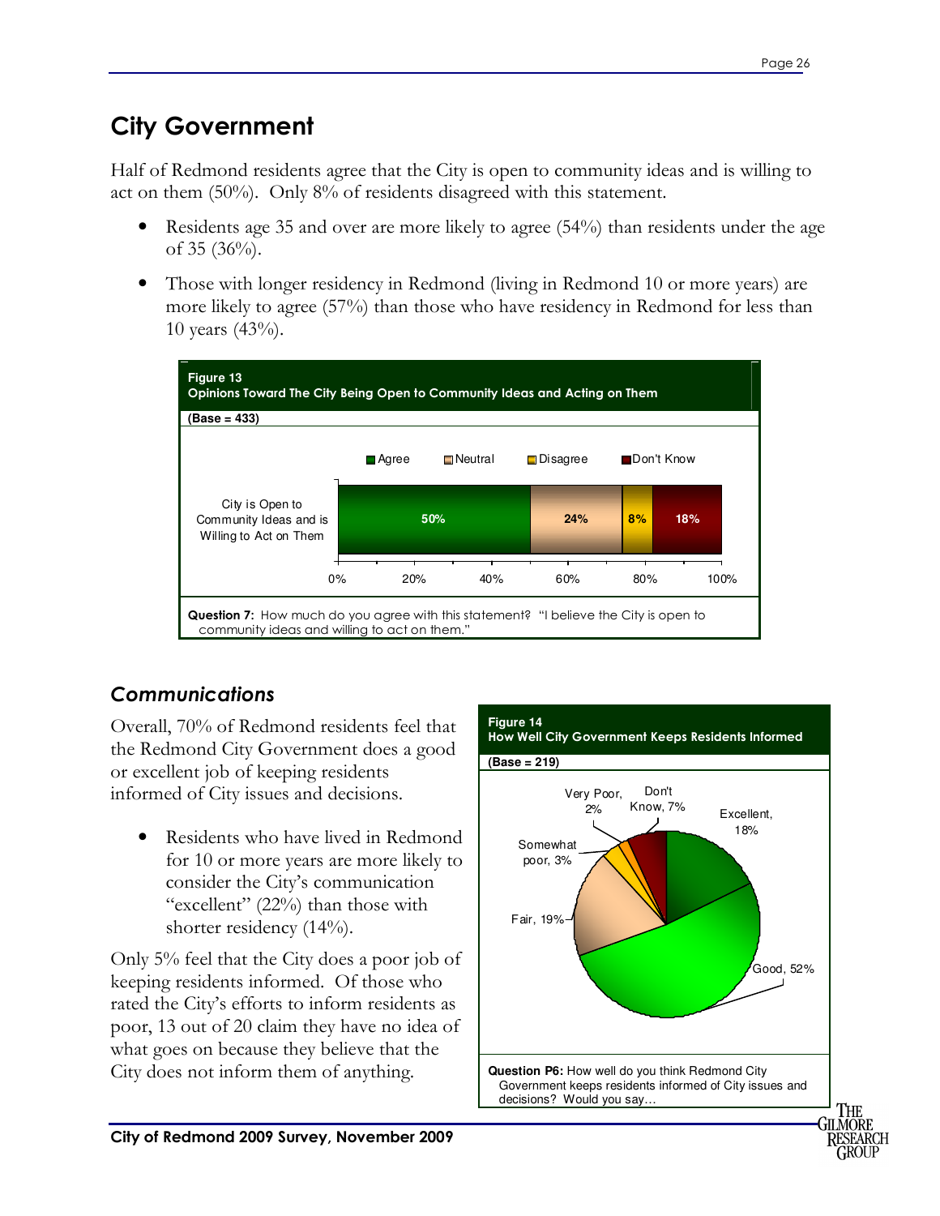# City Government

Half of Redmond residents agree that the City is open to community ideas and is willing to act on them (50%). Only 8% of residents disagreed with this statement.

- Residents age 35 and over are more likely to agree (54%) than residents under the age of 35 (36%).
- Those with longer residency in Redmond (living in Redmond 10 or more years) are more likely to agree (57%) than those who have residency in Redmond for less than 10 years (43%).

**Figure 13**
**Opinions Toward The City Being Open to Community Ideas and Acting on Them**

**(Base = 433)**

| | Agree | Neutral | Disagree | Don't Know |
|---|---|---|---|---|
| City is Open to Community Ideas and is Willing to Act on Them | 50% | 24% | 8% | 18% |

**Question 7:** How much do you agree with this statement? "I believe the City is open to community ideas and willing to act on them."

## *Communications*

Overall, 70% of Redmond residents feel that the Redmond City Government does a good or excellent job of keeping residents informed of City issues and decisions.

- Residents who have lived in Redmond for 10 or more years are more likely to consider the City's communication "excellent" (22%) than those with shorter residency (14%).

Only 5% feel that the City does a poor job of keeping residents informed. Of those who rated the City's efforts to inform residents as poor, 13 out of 20 claim they have no idea of what goes on because they believe that the City does not inform them of anything.

**Figure 14**
**How Well City Government Keeps Residents Informed**

**(Base = 219)**

| Response | Percent |
|---|---|
| Excellent | 18% |
| Good | 52% |
| Fair | 19% |
| Somewhat poor | 3% |
| Very Poor | 2% |
| Don't Know | 7% |

**Question P6:** How well do you think Redmond City Government keeps residents informed of City issues and decisions? Would you say…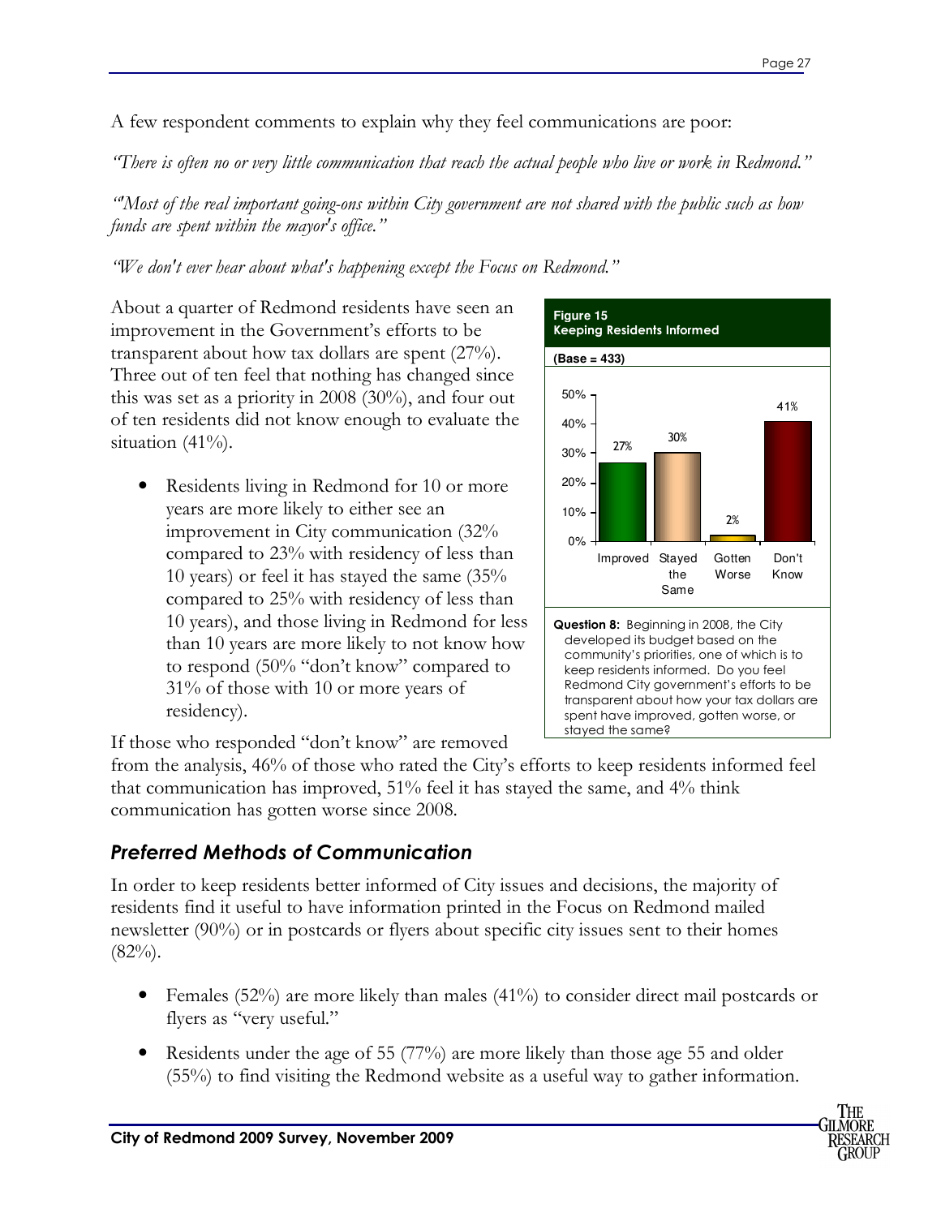A few respondent comments to explain why they feel communications are poor:

*"There is often no or very little communication that reach the actual people who live or work in Redmond."*

*"Most of the real important going-ons within City government are not shared with the public such as how funds are spent within the mayor's office."*

*"We don't ever hear about what's happening except the Focus on Redmond."*

About a quarter of Redmond residents have seen an improvement in the Government's efforts to be transparent about how tax dollars are spent (27%). Three out of ten feel that nothing has changed since this was set as a priority in 2008 (30%), and four out of ten residents did not know enough to evaluate the situation (41%).

- Residents living in Redmond for 10 or more years are more likely to either see an improvement in City communication (32% compared to 23% with residency of less than 10 years) or feel it has stayed the same (35% compared to 25% with residency of less than 10 years), and those living in Redmond for less than 10 years are more likely to not know how to respond (50% "don't know" compared to 31% of those with 10 or more years of residency).

**Figure 15**
**Keeping Residents Informed**

**(Base = 433)**

| Improved | Stayed the Same | Gotten Worse | Don't Know |
|---|---|---|---|
| 27% | 30% | 2% | 41% |

**Question 8:** Beginning in 2008, the City developed its budget based on the community's priorities, one of which is to keep residents informed. Do you feel Redmond City government's efforts to be transparent about how your tax dollars are spent have improved, gotten worse, or stayed the same?

If those who responded "don't know" are removed from the analysis, 46% of those who rated the City's efforts to keep residents informed feel that communication has improved, 51% feel it has stayed the same, and 4% think communication has gotten worse since 2008.

## *Preferred Methods of Communication*

In order to keep residents better informed of City issues and decisions, the majority of residents find it useful to have information printed in the Focus on Redmond mailed newsletter (90%) or in postcards or flyers about specific city issues sent to their homes (82%).

- Females (52%) are more likely than males (41%) to consider direct mail postcards or flyers as "very useful."
- Residents under the age of 55 (77%) are more likely than those age 55 and older (55%) to find visiting the Redmond website as a useful way to gather information.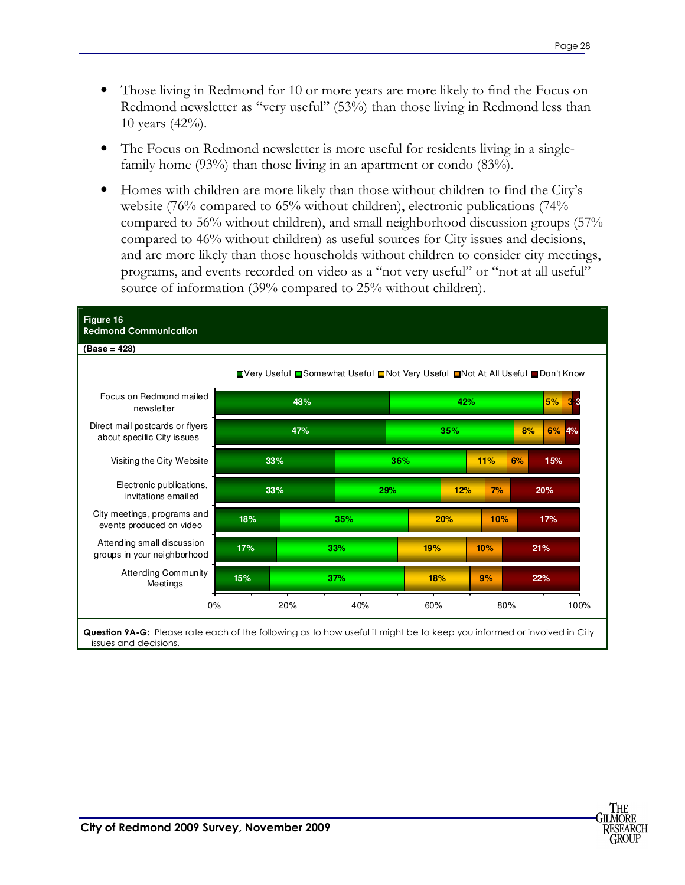- Those living in Redmond for 10 or more years are more likely to find the Focus on Redmond newsletter as "very useful" (53%) than those living in Redmond less than 10 years (42%).

- The Focus on Redmond newsletter is more useful for residents living in a single-family home (93%) than those living in an apartment or condo (83%).

- Homes with children are more likely than those without children to find the City's website (76% compared to 65% without children), electronic publications (74% compared to 56% without children), and small neighborhood discussion groups (57% compared to 46% without children) as useful sources for City issues and decisions, and are more likely than those households without children to consider city meetings, programs, and events recorded on video as a "not very useful" or "not at all useful" source of information (39% compared to 25% without children).

**Figure 16**
**Redmond Communication**

**(Base = 428)**

| | Very Useful | Somewhat Useful | Not Very Useful | Not At All Useful | Don't Know |
|---|---|---|---|---|---|
| Focus on Redmond mailed newsletter | 48% | 42% | 5% | 3 | 3 |
| Direct mail postcards or flyers about specific City issues | 47% | 35% | 8% | 6% | 4% |
| Visiting the City Website | 33% | 36% | 11% | 6% | 15% |
| Electronic publications, invitations emailed | 33% | 29% | 12% | 7% | 20% |
| City meetings, programs and events produced on video | 18% | 35% | 20% | 10% | 17% |
| Attending small discussion groups in your neighborhood | 17% | 33% | 19% | 10% | 21% |
| Attending Community Meetings | 15% | 37% | 18% | 9% | 22% |

**Question 9A-G:** Please rate each of the following as to how useful it might be to keep you informed or involved in City issues and decisions.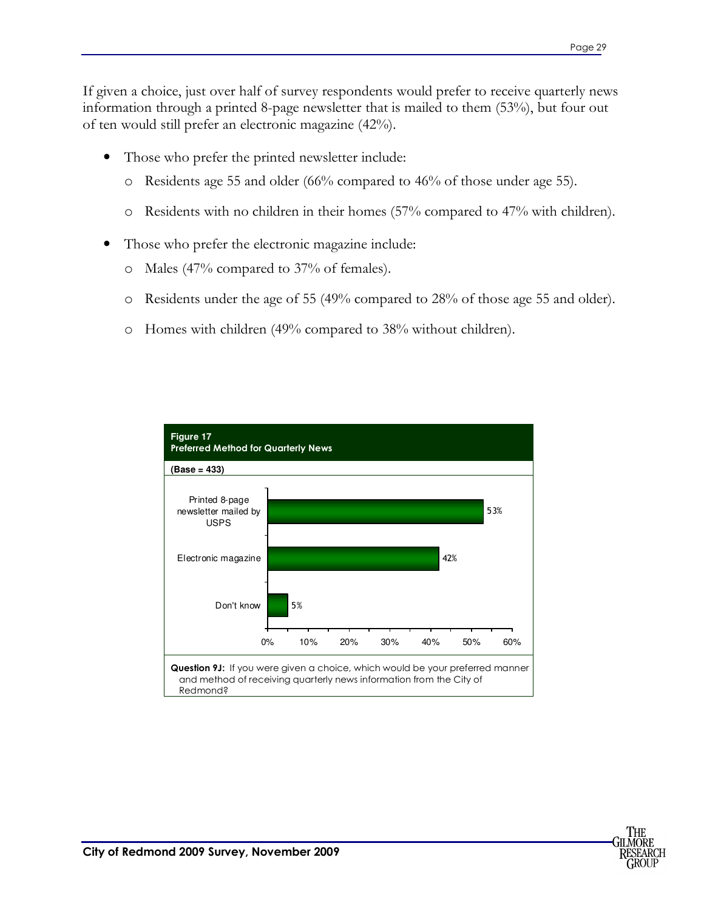If given a choice, just over half of survey respondents would prefer to receive quarterly news information through a printed 8-page newsletter that is mailed to them (53%), but four out of ten would still prefer an electronic magazine (42%).

- Those who prefer the printed newsletter include:
  - Residents age 55 and older (66% compared to 46% of those under age 55).
  - Residents with no children in their homes (57% compared to 47% with children).
- Those who prefer the electronic magazine include:
  - Males (47% compared to 37% of females).
  - Residents under the age of 55 (49% compared to 28% of those age 55 and older).
  - Homes with children (49% compared to 38% without children).

**Figure 17**
**Preferred Method for Quarterly News**

**(Base = 433)**

| Method | Percent |
|---|---|
| Printed 8-page newsletter mailed by USPS | 53% |
| Electronic magazine | 42% |
| Don't know | 5% |

**Question 9J:** If you were given a choice, which would be your preferred manner and method of receiving quarterly news information from the City of Redmond?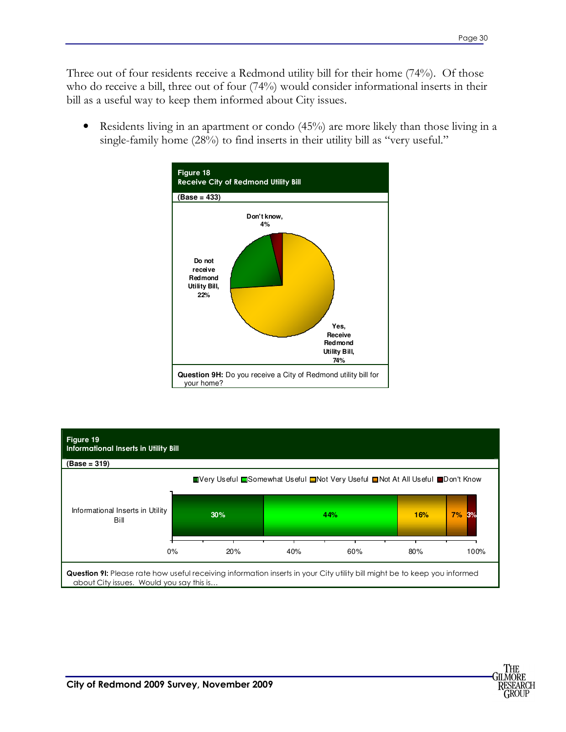Three out of four residents receive a Redmond utility bill for their home (74%). Of those who do receive a bill, three out of four (74%) would consider informational inserts in their bill as a useful way to keep them informed about City issues.

- Residents living in an apartment or condo (45%) are more likely than those living in a single-family home (28%) to find inserts in their utility bill as "very useful."

**Figure 18**
**Receive City of Redmond Utility Bill**

**(Base = 433)**

| Response | Percent |
|---|---|
| Yes, Receive Redmond Utility Bill | 74% |
| Do not receive Redmond Utility Bill | 22% |
| Don't know | 4% |

**Question 9H:** Do you receive a City of Redmond utility bill for your home?

**Figure 19**
**Informational Inserts in Utility Bill**

**(Base = 319)**

| | Very Useful | Somewhat Useful | Not Very Useful | Not At All Useful | Don't Know |
|---|---|---|---|---|---|
| Informational Inserts in Utility Bill | 30% | 44% | 16% | 7% | 3% |

**Question 9I:** Please rate how useful receiving information inserts in your City utility bill might be to keep you informed about City issues. Would you say this is…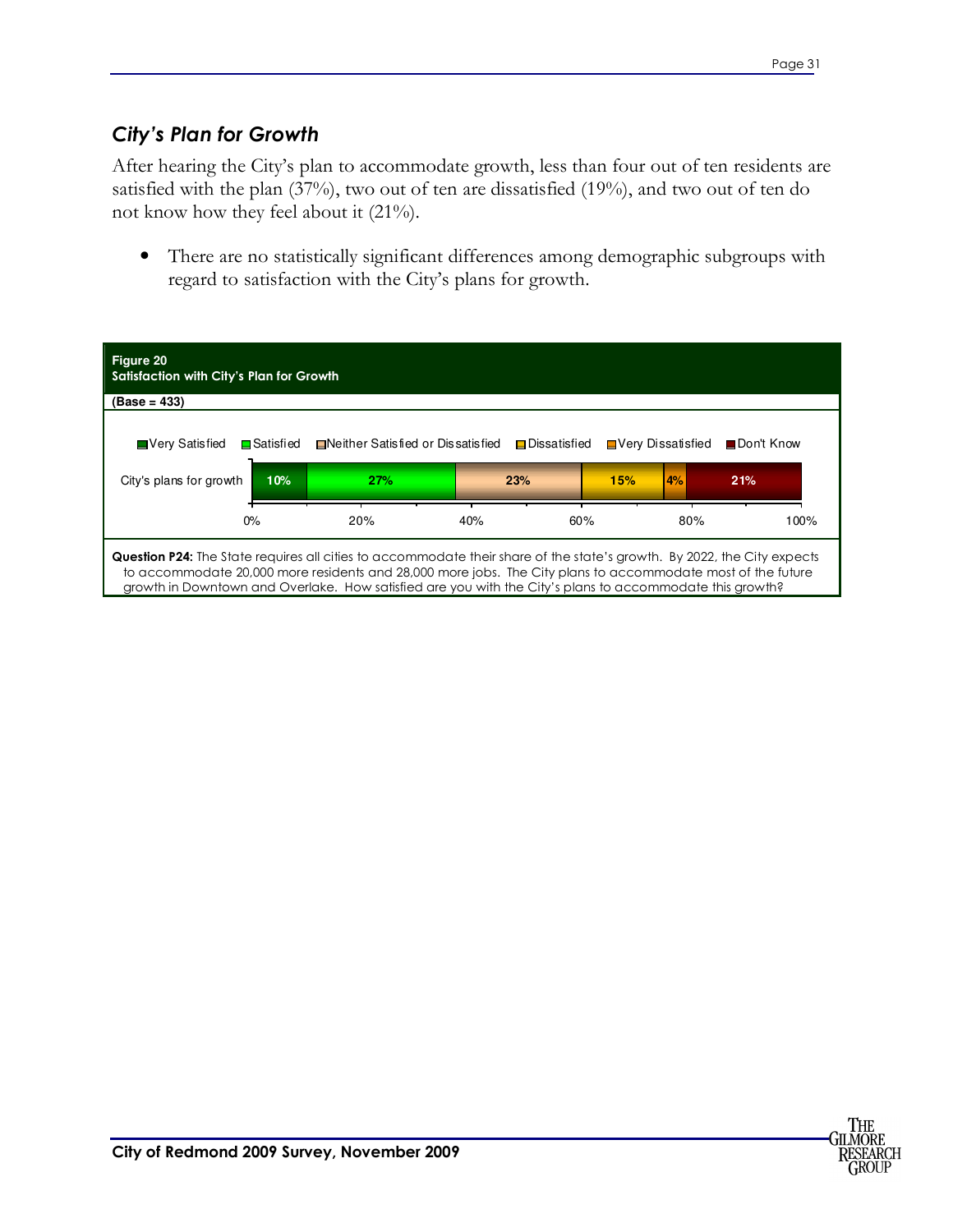## *City's Plan for Growth*

After hearing the City's plan to accommodate growth, less than four out of ten residents are satisfied with the plan (37%), two out of ten are dissatisfied (19%), and two out of ten do not know how they feel about it (21%).

- There are no statistically significant differences among demographic subgroups with regard to satisfaction with the City's plans for growth.

**Figure 20**
**Satisfaction with City's Plan for Growth**

**(Base = 433)**

| | Very Satisfied | Satisfied | Neither Satisfied or Dissatisfied | Dissatisfied | Very Dissatisfied | Don't Know |
|---|---|---|---|---|---|---|
| City's plans for growth | 10% | 27% | 23% | 15% | 4% | 21% |

**Question P24:** The State requires all cities to accommodate their share of the state's growth. By 2022, the City expects to accommodate 20,000 more residents and 28,000 more jobs. The City plans to accommodate most of the future growth in Downtown and Overlake. How satisfied are you with the City's plans to accommodate this growth?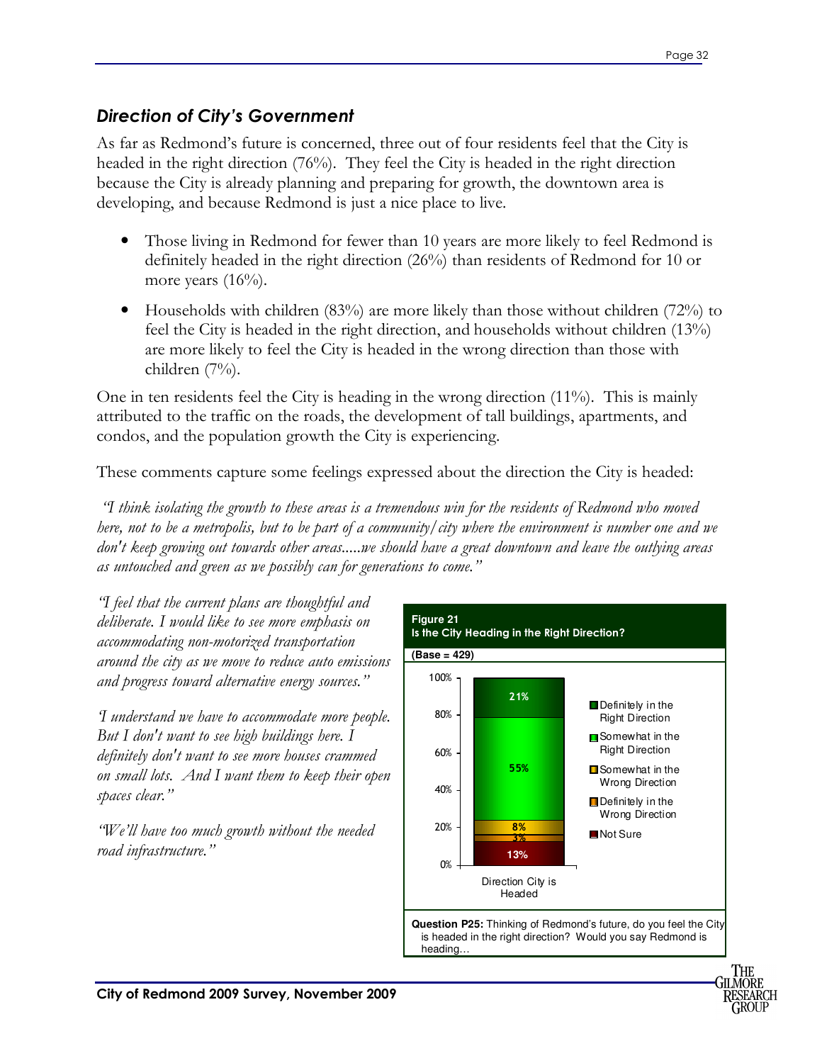## *Direction of City's Government*

As far as Redmond's future is concerned, three out of four residents feel that the City is headed in the right direction (76%). They feel the City is headed in the right direction because the City is already planning and preparing for growth, the downtown area is developing, and because Redmond is just a nice place to live.

- Those living in Redmond for fewer than 10 years are more likely to feel Redmond is definitely headed in the right direction (26%) than residents of Redmond for 10 or more years (16%).
- Households with children (83%) are more likely than those without children (72%) to feel the City is headed in the right direction, and households without children (13%) are more likely to feel the City is headed in the wrong direction than those with children (7%).

One in ten residents feel the City is heading in the wrong direction (11%). This is mainly attributed to the traffic on the roads, the development of tall buildings, apartments, and condos, and the population growth the City is experiencing.

These comments capture some feelings expressed about the direction the City is headed:

*"I think isolating the growth to these areas is a tremendous win for the residents of Redmond who moved here, not to be a metropolis, but to be part of a community/city where the environment is number one and we don't keep growing out towards other areas.....we should have a great downtown and leave the outlying areas as untouched and green as we possibly can for generations to come."*

*"I feel that the current plans are thoughtful and deliberate. I would like to see more emphasis on accommodating non-motorized transportation around the city as we move to reduce auto emissions and progress toward alternative energy sources."*

*"I understand we have to accommodate more people. But I don't want to see high buildings here. I definitely don't want to see more houses crammed on small lots. And I want them to keep their open spaces clear."*

*"We'll have too much growth without the needed road infrastructure."*

**Figure 21**
**Is the City Heading in the Right Direction?**

**(Base = 429)**

| Direction City is Headed | % |
|---|---|
| Definitely in the Right Direction | 21% |
| Somewhat in the Right Direction | 55% |
| Somewhat in the Wrong Direction | 8% |
| Definitely in the Wrong Direction | 3% |
| Not Sure | 13% |

**Question P25:** Thinking of Redmond's future, do you feel the City is headed in the right direction? Would you say Redmond is heading…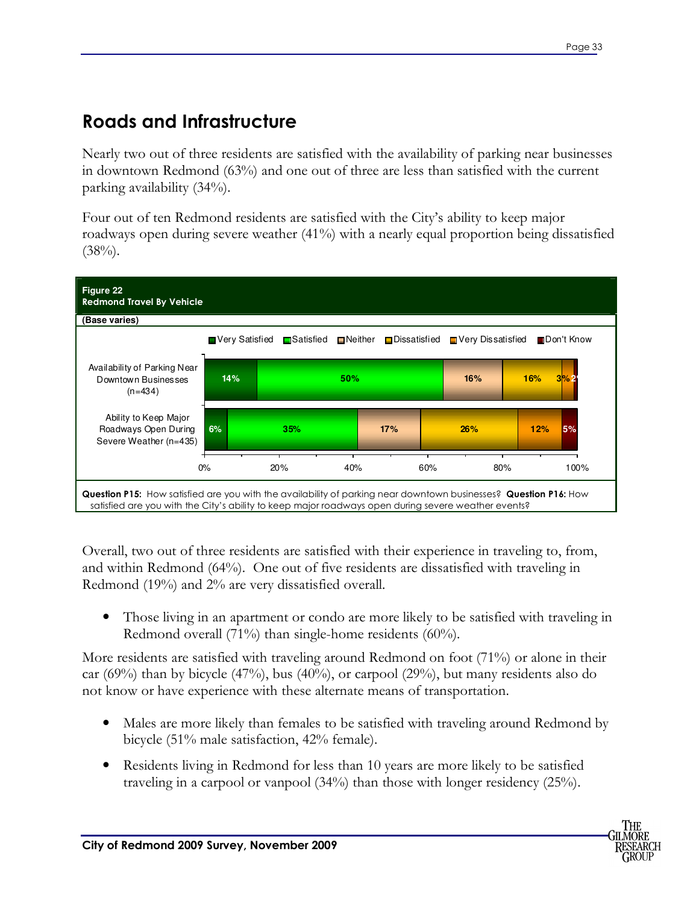## Roads and Infrastructure

Nearly two out of three residents are satisfied with the availability of parking near businesses in downtown Redmond (63%) and one out of three are less than satisfied with the current parking availability (34%).

Four out of ten Redmond residents are satisfied with the City's ability to keep major roadways open during severe weather (41%) with a nearly equal proportion being dissatisfied (38%).

**Figure 22**
**Redmond Travel By Vehicle**

**(Base varies)**

| | Very Satisfied | Satisfied | Neither | Dissatisfied | Very Dissatisfied | Don't Know |
|---|---|---|---|---|---|---|
| Availability of Parking Near Downtown Businesses (n=434) | 14% | 50% | 16% | 16% | 3% | 2% |
| Ability to Keep Major Roadways Open During Severe Weather (n=435) | 6% | 35% | 17% | 26% | 12% | 5% |

**Question P15:** How satisfied are you with the availability of parking near downtown businesses? **Question P16:** How satisfied are you with the City's ability to keep major roadways open during severe weather events?

Overall, two out of three residents are satisfied with their experience in traveling to, from, and within Redmond (64%). One out of five residents are dissatisfied with traveling in Redmond (19%) and 2% are very dissatisfied overall.

- Those living in an apartment or condo are more likely to be satisfied with traveling in Redmond overall (71%) than single-home residents (60%).

More residents are satisfied with traveling around Redmond on foot (71%) or alone in their car (69%) than by bicycle (47%), bus (40%), or carpool (29%), but many residents also do not know or have experience with these alternate means of transportation.

- Males are more likely than females to be satisfied with traveling around Redmond by bicycle (51% male satisfaction, 42% female).
- Residents living in Redmond for less than 10 years are more likely to be satisfied traveling in a carpool or vanpool (34%) than those with longer residency (25%).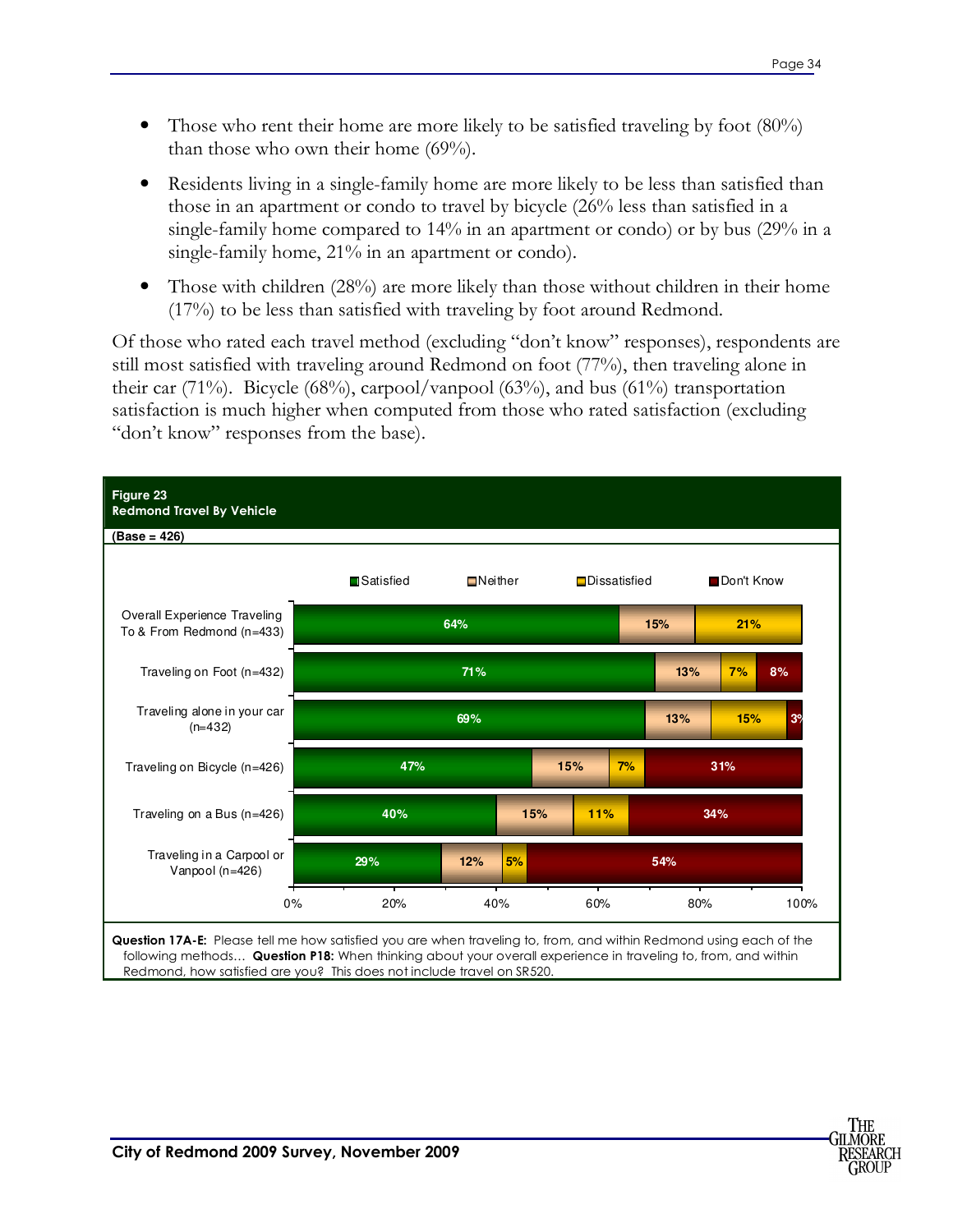- Those who rent their home are more likely to be satisfied traveling by foot (80%) than those who own their home (69%).
- Residents living in a single-family home are more likely to be less than satisfied than those in an apartment or condo to travel by bicycle (26% less than satisfied in a single-family home compared to 14% in an apartment or condo) or by bus (29% in a single-family home, 21% in an apartment or condo).
- Those with children (28%) are more likely than those without children in their home (17%) to be less than satisfied with traveling by foot around Redmond.

Of those who rated each travel method (excluding "don't know" responses), respondents are still most satisfied with traveling around Redmond on foot (77%), then traveling alone in their car (71%). Bicycle (68%), carpool/vanpool (63%), and bus (61%) transportation satisfaction is much higher when computed from those who rated satisfaction (excluding "don't know" responses from the base).

**Figure 23**
**Redmond Travel By Vehicle**
**(Base = 426)**

| | Satisfied | Neither | Dissatisfied | Don't Know |
|---|---|---|---|---|
| Overall Experience Traveling To & From Redmond (n=433) | 64% | 15% | 21% | |
| Traveling on Foot (n=432) | 71% | 13% | 7% | 8% |
| Traveling alone in your car (n=432) | 69% | 13% | 15% | 3% |
| Traveling on Bicycle (n=426) | 47% | 15% | 7% | 31% |
| Traveling on a Bus (n=426) | 40% | 15% | 11% | 34% |
| Traveling in a Carpool or Vanpool (n=426) | 29% | 12% | 5% | 54% |

**Question 17A-E:** Please tell me how satisfied you are when traveling to, from, and within Redmond using each of the following methods… **Question P18:** When thinking about your overall experience in traveling to, from, and within Redmond, how satisfied are you? This does not include travel on SR520.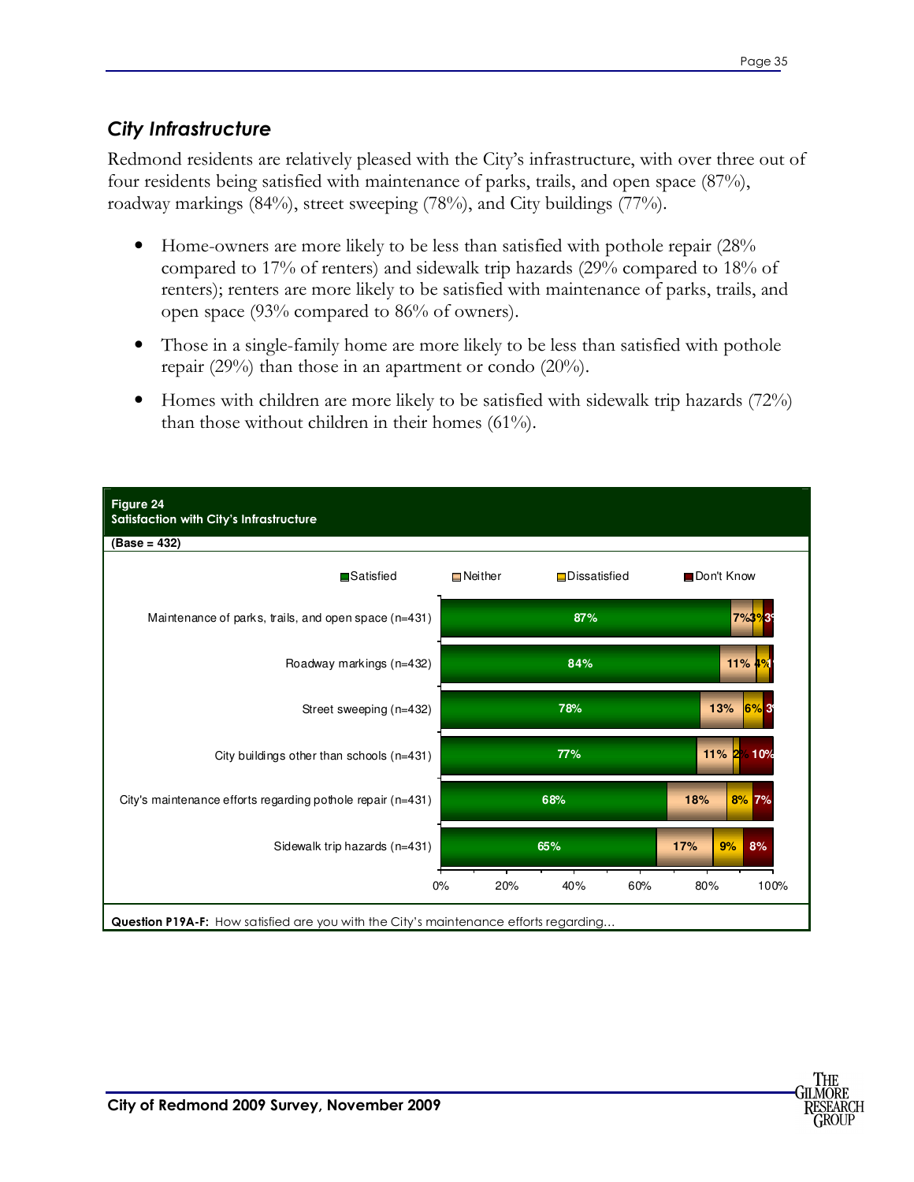## City Infrastructure

Redmond residents are relatively pleased with the City's infrastructure, with over three out of four residents being satisfied with maintenance of parks, trails, and open space (87%), roadway markings (84%), street sweeping (78%), and City buildings (77%).

- Home-owners are more likely to be less than satisfied with pothole repair (28% compared to 17% of renters) and sidewalk trip hazards (29% compared to 18% of renters); renters are more likely to be satisfied with maintenance of parks, trails, and open space (93% compared to 86% of owners).
- Those in a single-family home are more likely to be less than satisfied with pothole repair (29%) than those in an apartment or condo (20%).
- Homes with children are more likely to be satisfied with sidewalk trip hazards (72%) than those without children in their homes (61%).

**Figure 24**
**Satisfaction with City's Infrastructure**

**(Base = 432)**

| | Satisfied | Neither | Dissatisfied | Don't Know |
|---|---|---|---|---|
| Maintenance of parks, trails, and open space (n=431) | 87% | 7% | 3% | 3% |
| Roadway markings (n=432) | 84% | 11% | 4% | 1% |
| Street sweeping (n=432) | 78% | 13% | 6% | 3% |
| City buildings other than schools (n=431) | 77% | 11% | 2% | 10% |
| City's maintenance efforts regarding pothole repair (n=431) | 68% | 18% | 8% | 7% |
| Sidewalk trip hazards (n=431) | 65% | 17% | 9% | 8% |

**Question P19A-F:** How satisfied are you with the City's maintenance efforts regarding…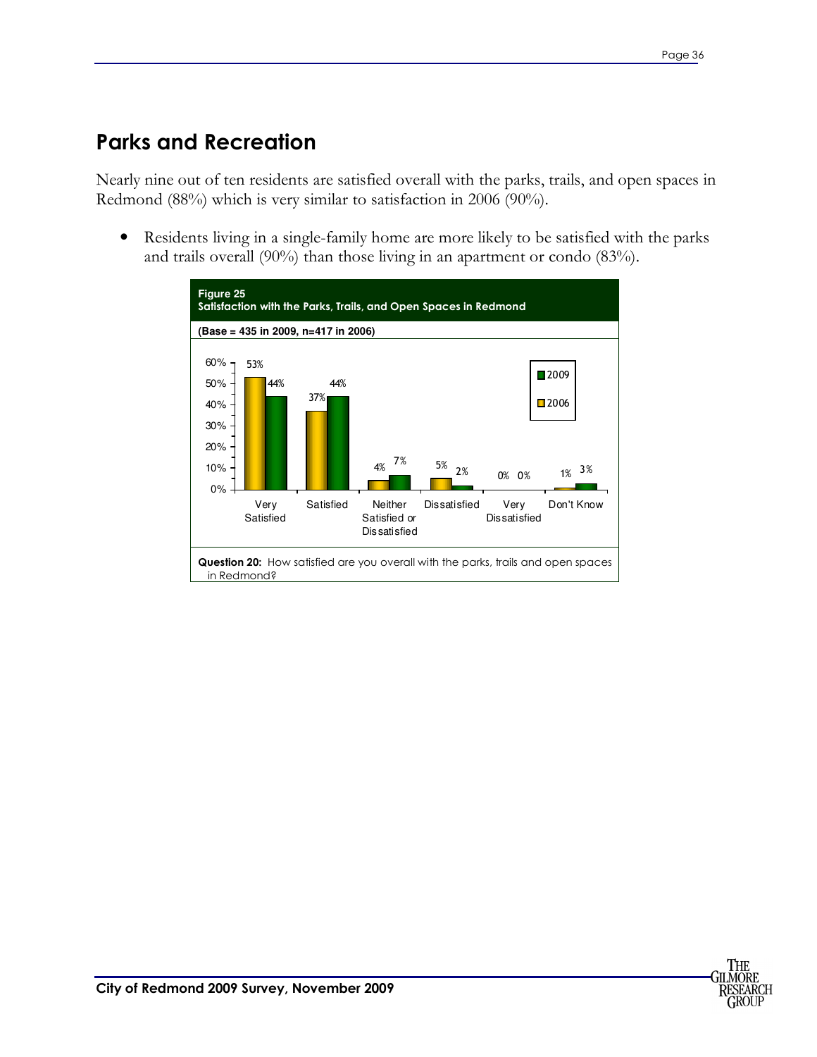## Parks and Recreation

Nearly nine out of ten residents are satisfied overall with the parks, trails, and open spaces in Redmond (88%) which is very similar to satisfaction in 2006 (90%).

- Residents living in a single-family home are more likely to be satisfied with the parks and trails overall (90%) than those living in an apartment or condo (83%).

**Figure 25**
**Satisfaction with the Parks, Trails, and Open Spaces in Redmond**

**(Base = 435 in 2009, n=417 in 2006)**

| | 2006 | 2009 |
|---|---|---|
| Very Satisfied | 53% | 44% |
| Satisfied | 37% | 44% |
| Neither Satisfied or Dissatisfied | 4% | 7% |
| Dissatisfied | 5% | 2% |
| Very Dissatisfied | 0% | 0% |
| Don't Know | 1% | 3% |

**Question 20:** How satisfied are you overall with the parks, trails and open spaces in Redmond?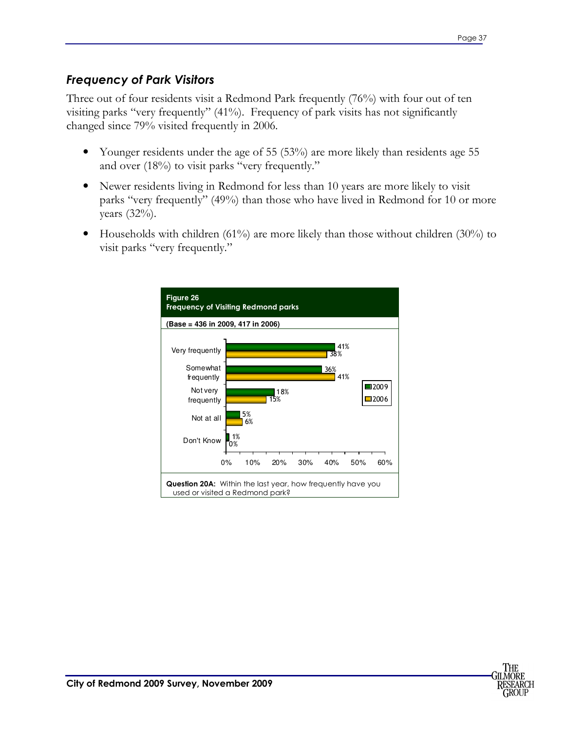## *Frequency of Park Visitors*

Three out of four residents visit a Redmond Park frequently (76%) with four out of ten visiting parks "very frequently" (41%). Frequency of park visits has not significantly changed since 79% visited frequently in 2006.

- Younger residents under the age of 55 (53%) are more likely than residents age 55 and over (18%) to visit parks "very frequently."
- Newer residents living in Redmond for less than 10 years are more likely to visit parks "very frequently" (49%) than those who have lived in Redmond for 10 or more years (32%).
- Households with children (61%) are more likely than those without children (30%) to visit parks "very frequently."

**Figure 26**
**Frequency of Visiting Redmond parks**

**(Base = 436 in 2009, 417 in 2006)**

| | 2009 | 2006 |
|---|---|---|
| Very frequently | 41% | 38% |
| Somewhat frequently | 36% | 41% |
| Not very frequently | 18% | 15% |
| Not at all | 5% | 6% |
| Don't Know | 1% | 0% |

**Question 20A:** Within the last year, how frequently have you used or visited a Redmond park?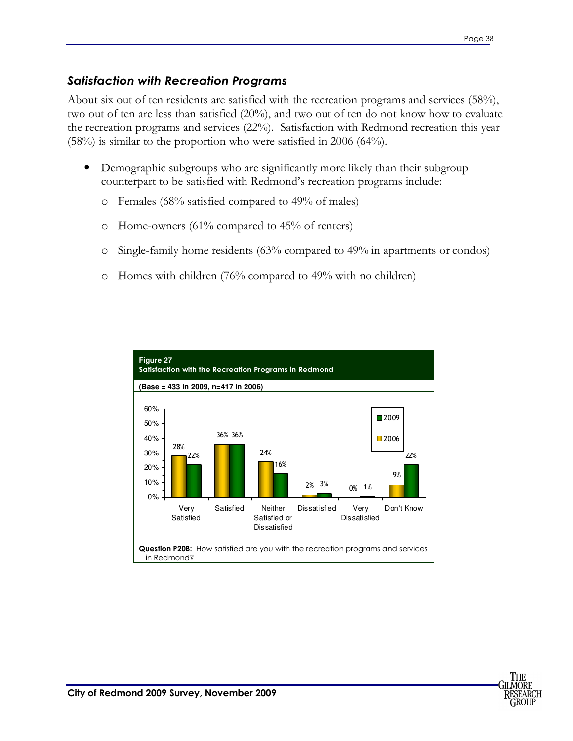## *Satisfaction with Recreation Programs*

About six out of ten residents are satisfied with the recreation programs and services (58%), two out of ten are less than satisfied (20%), and two out of ten do not know how to evaluate the recreation programs and services (22%). Satisfaction with Redmond recreation this year (58%) is similar to the proportion who were satisfied in 2006 (64%).

- Demographic subgroups who are significantly more likely than their subgroup counterpart to be satisfied with Redmond's recreation programs include:
  - Females (68% satisfied compared to 49% of males)
  - Home-owners (61% compared to 45% of renters)
  - Single-family home residents (63% compared to 49% in apartments or condos)
  - Homes with children (76% compared to 49% with no children)

**Figure 27**
**Satisfaction with the Recreation Programs in Redmond**

**(Base = 433 in 2009, n=417 in 2006)**

| | 2006 | 2009 |
|---|---|---|
| Very Satisfied | 28% | 22% |
| Satisfied | 36% | 36% |
| Neither Satisfied or Dissatisfied | 24% | 16% |
| Dissatisfied | 2% | 3% |
| Very Dissatisfied | 0% | 1% |
| Don't Know | 9% | 22% |

**Question P20B:** How satisfied are you with the recreation programs and services in Redmond?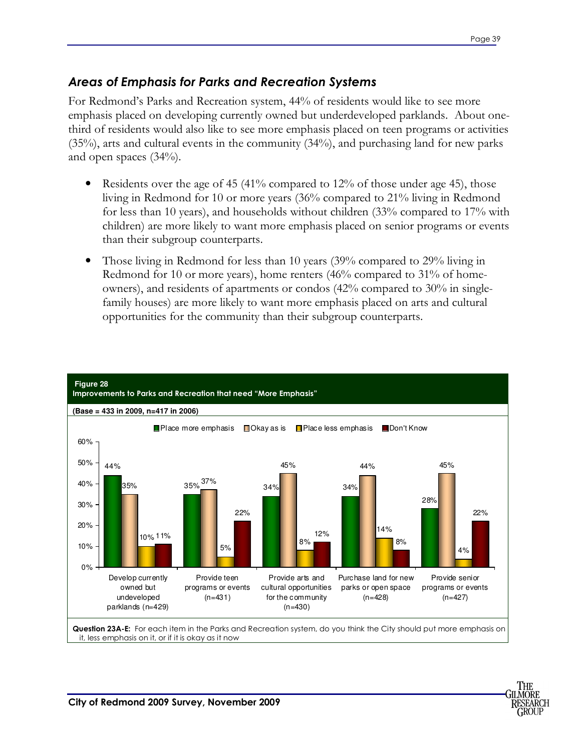## *Areas of Emphasis for Parks and Recreation Systems*

For Redmond's Parks and Recreation system, 44% of residents would like to see more emphasis placed on developing currently owned but underdeveloped parklands. About one-third of residents would also like to see more emphasis placed on teen programs or activities (35%), arts and cultural events in the community (34%), and purchasing land for new parks and open spaces (34%).

- Residents over the age of 45 (41% compared to 12% of those under age 45), those living in Redmond for 10 or more years (36% compared to 21% living in Redmond for less than 10 years), and households without children (33% compared to 17% with children) are more likely to want more emphasis placed on senior programs or events than their subgroup counterparts.
- Those living in Redmond for less than 10 years (39% compared to 29% living in Redmond for 10 or more years), home renters (46% compared to 31% of home-owners), and residents of apartments or condos (42% compared to 30% in single-family houses) are more likely to want more emphasis placed on arts and cultural opportunities for the community than their subgroup counterparts.

**Figure 28**
**Improvements to Parks and Recreation that need "More Emphasis"**

**(Base = 433 in 2009, n=417 in 2006)**

| | Place more emphasis | Okay as is | Place less emphasis | Don't Know |
|---|---|---|---|---|
| Develop currently owned but undeveloped parklands (n=429) | 44% | 35% | 10% | 11% |
| Provide teen programs or events (n=431) | 35% | 37% | 5% | 22% |
| Provide arts and cultural opportunities for the community (n=430) | 34% | 45% | 8% | 12% |
| Purchase land for new parks or open space (n=428) | 34% | 44% | 14% | 8% |
| Provide senior programs or events (n=427) | 28% | 45% | 4% | 22% |

**Question 23A-E:** For each item in the Parks and Recreation system, do you think the City should put more emphasis on it, less emphasis on it, or if it is okay as it now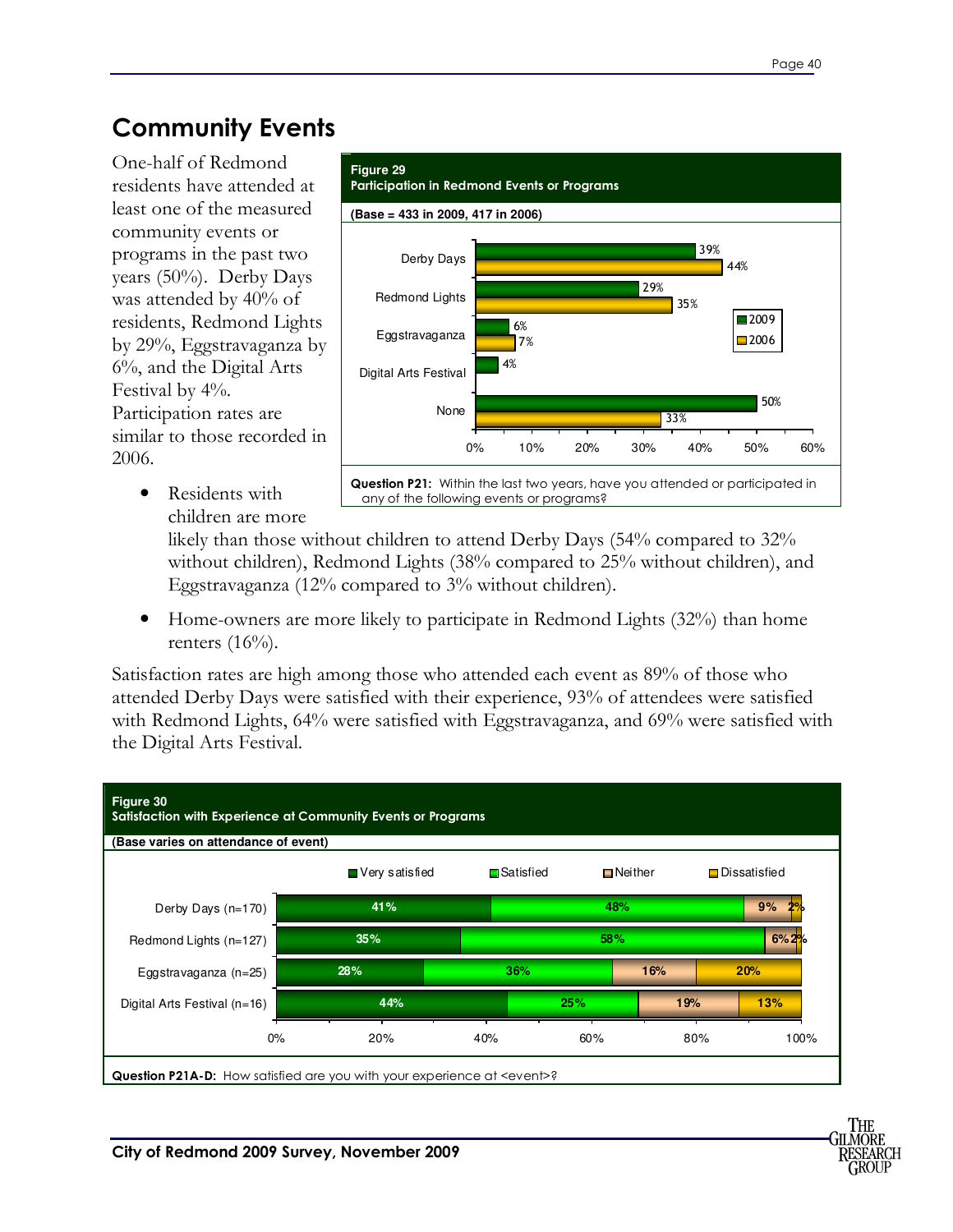# Community Events

One-half of Redmond residents have attended at least one of the measured community events or programs in the past two years (50%). Derby Days was attended by 40% of residents, Redmond Lights by 29%, Eggstravaganza by 6%, and the Digital Arts Festival by 4%. Participation rates are similar to those recorded in 2006.

**Figure 29**
**Participation in Redmond Events or Programs**

**(Base = 433 in 2009, 417 in 2006)**

| Event | 2009 | 2006 |
|---|---|---|
| Derby Days | 39% | 44% |
| Redmond Lights | 29% | 35% |
| Eggstravaganza | 6% | 7% |
| Digital Arts Festival | 4% | |
| None | 50% | 33% |

**Question P21:** Within the last two years, have you attended or participated in any of the following events or programs?

- Residents with children are more likely than those without children to attend Derby Days (54% compared to 32% without children), Redmond Lights (38% compared to 25% without children), and Eggstravaganza (12% compared to 3% without children).
- Home-owners are more likely to participate in Redmond Lights (32%) than home renters (16%).

Satisfaction rates are high among those who attended each event as 89% of those who attended Derby Days were satisfied with their experience, 93% of attendees were satisfied with Redmond Lights, 64% were satisfied with Eggstravaganza, and 69% were satisfied with the Digital Arts Festival.

**Figure 30**
**Satisfaction with Experience at Community Events or Programs**

**(Base varies on attendance of event)**

| Event | Very satisfied | Satisfied | Neither | Dissatisfied |
|---|---|---|---|---|
| Derby Days (n=170) | 41% | 48% | 9% | 2% |
| Redmond Lights (n=127) | 35% | 58% | 6% | 2% |
| Eggstravaganza (n=25) | 28% | 36% | 16% | 20% |
| Digital Arts Festival (n=16) | 44% | 25% | 19% | 13% |

**Question P21A-D:** How satisfied are you with your experience at <event>?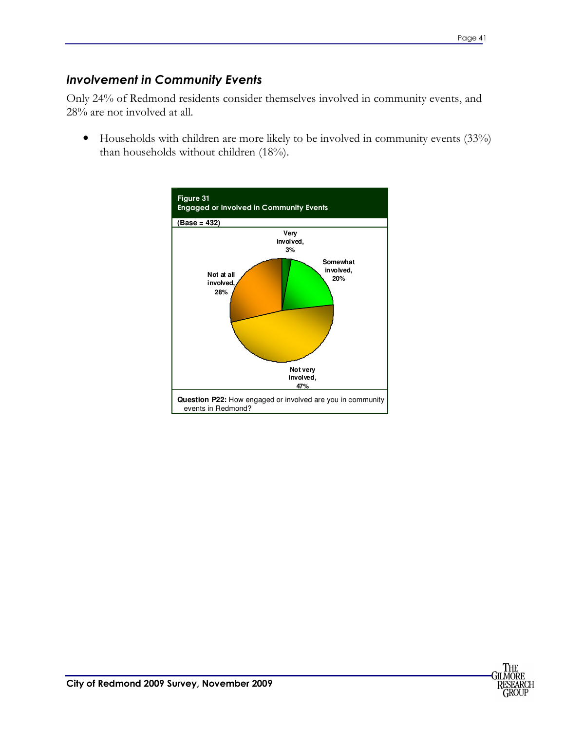## *Involvement in Community Events*

Only 24% of Redmond residents consider themselves involved in community events, and 28% are not involved at all.

- Households with children are more likely to be involved in community events (33%) than households without children (18%).

**Figure 31**
**Engaged or Involved in Community Events**

**(Base = 432)**

Very involved, 3%

Somewhat involved, 20%

Not very involved, 47%

Not at all involved, 28%

**Question P22:** How engaged or involved are you in community events in Redmond?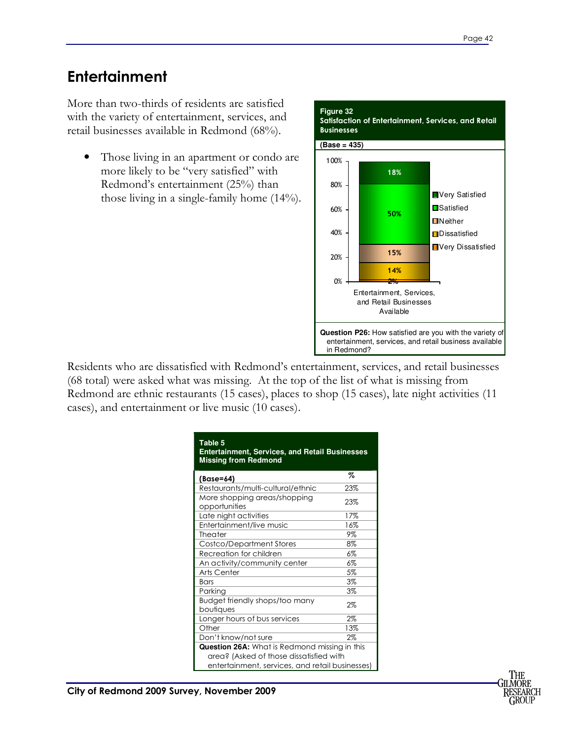# Entertainment

More than two-thirds of residents are satisfied with the variety of entertainment, services, and retail businesses available in Redmond (68%).

- Those living in an apartment or condo are more likely to be "very satisfied" with Redmond's entertainment (25%) than those living in a single-family home (14%).

**Figure 32**
**Satisfaction of Entertainment, Services, and Retail Businesses**

**(Base = 435)**

| Entertainment, Services, and Retail Businesses Available | % |
|---|---|
| Very Satisfied | 18% |
| Satisfied | 50% |
| Neither | 15% |
| Dissatisfied | 14% |
| Very Dissatisfied | 2% |

**Question P26:** How satisfied are you with the variety of entertainment, services, and retail business available in Redmond?

Residents who are dissatisfied with Redmond's entertainment, services, and retail businesses (68 total) were asked what was missing. At the top of the list of what is missing from Redmond are ethnic restaurants (15 cases), places to shop (15 cases), late night activities (11 cases), and entertainment or live music (10 cases).

**Table 5**
**Entertainment, Services, and Retail Businesses Missing from Redmond**

| (Base=64) | % |
|---|---|
| Restaurants/multi-cultural/ethnic | 23% |
| More shopping areas/shopping opportunities | 23% |
| Late night activities | 17% |
| Entertainment/live music | 16% |
| Theater | 9% |
| Costco/Department Stores | 8% |
| Recreation for children | 6% |
| An activity/community center | 6% |
| Arts Center | 5% |
| Bars | 3% |
| Parking | 3% |
| Budget friendly shops/too many boutiques | 2% |
| Longer hours of bus services | 2% |
| Other | 13% |
| Don't know/not sure | 2% |

**Question 26A:** What is Redmond missing in this area? (Asked of those dissatisfied with entertainment, services, and retail businesses)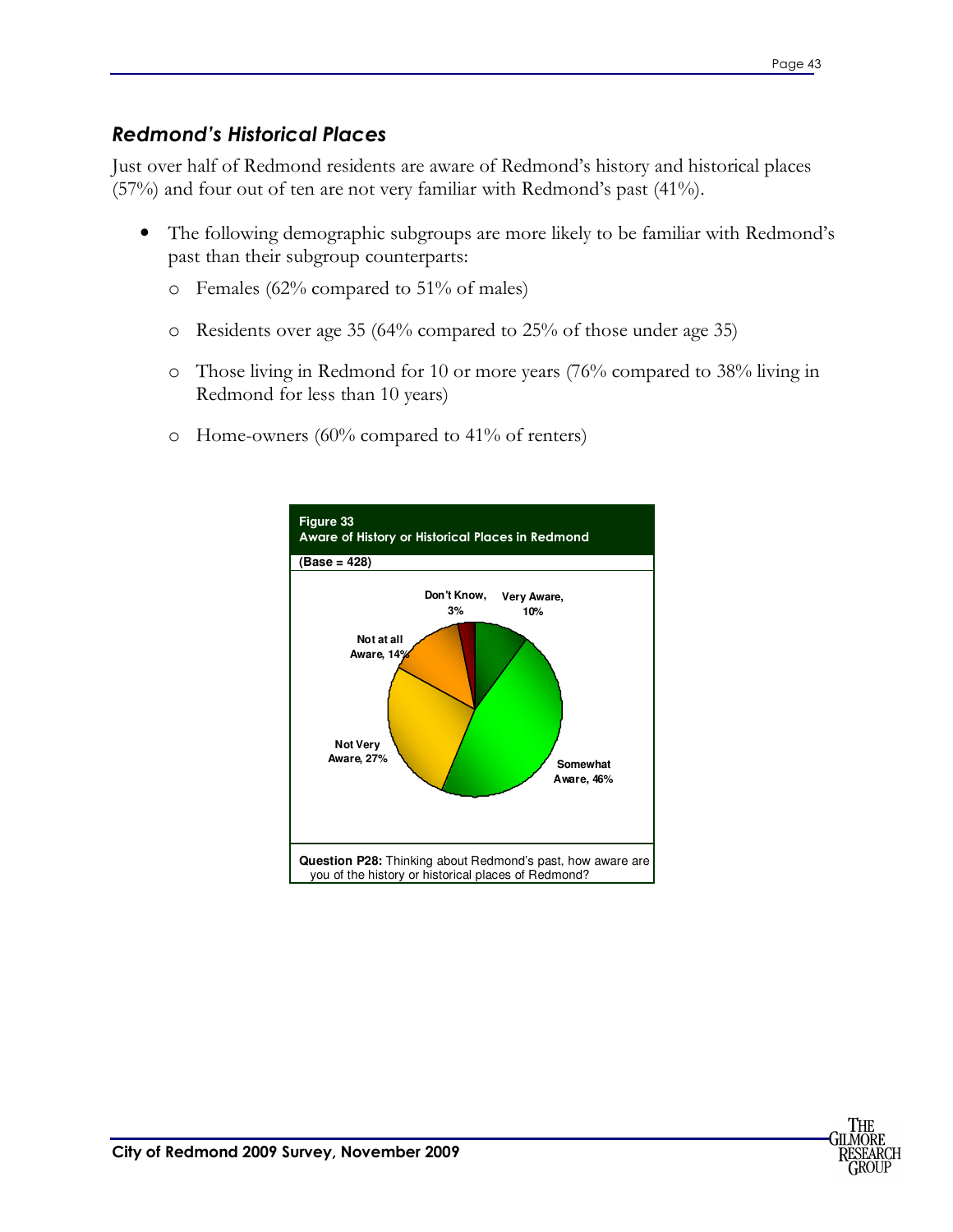## *Redmond's Historical Places*

Just over half of Redmond residents are aware of Redmond's history and historical places (57%) and four out of ten are not very familiar with Redmond's past (41%).

- The following demographic subgroups are more likely to be familiar with Redmond's past than their subgroup counterparts:
  - Females (62% compared to 51% of males)
  - Residents over age 35 (64% compared to 25% of those under age 35)
  - Those living in Redmond for 10 or more years (76% compared to 38% living in Redmond for less than 10 years)
  - Home-owners (60% compared to 41% of renters)

**Figure 33**
**Aware of History or Historical Places in Redmond**

**(Base = 428)**

| Response | Percent |
|---|---|
| Very Aware | 10% |
| Somewhat Aware | 46% |
| Not Very Aware | 27% |
| Not at all Aware | 14% |
| Don't Know | 3% |

**Question P28:** Thinking about Redmond's past, how aware are you of the history or historical places of Redmond?

**City of Redmond 2009 Survey, November 2009**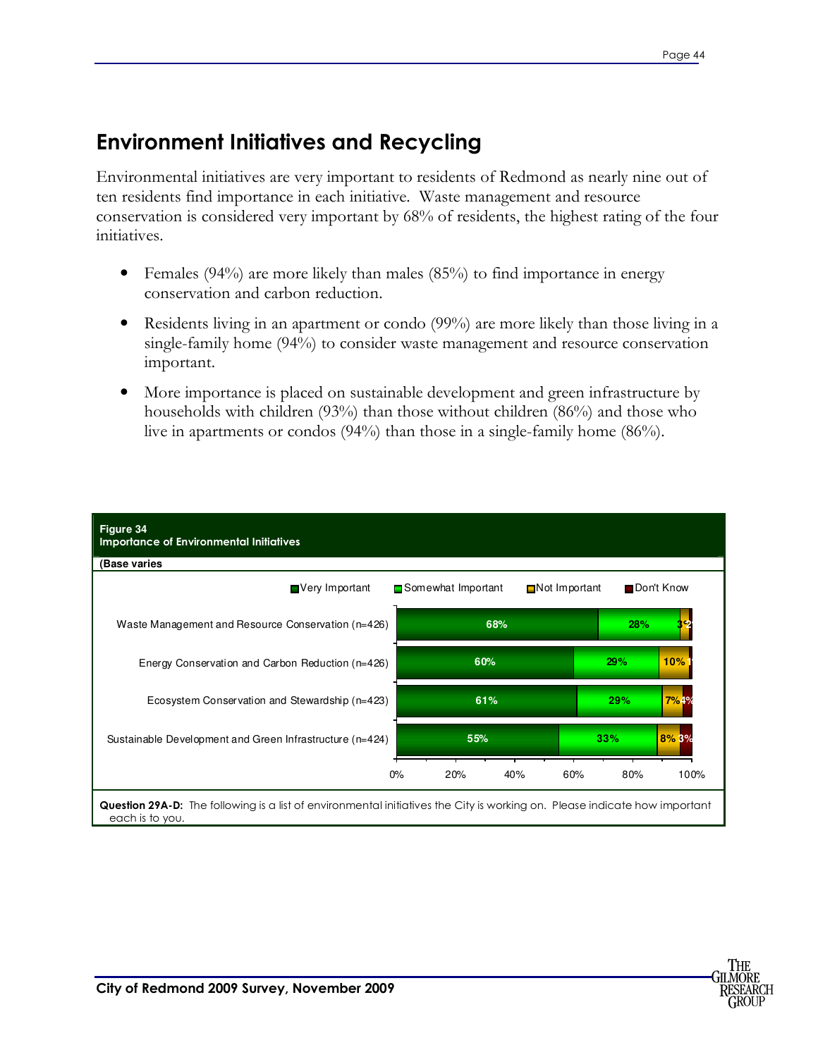## Environment Initiatives and Recycling

Environmental initiatives are very important to residents of Redmond as nearly nine out of ten residents find importance in each initiative. Waste management and resource conservation is considered very important by 68% of residents, the highest rating of the four initiatives.

- Females (94%) are more likely than males (85%) to find importance in energy conservation and carbon reduction.
- Residents living in an apartment or condo (99%) are more likely than those living in a single-family home (94%) to consider waste management and resource conservation important.
- More importance is placed on sustainable development and green infrastructure by households with children (93%) than those without children (86%) and those who live in apartments or condos (94%) than those in a single-family home (86%).

**Figure 34**
**Importance of Environmental Initiatives**

**(Base varies**

| | Very Important | Somewhat Important | Not Important | Don't Know |
|---|---|---|---|---|
| Waste Management and Resource Conservation (n=426) | 68% | 28% | 3% | 2% |
| Energy Conservation and Carbon Reduction (n=426) | 60% | 29% | 10% | 1% |
| Ecosystem Conservation and Stewardship (n=423) | 61% | 29% | 7% | 4% |
| Sustainable Development and Green Infrastructure (n=424) | 55% | 33% | 8% | 3% |

**Question 29A-D:** The following is a list of environmental initiatives the City is working on. Please indicate how important each is to you.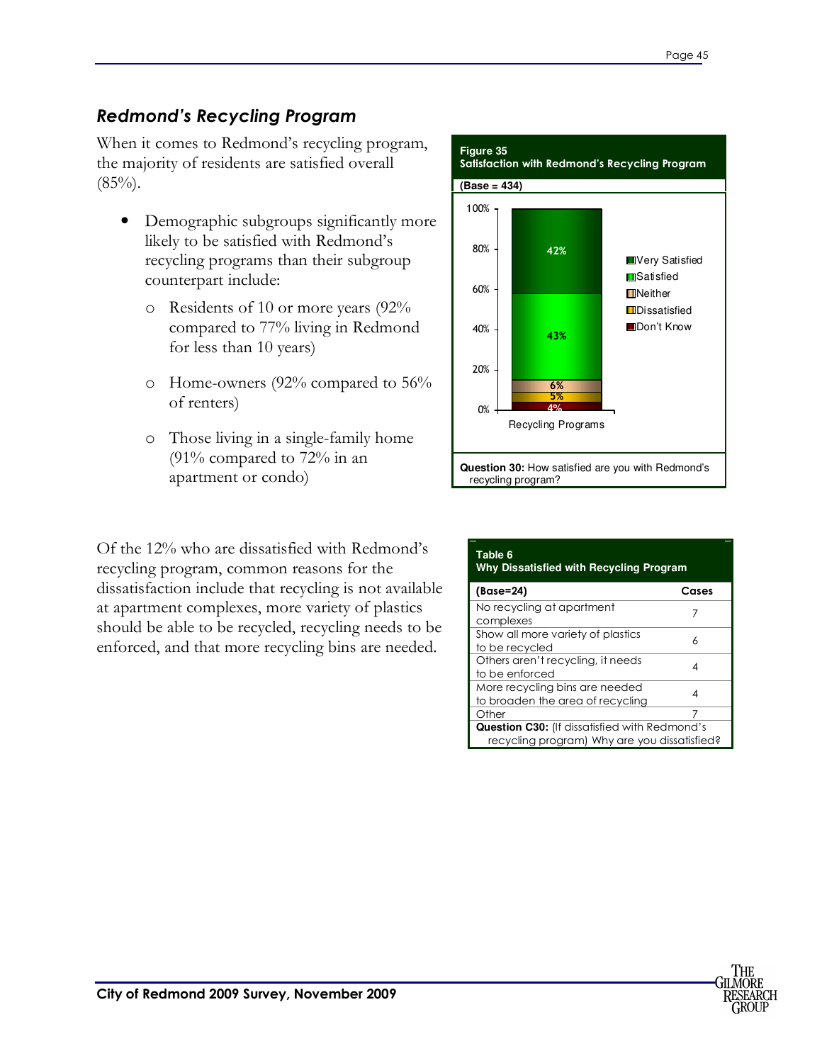## *Redmond's Recycling Program*

When it comes to Redmond's recycling program, the majority of residents are satisfied overall (85%).

- Demographic subgroups significantly more likely to be satisfied with Redmond's recycling programs than their subgroup counterpart include:
  - Residents of 10 or more years (92% compared to 77% living in Redmond for less than 10 years)
  - Home-owners (92% compared to 56% of renters)
  - Those living in a single-family home (91% compared to 72% in an apartment or condo)

**Figure 35**
**Satisfaction with Redmond's Recycling Program**

**(Base = 434)**

| | Recycling Programs |
|---|---|
| Very Satisfied | 42% |
| Satisfied | 43% |
| Neither | 6% |
| Dissatisfied | 5% |
| Don't Know | 4% |

**Question 30:** How satisfied are you with Redmond's recycling program?

Of the 12% who are dissatisfied with Redmond's recycling program, common reasons for the dissatisfaction include that recycling is not available at apartment complexes, more variety of plastics should be able to be recycled, recycling needs to be enforced, and that more recycling bins are needed.

**Table 6**
**Why Dissatisfied with Recycling Program**

| (Base=24) | Cases |
|---|---|
| No recycling at apartment complexes | 7 |
| Show all more variety of plastics to be recycled | 6 |
| Others aren't recycling, it needs to be enforced | 4 |
| More recycling bins are needed to broaden the area of recycling | 4 |
| Other | 7 |

**Question C30:** (If dissatisfied with Redmond's recycling program) Why are you dissatisfied?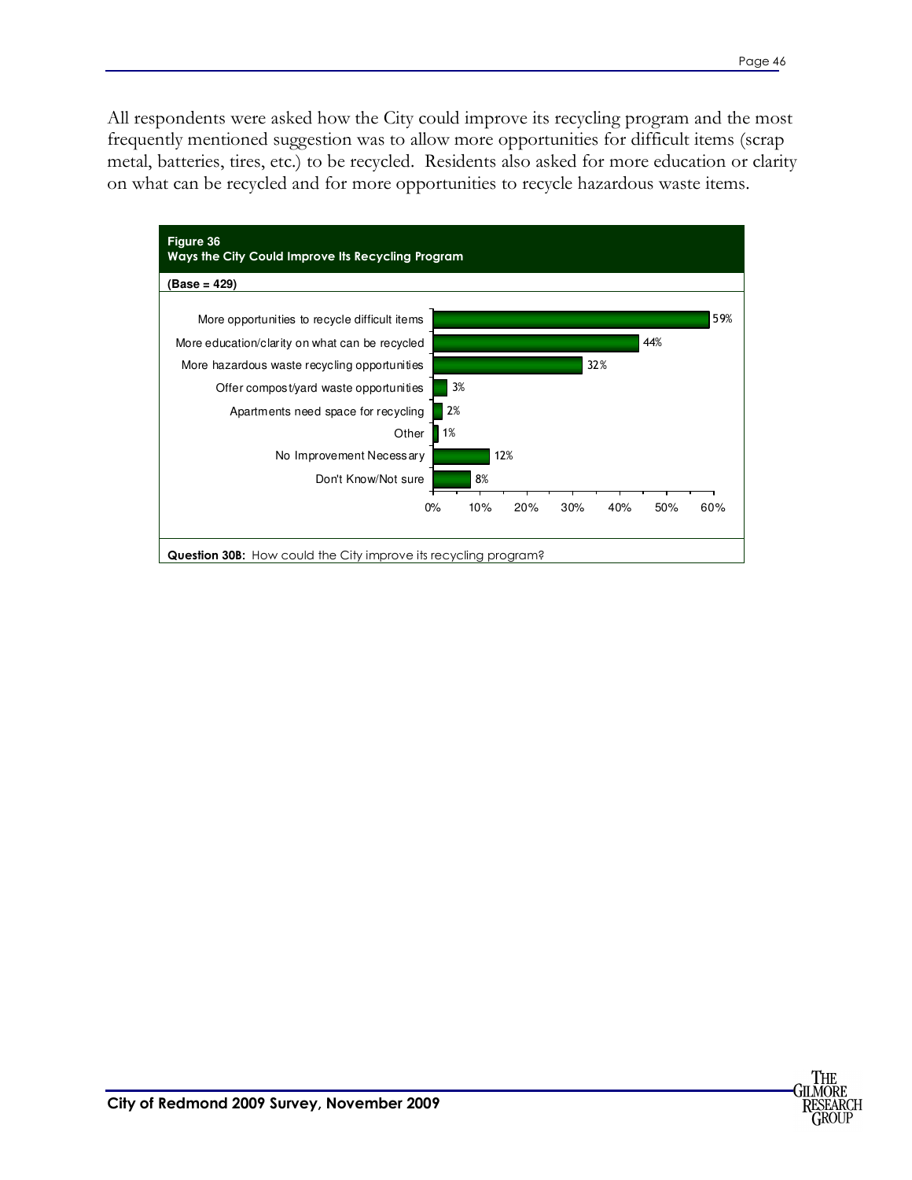All respondents were asked how the City could improve its recycling program and the most frequently mentioned suggestion was to allow more opportunities for difficult items (scrap metal, batteries, tires, etc.) to be recycled. Residents also asked for more education or clarity on what can be recycled and for more opportunities to recycle hazardous waste items.

**Figure 36**
**Ways the City Could Improve Its Recycling Program**

**(Base = 429)**

| Response | Percent |
|---|---|
| More opportunities to recycle difficult items | 59% |
| More education/clarity on what can be recycled | 44% |
| More hazardous waste recycling opportunities | 32% |
| Offer compost/yard waste opportunities | 3% |
| Apartments need space for recycling | 2% |
| Other | 1% |
| No Improvement Necessary | 12% |
| Don't Know/Not sure | 8% |

**Question 30B:** How could the City improve its recycling program?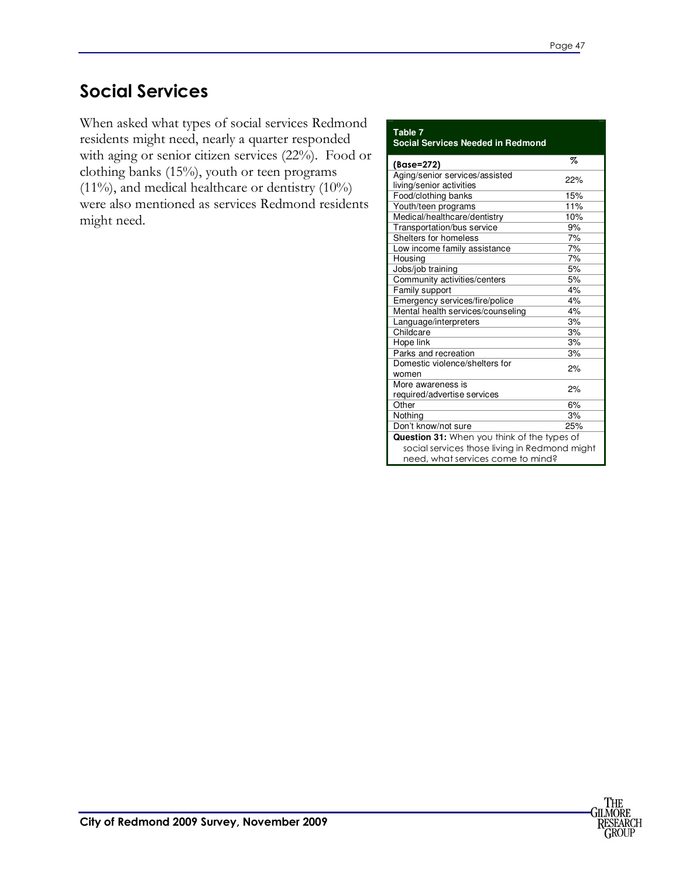## Social Services

When asked what types of social services Redmond residents might need, nearly a quarter responded with aging or senior citizen services (22%). Food or clothing banks (15%), youth or teen programs (11%), and medical healthcare or dentistry (10%) were also mentioned as services Redmond residents might need.

**Table 7**
**Social Services Needed in Redmond**

| (Base=272) | % |
|---|---|
| Aging/senior services/assisted living/senior activities | 22% |
| Food/clothing banks | 15% |
| Youth/teen programs | 11% |
| Medical/healthcare/dentistry | 10% |
| Transportation/bus service | 9% |
| Shelters for homeless | 7% |
| Low income family assistance | 7% |
| Housing | 7% |
| Jobs/job training | 5% |
| Community activities/centers | 5% |
| Family support | 4% |
| Emergency services/fire/police | 4% |
| Mental health services/counseling | 4% |
| Language/interpreters | 3% |
| Childcare | 3% |
| Hope link | 3% |
| Parks and recreation | 3% |
| Domestic violence/shelters for women | 2% |
| More awareness is required/advertise services | 2% |
| Other | 6% |
| Nothing | 3% |
| Don't know/not sure | 25% |

**Question 31:** When you think of the types of social services those living in Redmond might need, what services come to mind?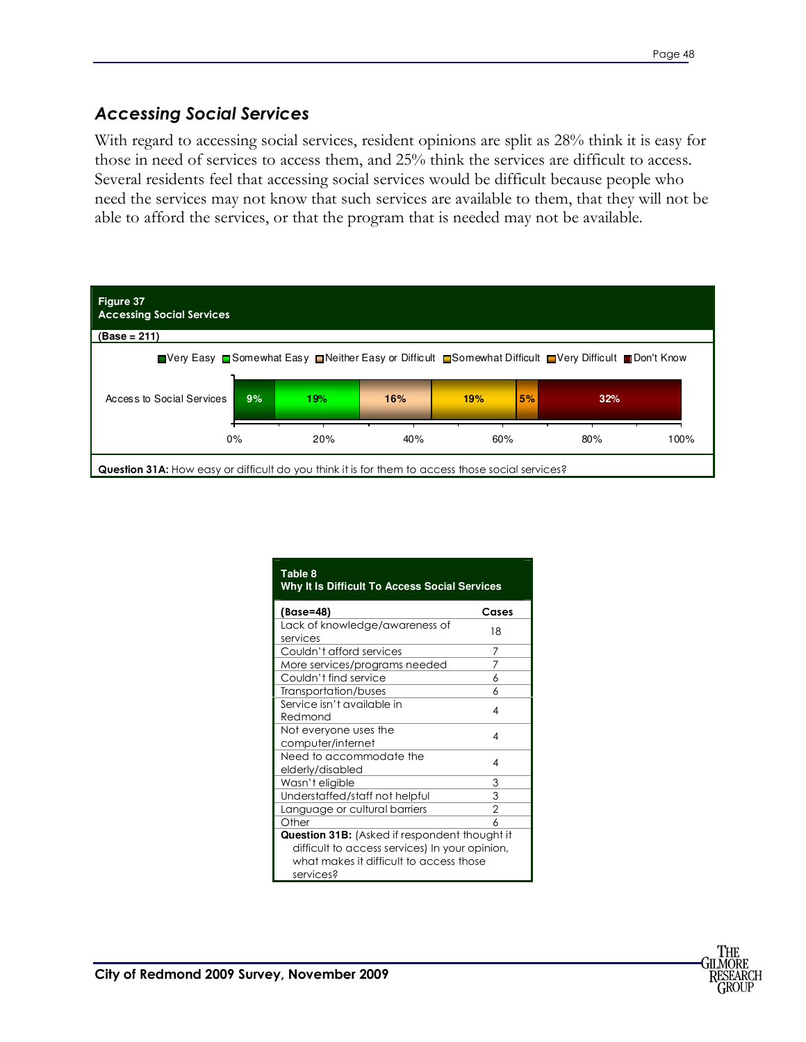## *Accessing Social Services*

With regard to accessing social services, resident opinions are split as 28% think it is easy for those in need of services to access them, and 25% think the services are difficult to access. Several residents feel that accessing social services would be difficult because people who need the services may not know that such services are available to them, that they will not be able to afford the services, or that the program that is needed may not be available.

**Figure 37**
**Accessing Social Services**

**(Base = 211)**

| | Very Easy | Somewhat Easy | Neither Easy or Difficult | Somewhat Difficult | Very Difficult | Don't Know |
|---|---|---|---|---|---|---|
| Access to Social Services | 9% | 19% | 16% | 19% | 5% | 32% |

**Question 31A:** How easy or difficult do you think it is for them to access those social services?

**Table 8**
**Why It Is Difficult To Access Social Services**

| (Base=48) | Cases |
|---|---|
| Lack of knowledge/awareness of services | 18 |
| Couldn't afford services | 7 |
| More services/programs needed | 7 |
| Couldn't find service | 6 |
| Transportation/buses | 6 |
| Service isn't available in Redmond | 4 |
| Not everyone uses the computer/internet | 4 |
| Need to accommodate the elderly/disabled | 4 |
| Wasn't eligible | 3 |
| Understaffed/staff not helpful | 3 |
| Language or cultural barriers | 2 |
| Other | 6 |

**Question 31B:** (Asked if respondent thought it difficult to access services) In your opinion, what makes it difficult to access those services?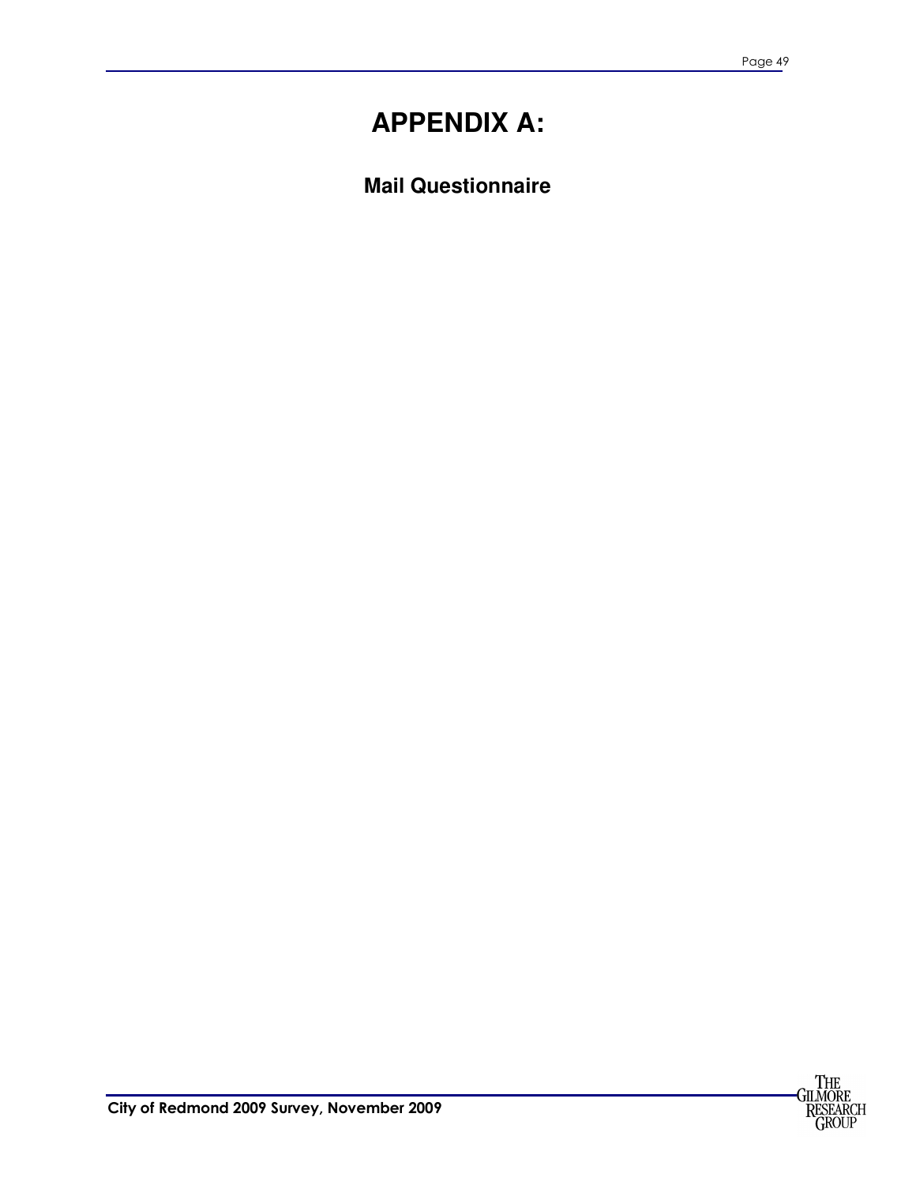# APPENDIX A:

## Mail Questionnaire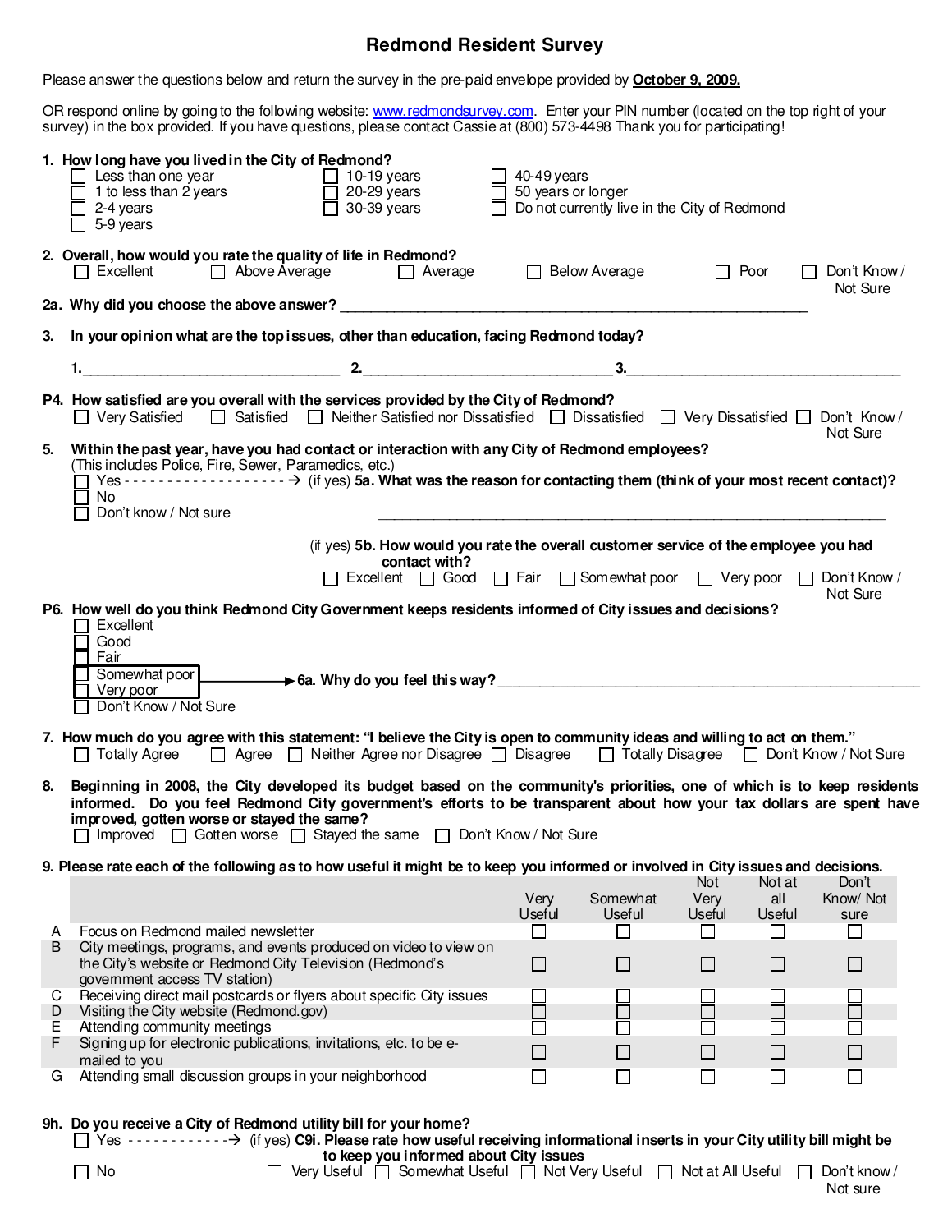# Redmond Resident Survey

Please answer the questions below and return the survey in the pre-paid envelope provided by **October 9, 2009.**

OR respond online by going to the following website: www.redmondsurvey.com. Enter your PIN number (located on the top right of your survey) in the box provided. If you have questions, please contact Cassie at (800) 573-4498 Thank you for participating!

**1. How long have you lived in the City of Redmond?**

- ☐ Less than one year
- ☐ 1 to less than 2 years
- ☐ 2-4 years
- ☐ 5-9 years
- ☐ 10-19 years
- ☐ 20-29 years
- ☐ 30-39 years
- ☐ 40-49 years
- ☐ 50 years or longer
- ☐ Do not currently live in the City of Redmond

**2. Overall, how would you rate the quality of life in Redmond?**

☐ Excellent ☐ Above Average ☐ Average ☐ Below Average ☐ Poor ☐ Don't Know / Not Sure

**2a. Why did you choose the above answer?** ____________________

**3. In your opinion what are the top issues, other than education, facing Redmond today?**

**1.**__________ **2.**__________ **3.**__________

**P4. How satisfied are you overall with the services provided by the City of Redmond?**

☐ Very Satisfied ☐ Satisfied ☐ Neither Satisfied nor Dissatisfied ☐ Dissatisfied ☐ Very Dissatisfied ☐ Don't Know / Not Sure

**5. Within the past year, have you had contact or interaction with any City of Redmond employees?**
(This includes Police, Fire, Sewer, Paramedics, etc.)

- ☐ Yes ------------------→ (if yes) **5a. What was the reason for contacting them (think of your most recent contact)?** ____________________
- ☐ No
- ☐ Don't know / Not sure

(if yes) **5b. How would you rate the overall customer service of the employee you had contact with?**

☐ Excellent ☐ Good ☐ Fair ☐ Somewhat poor ☐ Very poor ☐ Don't Know / Not Sure

**P6. How well do you think Redmond City Government keeps residents informed of City issues and decisions?**

- ☐ Excellent
- ☐ Good
- ☐ Fair
- ☐ Somewhat poor
- ☐ Very poor
- ☐ Don't Know / Not Sure

(Somewhat poor / Very poor) → **6a. Why do you feel this way?** ____________________

**7. How much do you agree with this statement: "I believe the City is open to community ideas and willing to act on them."**

☐ Totally Agree ☐ Agree ☐ Neither Agree nor Disagree ☐ Disagree ☐ Totally Disagree ☐ Don't Know / Not Sure

**8. Beginning in 2008, the City developed its budget based on the community's priorities, one of which is to keep residents informed. Do you feel Redmond City government's efforts to be transparent about how your tax dollars are spent have improved, gotten worse or stayed the same?**

☐ Improved ☐ Gotten worse ☐ Stayed the same ☐ Don't Know / Not Sure

**9. Please rate each of the following as to how useful it might be to keep you informed or involved in City issues and decisions.**

| | | Very Useful | Somewhat Useful | Not Very Useful | Not at all Useful | Don't Know/ Not sure |
|---|---|---|---|---|---|---|
| A | Focus on Redmond mailed newsletter | ☐ | ☐ | ☐ | ☐ | ☐ |
| B | City meetings, programs, and events produced on video to view on the City's website or Redmond City Television (Redmond's government access TV station) | ☐ | ☐ | ☐ | ☐ | ☐ |
| C | Receiving direct mail postcards or flyers about specific City issues | ☐ | ☐ | ☐ | ☐ | ☐ |
| D | Visiting the City website (Redmond.gov) | ☐ | ☐ | ☐ | ☐ | ☐ |
| E | Attending community meetings | ☐ | ☐ | ☐ | ☐ | ☐ |
| F | Signing up for electronic publications, invitations, etc. to be e-mailed to you | ☐ | ☐ | ☐ | ☐ | ☐ |
| G | Attending small discussion groups in your neighborhood | ☐ | ☐ | ☐ | ☐ | ☐ |

**9h. Do you receive a City of Redmond utility bill for your home?**

- ☐ Yes ------------→ (if yes) **C9i. Please rate how useful receiving informational inserts in your City utility bill might be to keep you informed about City issues**
  ☐ Very Useful ☐ Somewhat Useful ☐ Not Very Useful ☐ Not at All Useful ☐ Don't know / Not sure
- ☐ No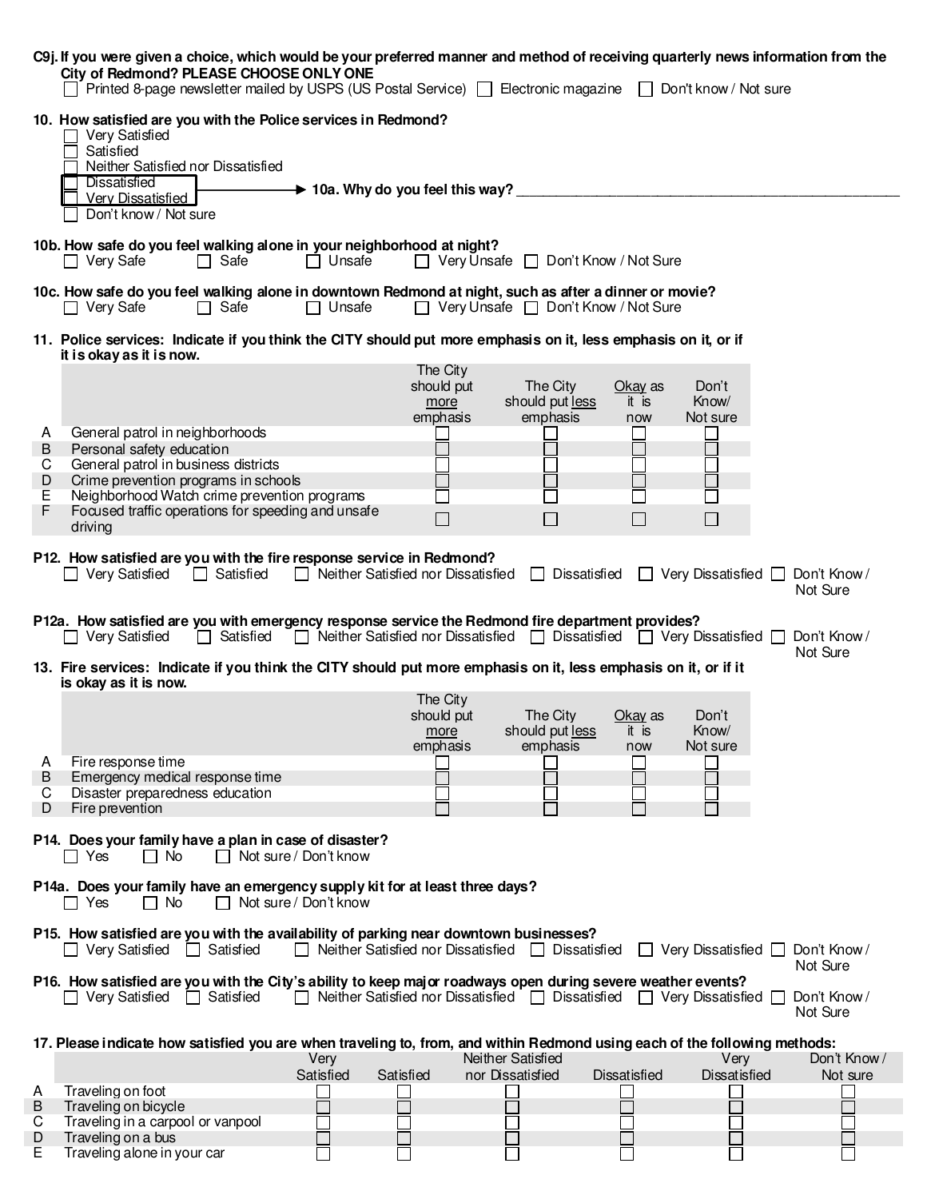**C9j. If you were given a choice, which would be your preferred manner and method of receiving quarterly news information from the City of Redmond? PLEASE CHOOSE ONLY ONE**

☐ Printed 8-page newsletter mailed by USPS (US Postal Service) ☐ Electronic magazine ☐ Don't know / Not sure

**10. How satisfied are you with the Police services in Redmond?**

- ☐ Very Satisfied
- ☐ Satisfied
- ☐ Neither Satisfied nor Dissatisfied
- ☐ Dissatisfied
- ☐ Very Dissatisfied → **10a. Why do you feel this way?** ______________________________
- ☐ Don't know / Not sure

**10b. How safe do you feel walking alone in your neighborhood at night?**

☐ Very Safe ☐ Safe ☐ Unsafe ☐ Very Unsafe ☐ Don't Know / Not Sure

**10c. How safe do you feel walking alone in downtown Redmond at night, such as after a dinner or movie?**

☐ Very Safe ☐ Safe ☐ Unsafe ☐ Very Unsafe ☐ Don't Know / Not Sure

**11. Police services: Indicate if you think the CITY should put more emphasis on it, less emphasis on it, or if it is okay as it is now.**

| | | The City should put more emphasis | The City should put less emphasis | Okay as it is now | Don't Know/ Not sure |
|---|---|---|---|---|---|
| A | General patrol in neighborhoods | ☐ | ☐ | ☐ | ☐ |
| B | Personal safety education | ☐ | ☐ | ☐ | ☐ |
| C | General patrol in business districts | ☐ | ☐ | ☐ | ☐ |
| D | Crime prevention programs in schools | ☐ | ☐ | ☐ | ☐ |
| E | Neighborhood Watch crime prevention programs | ☐ | ☐ | ☐ | ☐ |
| F | Focused traffic operations for speeding and unsafe driving | ☐ | ☐ | ☐ | ☐ |

**P12. How satisfied are you with the fire response service in Redmond?**

☐ Very Satisfied ☐ Satisfied ☐ Neither Satisfied nor Dissatisfied ☐ Dissatisfied ☐ Very Dissatisfied ☐ Don't Know / Not Sure

**P12a. How satisfied are you with emergency response service the Redmond fire department provides?**

☐ Very Satisfied ☐ Satisfied ☐ Neither Satisfied nor Dissatisfied ☐ Dissatisfied ☐ Very Dissatisfied ☐ Don't Know / Not Sure

**13. Fire services: Indicate if you think the CITY should put more emphasis on it, less emphasis on it, or if it is okay as it is now.**

| | | The City should put more emphasis | The City should put less emphasis | Okay as it is now | Don't Know/ Not sure |
|---|---|---|---|---|---|
| A | Fire response time | ☐ | ☐ | ☐ | ☐ |
| B | Emergency medical response time | ☐ | ☐ | ☐ | ☐ |
| C | Disaster preparedness education | ☐ | ☐ | ☐ | ☐ |
| D | Fire prevention | ☐ | ☐ | ☐ | ☐ |

**P14. Does your family have a plan in case of disaster?**

☐ Yes ☐ No ☐ Not sure / Don't know

**P14a. Does your family have an emergency supply kit for at least three days?**

☐ Yes ☐ No ☐ Not sure / Don't know

**P15. How satisfied are you with the availability of parking near downtown businesses?**

☐ Very Satisfied ☐ Satisfied ☐ Neither Satisfied nor Dissatisfied ☐ Dissatisfied ☐ Very Dissatisfied ☐ Don't Know / Not Sure

**P16. How satisfied are you with the City's ability to keep major roadways open during severe weather events?**

☐ Very Satisfied ☐ Satisfied ☐ Neither Satisfied nor Dissatisfied ☐ Dissatisfied ☐ Very Dissatisfied ☐ Don't Know / Not Sure

**17. Please indicate how satisfied you are when traveling to, from, and within Redmond using each of the following methods:**

| | | Very Satisfied | Satisfied | Neither Satisfied nor Dissatisfied | Dissatisfied | Very Dissatisfied | Don't Know / Not sure |
|---|---|---|---|---|---|---|---|
| A | Traveling on foot | ☐ | ☐ | ☐ | ☐ | ☐ | ☐ |
| B | Traveling on bicycle | ☐ | ☐ | ☐ | ☐ | ☐ | ☐ |
| C | Traveling in a carpool or vanpool | ☐ | ☐ | ☐ | ☐ | ☐ | ☐ |
| D | Traveling on a bus | ☐ | ☐ | ☐ | ☐ | ☐ | ☐ |
| E | Traveling alone in your car | ☐ | ☐ | ☐ | ☐ | ☐ | ☐ |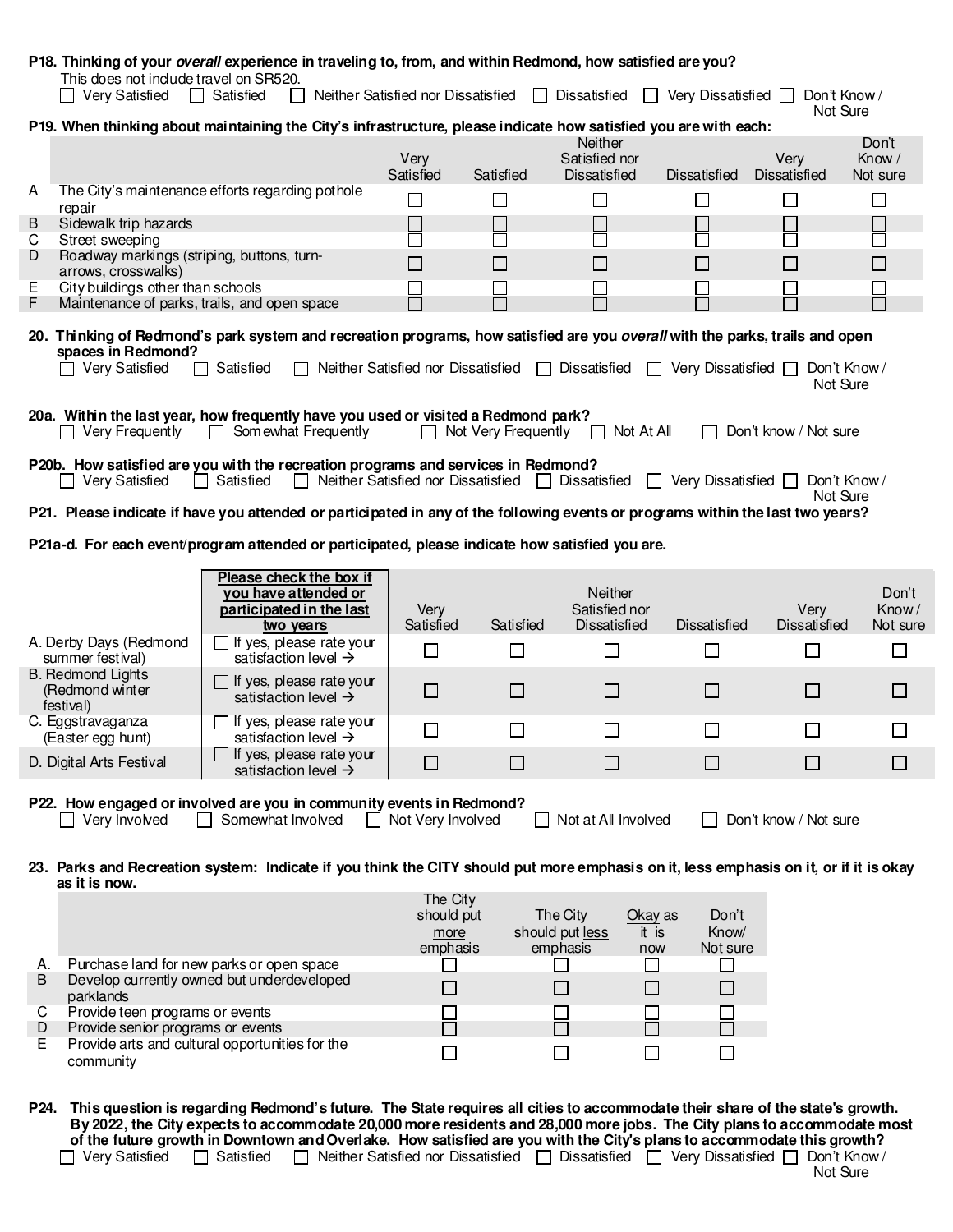**P18. Thinking of your *overall* experience in traveling to, from, and within Redmond, how satisfied are you?**
This does not include travel on SR520.

☐ Very Satisfied ☐ Satisfied ☐ Neither Satisfied nor Dissatisfied ☐ Dissatisfied ☐ Very Dissatisfied ☐ Don't Know / Not Sure

**P19. When thinking about maintaining the City's infrastructure, please indicate how satisfied you are with each:**

| | | Very Satisfied | Satisfied | Neither Satisfied nor Dissatisfied | Dissatisfied | Very Dissatisfied | Don't Know / Not sure |
|---|---|---|---|---|---|---|---|
| A | The City's maintenance efforts regarding pothole repair | ☐ | ☐ | ☐ | ☐ | ☐ | ☐ |
| B | Sidewalk trip hazards | ☐ | ☐ | ☐ | ☐ | ☐ | ☐ |
| C | Street sweeping | ☐ | ☐ | ☐ | ☐ | ☐ | ☐ |
| D | Roadway markings (striping, buttons, turn-arrows, crosswalks) | ☐ | ☐ | ☐ | ☐ | ☐ | ☐ |
| E | City buildings other than schools | ☐ | ☐ | ☐ | ☐ | ☐ | ☐ |
| F | Maintenance of parks, trails, and open space | ☐ | ☐ | ☐ | ☐ | ☐ | ☐ |

**20. Thinking of Redmond's park system and recreation programs, how satisfied are you *overall* with the parks, trails and open spaces in Redmond?**

☐ Very Satisfied ☐ Satisfied ☐ Neither Satisfied nor Dissatisfied ☐ Dissatisfied ☐ Very Dissatisfied ☐ Don't Know / Not Sure

**20a. Within the last year, how frequently have you used or visited a Redmond park?**

☐ Very Frequently ☐ Somewhat Frequently ☐ Not Very Frequently ☐ Not At All ☐ Don't know / Not sure

**P20b. How satisfied are you with the recreation programs and services in Redmond?**

☐ Very Satisfied ☐ Satisfied ☐ Neither Satisfied nor Dissatisfied ☐ Dissatisfied ☐ Very Dissatisfied ☐ Don't Know / Not Sure

**P21. Please indicate if have you attended or participated in any of the following events or programs within the last two years?**

**P21a-d. For each event/program attended or participated, please indicate how satisfied you are.**

| | **Please check the box if you have attended or participated in the last two years** | Very Satisfied | Satisfied | Neither Satisfied nor Dissatisfied | Dissatisfied | Very Dissatisfied | Don't Know / Not sure |
|---|---|---|---|---|---|---|---|
| A. Derby Days (Redmond summer festival) | ☐ If yes, please rate your satisfaction level → | ☐ | ☐ | ☐ | ☐ | ☐ | ☐ |
| B. Redmond Lights (Redmond winter festival) | ☐ If yes, please rate your satisfaction level → | ☐ | ☐ | ☐ | ☐ | ☐ | ☐ |
| C. Eggstravaganza (Easter egg hunt) | ☐ If yes, please rate your satisfaction level → | ☐ | ☐ | ☐ | ☐ | ☐ | ☐ |
| D. Digital Arts Festival | ☐ If yes, please rate your satisfaction level → | ☐ | ☐ | ☐ | ☐ | ☐ | ☐ |

**P22. How engaged or involved are you in community events in Redmond?**

☐ Very Involved ☐ Somewhat Involved ☐ Not Very Involved ☐ Not at All Involved ☐ Don't know / Not sure

**23. Parks and Recreation system: Indicate if you think the CITY should put more emphasis on it, less emphasis on it, or if it is okay as it is now.**

| | | The City should put <u>more</u> emphasis | The City should put <u>less</u> emphasis | <u>Okay</u> as it is now | Don't Know/ Not sure |
|---|---|---|---|---|---|
| A. | Purchase land for new parks or open space | ☐ | ☐ | ☐ | ☐ |
| B | Develop currently owned but underdeveloped parklands | ☐ | ☐ | ☐ | ☐ |
| C | Provide teen programs or events | ☐ | ☐ | ☐ | ☐ |
| D | Provide senior programs or events | ☐ | ☐ | ☐ | ☐ |
| E | Provide arts and cultural opportunities for the community | ☐ | ☐ | ☐ | ☐ |

**P24. This question is regarding Redmond's future. The State requires all cities to accommodate their share of the state's growth. By 2022, the City expects to accommodate 20,000 more residents and 28,000 more jobs. The City plans to accommodate most of the future growth in Downtown and Overlake. How satisfied are you with the City's plans to accommodate this growth?**

☐ Very Satisfied ☐ Satisfied ☐ Neither Satisfied nor Dissatisfied ☐ Dissatisfied ☐ Very Dissatisfied ☐ Don't Know / Not Sure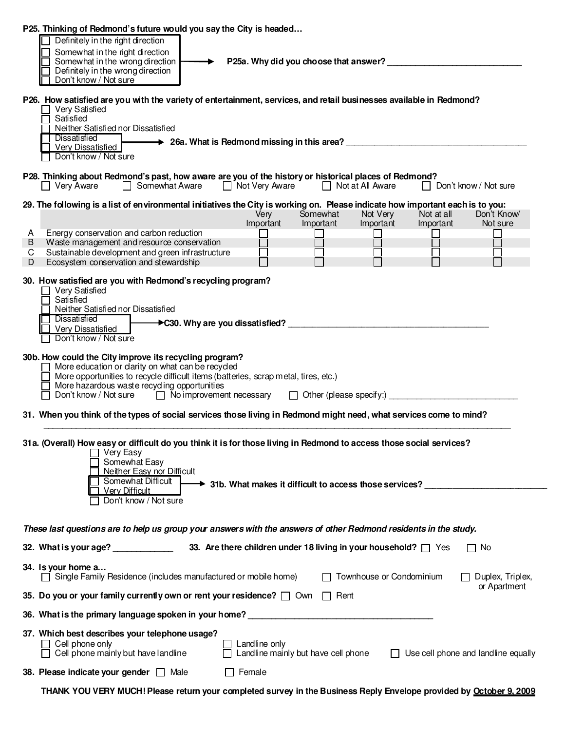**P25. Thinking of Redmond's future would you say the City is headed…**

- ☐ Definitely in the right direction
- ☐ Somewhat in the right direction
- ☐ Somewhat in the wrong direction → **P25a. Why did you choose that answer?** ____________________________
- ☐ Definitely in the wrong direction
- ☐ Don't know / Not sure

**P26. How satisfied are you with the variety of entertainment, services, and retail businesses available in Redmond?**

- ☐ Very Satisfied
- ☐ Satisfied
- ☐ Neither Satisfied nor Dissatisfied
- ☐ Dissatisfied → **26a. What is Redmond missing in this area?** ______________________________________
- ☐ Very Dissatisfied
- ☐ Don't know / Not sure

**P28. Thinking about Redmond's past, how aware are you of the history or historical places of Redmond?**

☐ Very Aware ☐ Somewhat Aware ☐ Not Very Aware ☐ Not at All Aware ☐ Don't know / Not sure

**29. The following is a list of environmental initiatives the City is working on. Please indicate how important each is to you:**

| | | Very Important | Somewhat Important | Not Very Important | Not at all Important | Don't Know/ Not sure |
|---|---|---|---|---|---|---|
| A | Energy conservation and carbon reduction | ☐ | ☐ | ☐ | ☐ | ☐ |
| B | Waste management and resource conservation | ☐ | ☐ | ☐ | ☐ | ☐ |
| C | Sustainable development and green infrastructure | ☐ | ☐ | ☐ | ☐ | ☐ |
| D | Ecosystem conservation and stewardship | ☐ | ☐ | ☐ | ☐ | ☐ |

**30. How satisfied are you with Redmond's recycling program?**

- ☐ Very Satisfied
- ☐ Satisfied
- ☐ Neither Satisfied nor Dissatisfied
- ☐ Dissatisfied → **C30. Why are you dissatisfied?** __________________________________________
- ☐ Very Dissatisfied
- ☐ Don't know / Not sure

**30b. How could the City improve its recycling program?**

- ☐ More education or clarity on what can be recycled
- ☐ More opportunities to recycle difficult items (batteries, scrap metal, tires, etc.)
- ☐ More hazardous waste recycling opportunities
- ☐ Don't know / Not sure ☐ No improvement necessary ☐ Other (please specify:) ____________________________

**31. When you think of the types of social services those living in Redmond might need, what services come to mind?**

_____________________________________________________________________________________________

**31a. (Overall) How easy or difficult do you think it is for those living in Redmond to access those social services?**

- ☐ Very Easy
- ☐ Somewhat Easy
- ☐ Neither Easy nor Difficult
- ☐ Somewhat Difficult → **31b. What makes it difficult to access those services?** __________________________
- ☐ Very Difficult
- ☐ Don't know / Not sure

***These last questions are to help us group your answers with the answers of other Redmond residents in the study.***

**32. What is your age?** _____________ **33. Are there children under 18 living in your household?** ☐ Yes ☐ No

**34. Is your home a…**

☐ Single Family Residence (includes manufactured or mobile home) ☐ Townhouse or Condominium ☐ Duplex, Triplex, or Apartment

**35. Do you or your family currently own or rent your residence?** ☐ Own ☐ Rent

**36. What is the primary language spoken in your home?** ________________________________________

**37. Which best describes your telephone usage?**

- ☐ Cell phone only
- ☐ Cell phone mainly but have landline
- ☐ Landline only
- ☐ Landline mainly but have cell phone
- ☐ Use cell phone and landline equally

**38. Please indicate your gender** ☐ Male ☐ Female

**THANK YOU VERY MUCH! Please return your completed survey in the Business Reply Envelope provided by <u>October 9, 2009</u>**